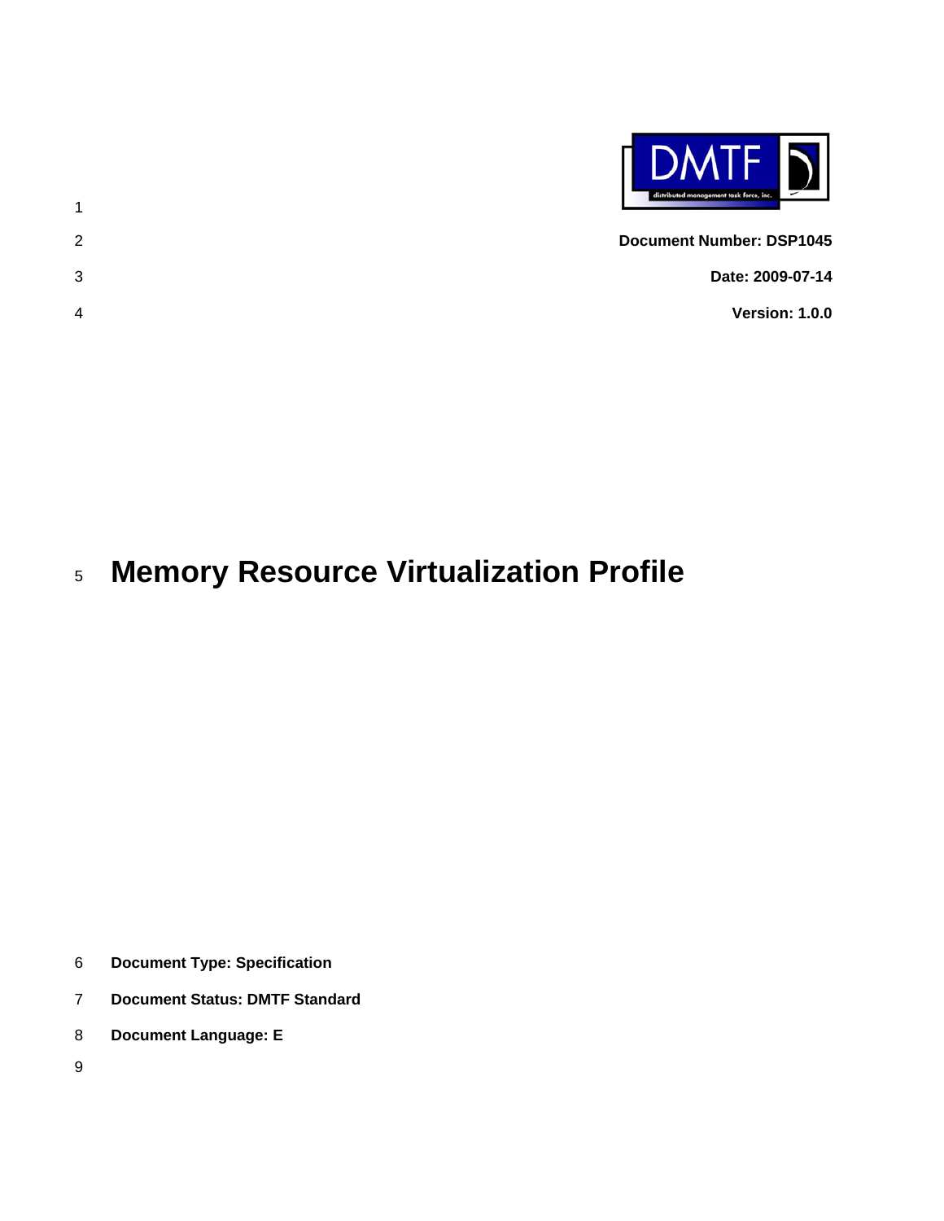**Document Number: DSP1045**

**Date: 2009-07-14**

**Version: 1.0.0**

# Memory Resource Virtualization Profile

**Document Type: Specification**

**Document Status: DMTF Standard**

**Document Language: E**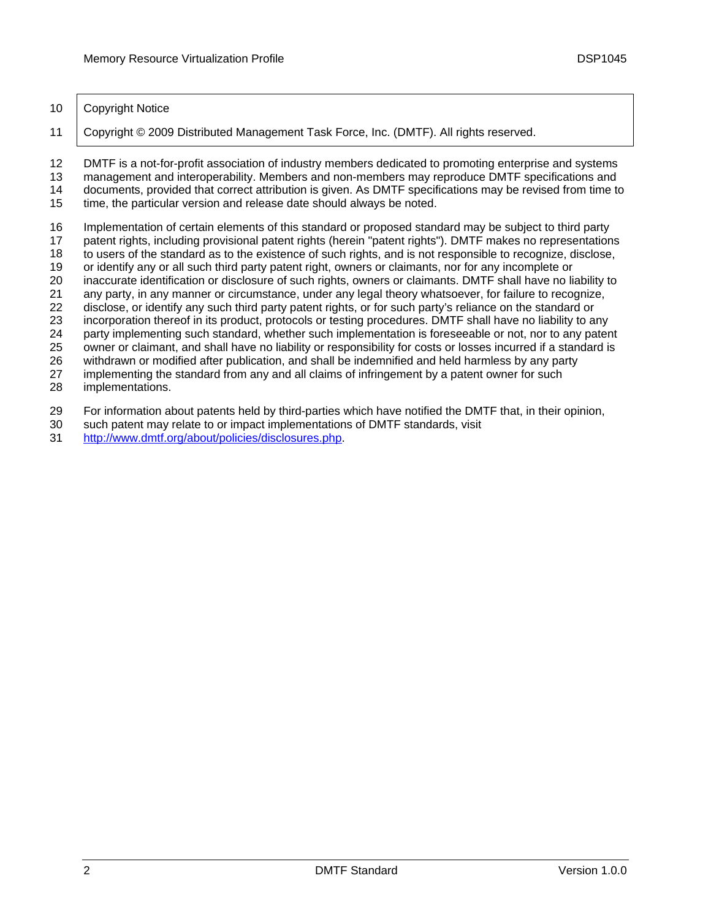Copyright Notice

Copyright © 2009 Distributed Management Task Force, Inc. (DMTF). All rights reserved.

DMTF is a not-for-profit association of industry members dedicated to promoting enterprise and systems management and interoperability. Members and non-members may reproduce DMTF specifications and documents, provided that correct attribution is given. As DMTF specifications may be revised from time to time, the particular version and release date should always be noted.

Implementation of certain elements of this standard or proposed standard may be subject to third party patent rights, including provisional patent rights (herein "patent rights"). DMTF makes no representations to users of the standard as to the existence of such rights, and is not responsible to recognize, disclose, or identify any or all such third party patent right, owners or claimants, nor for any incomplete or inaccurate identification or disclosure of such rights, owners or claimants. DMTF shall have no liability to any party, in any manner or circumstance, under any legal theory whatsoever, for failure to recognize, disclose, or identify any such third party patent rights, or for such party's reliance on the standard or incorporation thereof in its product, protocols or testing procedures. DMTF shall have no liability to any party implementing such standard, whether such implementation is foreseeable or not, nor to any patent owner or claimant, and shall have no liability or responsibility for costs or losses incurred if a standard is withdrawn or modified after publication, and shall be indemnified and held harmless by any party implementing the standard from any and all claims of infringement by a patent owner for such implementations.

For information about patents held by third-parties which have notified the DMTF that, in their opinion, such patent may relate to or impact implementations of DMTF standards, visit http://www.dmtf.org/about/policies/disclosures.php.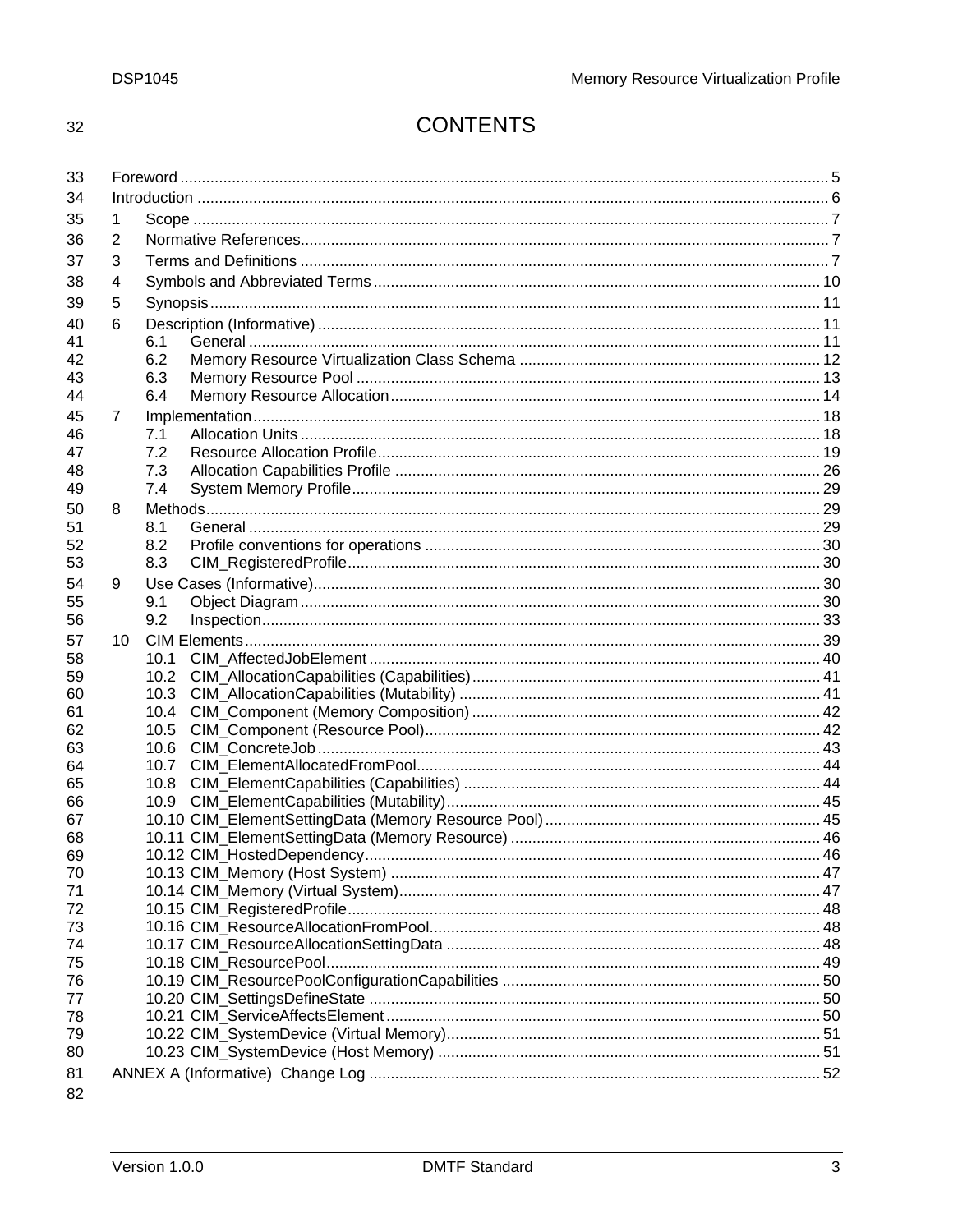# CONTENTS

Foreword ..................................................................................................................................... 5
Introduction ................................................................................................................................. 6
1 Scope .................................................................................................................................. 7
2 Normative References......................................................................................................... 7
3 Terms and Definitions ......................................................................................................... 7
4 Symbols and Abbreviated Terms ....................................................................................... 10
5 Synopsis............................................................................................................................ 11
6 Description (Informative) ................................................................................................... 11
  6.1 General ................................................................................................................... 11
  6.2 Memory Resource Virtualization Class Schema ..................................................... 12
  6.3 Memory Resource Pool .......................................................................................... 13
  6.4 Memory Resource Allocation .................................................................................. 14
7 Implementation .................................................................................................................. 18
  7.1 Allocation Units ....................................................................................................... 18
  7.2 Resource Allocation Profile ..................................................................................... 19
  7.3 Allocation Capabilities Profile ................................................................................. 26
  7.4 System Memory Profile ........................................................................................... 29
8 Methods ............................................................................................................................. 29
  8.1 General ................................................................................................................... 29
  8.2 Profile conventions for operations ........................................................................... 30
  8.3 CIM_RegisteredProfile ............................................................................................ 30
9 Use Cases (Informative) .................................................................................................... 30
  9.1 Object Diagram ....................................................................................................... 30
  9.2 Inspection ................................................................................................................ 33
10 CIM Elements .................................................................................................................... 39
  10.1 CIM_AffectedJobElement ....................................................................................... 40
  10.2 CIM_AllocationCapabilities (Capabilities) ................................................................ 41
  10.3 CIM_AllocationCapabilities (Mutability) ................................................................... 41
  10.4 CIM_Component (Memory Composition) ................................................................ 42
  10.5 CIM_Component (Resource Pool) ........................................................................... 42
  10.6 CIM_ConcreteJob .................................................................................................... 43
  10.7 CIM_ElementAllocatedFromPool ............................................................................. 44
  10.8 CIM_ElementCapabilities (Capabilities) .................................................................. 44
  10.9 CIM_ElementCapabilities (Mutability) ...................................................................... 45
  10.10 CIM_ElementSettingData (Memory Resource Pool) ................................................ 45
  10.11 CIM_ElementSettingData (Memory Resource) ....................................................... 46
  10.12 CIM_HostedDependency ......................................................................................... 46
  10.13 CIM_Memory (Host System) ................................................................................... 47
  10.14 CIM_Memory (Virtual System) ................................................................................. 47
  10.15 CIM_RegisteredProfile ............................................................................................ 48
  10.16 CIM_ResourceAllocationFromPool .......................................................................... 48
  10.17 CIM_ResourceAllocationSettingData ...................................................................... 48
  10.18 CIM_ResourcePool .................................................................................................. 49
  10.19 CIM_ResourcePoolConfigurationCapabilities ......................................................... 50
  10.20 CIM_SettingsDefineState ........................................................................................ 50
  10.21 CIM_ServiceAffectsElement .................................................................................... 50
  10.22 CIM_SystemDevice (Virtual Memory) ...................................................................... 51
  10.23 CIM_SystemDevice (Host Memory) ........................................................................ 51
ANNEX A (Informative) Change Log ........................................................................................ 52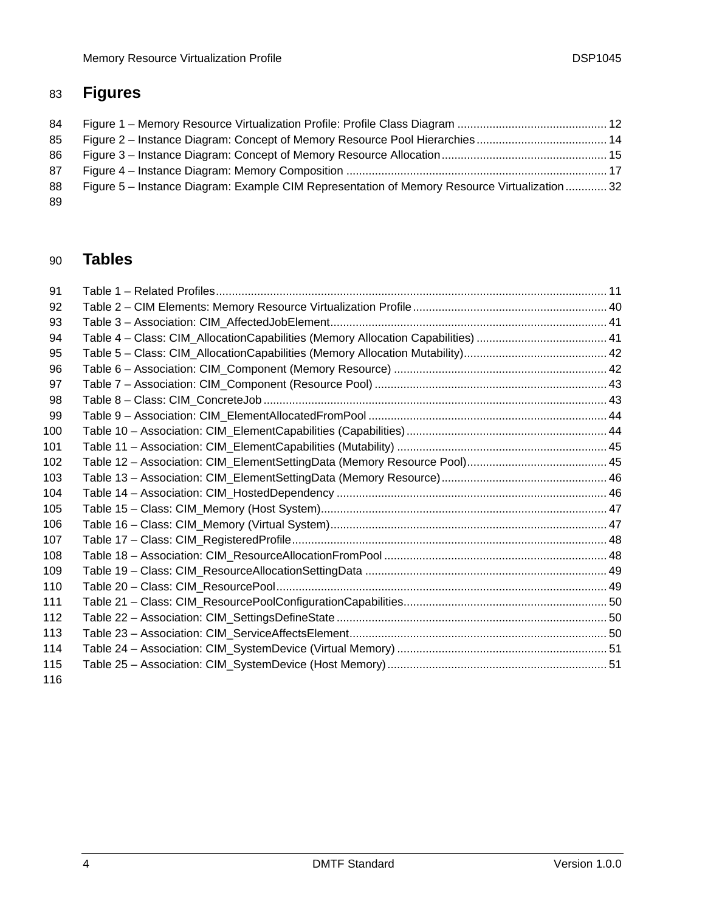## Figures

Figure 1 – Memory Resource Virtualization Profile: Profile Class Diagram ............................................... 12
Figure 2 – Instance Diagram: Concept of Memory Resource Pool Hierarchies ......................................... 14
Figure 3 – Instance Diagram: Concept of Memory Resource Allocation .................................................... 15
Figure 4 – Instance Diagram: Memory Composition .................................................................................. 17
Figure 5 – Instance Diagram: Example CIM Representation of Memory Resource Virtualization ............. 32

## Tables

Table 1 – Related Profiles ........................................................................................................................... 11
Table 2 – CIM Elements: Memory Resource Virtualization Profile ............................................................. 40
Table 3 – Association: CIM_AffectedJobElement ....................................................................................... 41
Table 4 – Class: CIM_AllocationCapabilities (Memory Allocation Capabilities) ......................................... 41
Table 5 – Class: CIM_AllocationCapabilities (Memory Allocation Mutability) ............................................. 42
Table 6 – Association: CIM_Component (Memory Resource) ................................................................... 42
Table 7 – Association: CIM_Component (Resource Pool) ......................................................................... 43
Table 8 – Class: CIM_ConcreteJob ............................................................................................................ 43
Table 9 – Association: CIM_ElementAllocatedFromPool ........................................................................... 44
Table 10 – Association: CIM_ElementCapabilities (Capabilities) ............................................................... 44
Table 11 – Association: CIM_ElementCapabilities (Mutability) .................................................................. 45
Table 12 – Association: CIM_ElementSettingData (Memory Resource Pool) ............................................ 45
Table 13 – Association: CIM_ElementSettingData (Memory Resource) .................................................... 46
Table 14 – Association: CIM_HostedDependency ..................................................................................... 46
Table 15 – Class: CIM_Memory (Host System) .......................................................................................... 47
Table 16 – Class: CIM_Memory (Virtual System) ....................................................................................... 47
Table 17 – Class: CIM_RegisteredProfile ................................................................................................... 48
Table 18 – Association: CIM_ResourceAllocationFromPool ...................................................................... 48
Table 19 – Class: CIM_ResourceAllocationSettingData ............................................................................ 49
Table 20 – Class: CIM_ResourcePool ........................................................................................................ 49
Table 21 – Class: CIM_ResourcePoolConfigurationCapabilities ................................................................ 50
Table 22 – Association: CIM_SettingsDefineState ..................................................................................... 50
Table 23 – Association: CIM_ServiceAffectsElement ................................................................................. 50
Table 24 – Association: CIM_SystemDevice (Virtual Memory) .................................................................. 51
Table 25 – Association: CIM_SystemDevice (Host Memory) ..................................................................... 51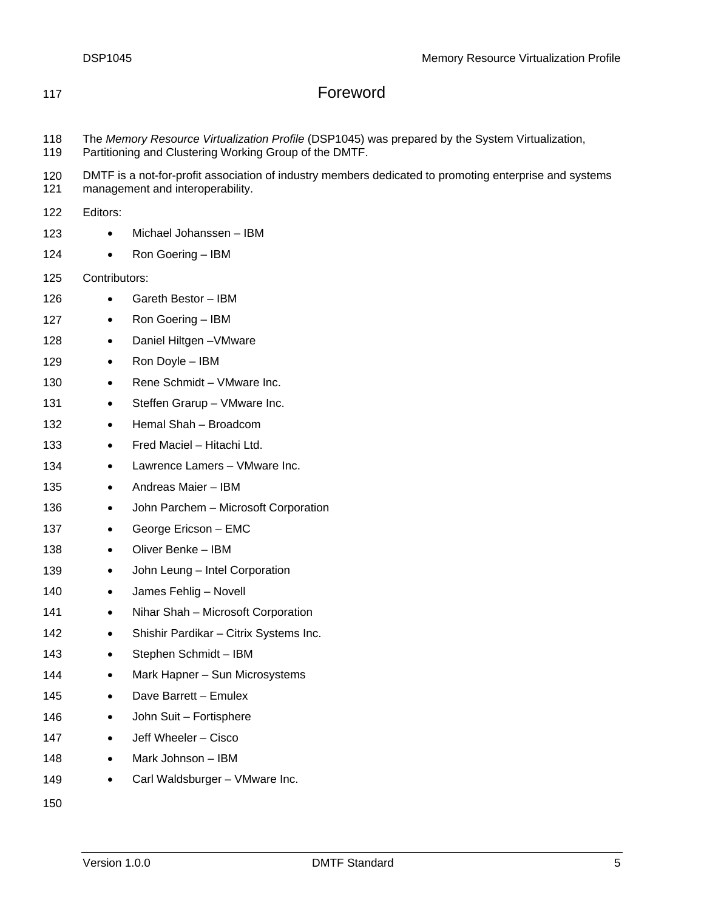# Foreword

The *Memory Resource Virtualization Profile* (DSP1045) was prepared by the System Virtualization, Partitioning and Clustering Working Group of the DMTF.

DMTF is a not-for-profit association of industry members dedicated to promoting enterprise and systems management and interoperability.

Editors:

- Michael Johanssen – IBM
- Ron Goering – IBM

Contributors:

- Gareth Bestor – IBM
- Ron Goering – IBM
- Daniel Hiltgen –VMware
- Ron Doyle – IBM
- Rene Schmidt – VMware Inc.
- Steffen Grarup – VMware Inc.
- Hemal Shah – Broadcom
- Fred Maciel – Hitachi Ltd.
- Lawrence Lamers – VMware Inc.
- Andreas Maier – IBM
- John Parchem – Microsoft Corporation
- George Ericson – EMC
- Oliver Benke – IBM
- John Leung – Intel Corporation
- James Fehlig – Novell
- Nihar Shah – Microsoft Corporation
- Shishir Pardikar – Citrix Systems Inc.
- Stephen Schmidt – IBM
- Mark Hapner – Sun Microsystems
- Dave Barrett – Emulex
- John Suit – Fortisphere
- Jeff Wheeler – Cisco
- Mark Johnson – IBM
- Carl Waldsburger – VMware Inc.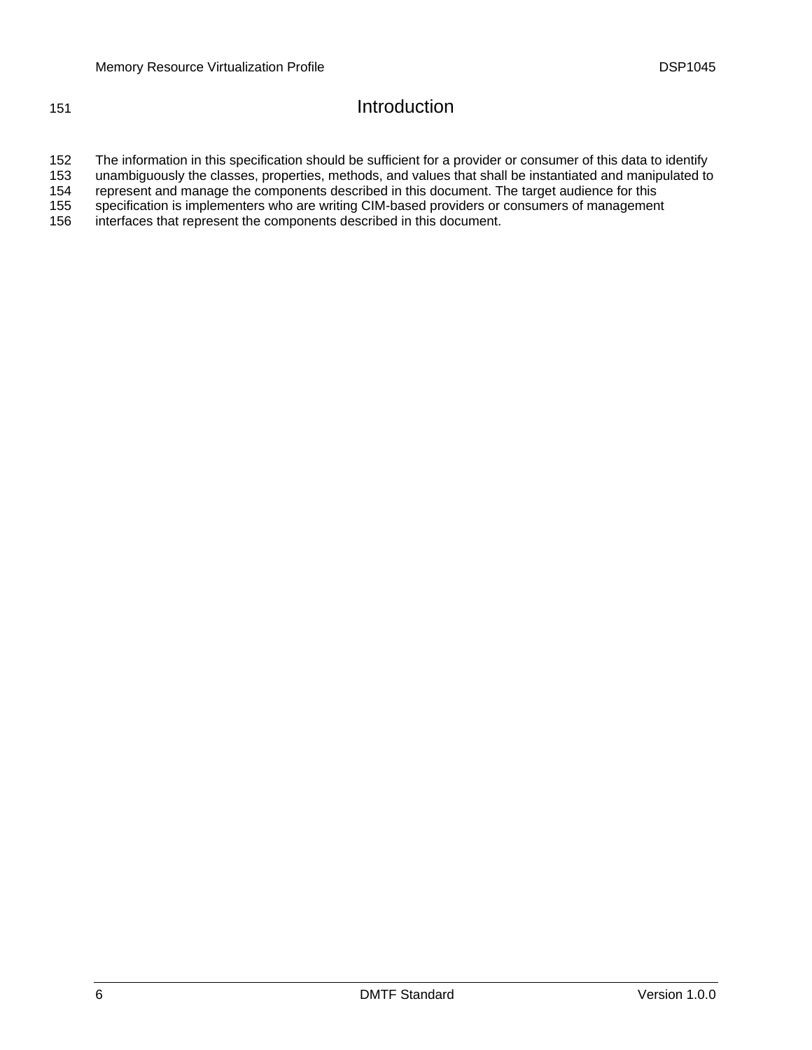# Introduction

The information in this specification should be sufficient for a provider or consumer of this data to identify unambiguously the classes, properties, methods, and values that shall be instantiated and manipulated to represent and manage the components described in this document. The target audience for this specification is implementers who are writing CIM-based providers or consumers of management interfaces that represent the components described in this document.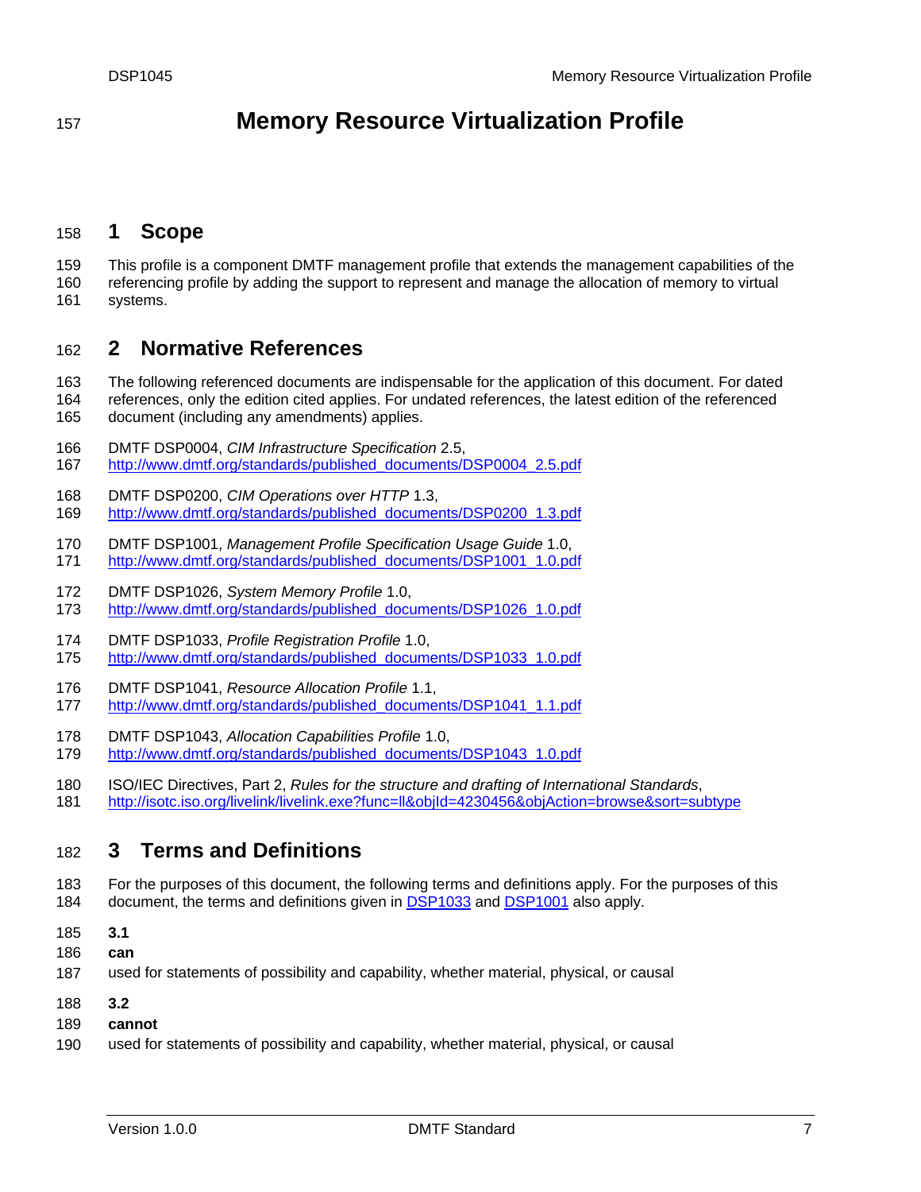# Memory Resource Virtualization Profile

## 1 Scope

This profile is a component DMTF management profile that extends the management capabilities of the referencing profile by adding the support to represent and manage the allocation of memory to virtual systems.

## 2 Normative References

The following referenced documents are indispensable for the application of this document. For dated references, only the edition cited applies. For undated references, the latest edition of the referenced document (including any amendments) applies.

DMTF DSP0004, *CIM Infrastructure Specification* 2.5,
http://www.dmtf.org/standards/published_documents/DSP0004_2.5.pdf

DMTF DSP0200, *CIM Operations over HTTP* 1.3,
http://www.dmtf.org/standards/published_documents/DSP0200_1.3.pdf

DMTF DSP1001, *Management Profile Specification Usage Guide* 1.0,
http://www.dmtf.org/standards/published_documents/DSP1001_1.0.pdf

DMTF DSP1026, *System Memory Profile* 1.0,
http://www.dmtf.org/standards/published_documents/DSP1026_1.0.pdf

DMTF DSP1033, *Profile Registration Profile* 1.0,
http://www.dmtf.org/standards/published_documents/DSP1033_1.0.pdf

DMTF DSP1041, *Resource Allocation Profile* 1.1,
http://www.dmtf.org/standards/published_documents/DSP1041_1.1.pdf

DMTF DSP1043, *Allocation Capabilities Profile* 1.0,
http://www.dmtf.org/standards/published_documents/DSP1043_1.0.pdf

ISO/IEC Directives, Part 2, *Rules for the structure and drafting of International Standards*,
http://isotc.iso.org/livelink/livelink.exe?func=ll&objId=4230456&objAction=browse&sort=subtype

## 3 Terms and Definitions

For the purposes of this document, the following terms and definitions apply. For the purposes of this document, the terms and definitions given in DSP1033 and DSP1001 also apply.

**3.1**
**can**
used for statements of possibility and capability, whether material, physical, or causal

**3.2**
**cannot**
used for statements of possibility and capability, whether material, physical, or causal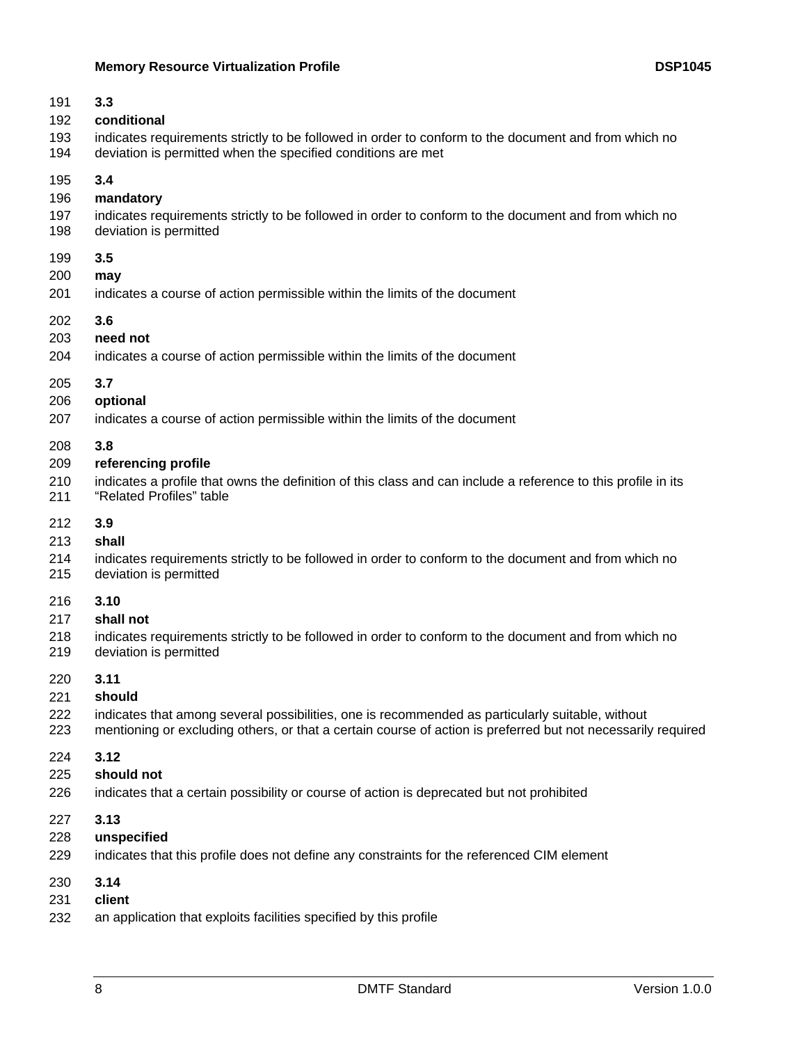**3.3**

**conditional**

indicates requirements strictly to be followed in order to conform to the document and from which no deviation is permitted when the specified conditions are met

**3.4**

**mandatory**

indicates requirements strictly to be followed in order to conform to the document and from which no deviation is permitted

**3.5**

**may**

indicates a course of action permissible within the limits of the document

**3.6**

**need not**

indicates a course of action permissible within the limits of the document

**3.7**

**optional**

indicates a course of action permissible within the limits of the document

**3.8**

**referencing profile**

indicates a profile that owns the definition of this class and can include a reference to this profile in its "Related Profiles" table

**3.9**

**shall**

indicates requirements strictly to be followed in order to conform to the document and from which no deviation is permitted

**3.10**

**shall not**

indicates requirements strictly to be followed in order to conform to the document and from which no deviation is permitted

**3.11**

**should**

indicates that among several possibilities, one is recommended as particularly suitable, without mentioning or excluding others, or that a certain course of action is preferred but not necessarily required

**3.12**

**should not**

indicates that a certain possibility or course of action is deprecated but not prohibited

**3.13**

**unspecified**

indicates that this profile does not define any constraints for the referenced CIM element

**3.14**

**client**

an application that exploits facilities specified by this profile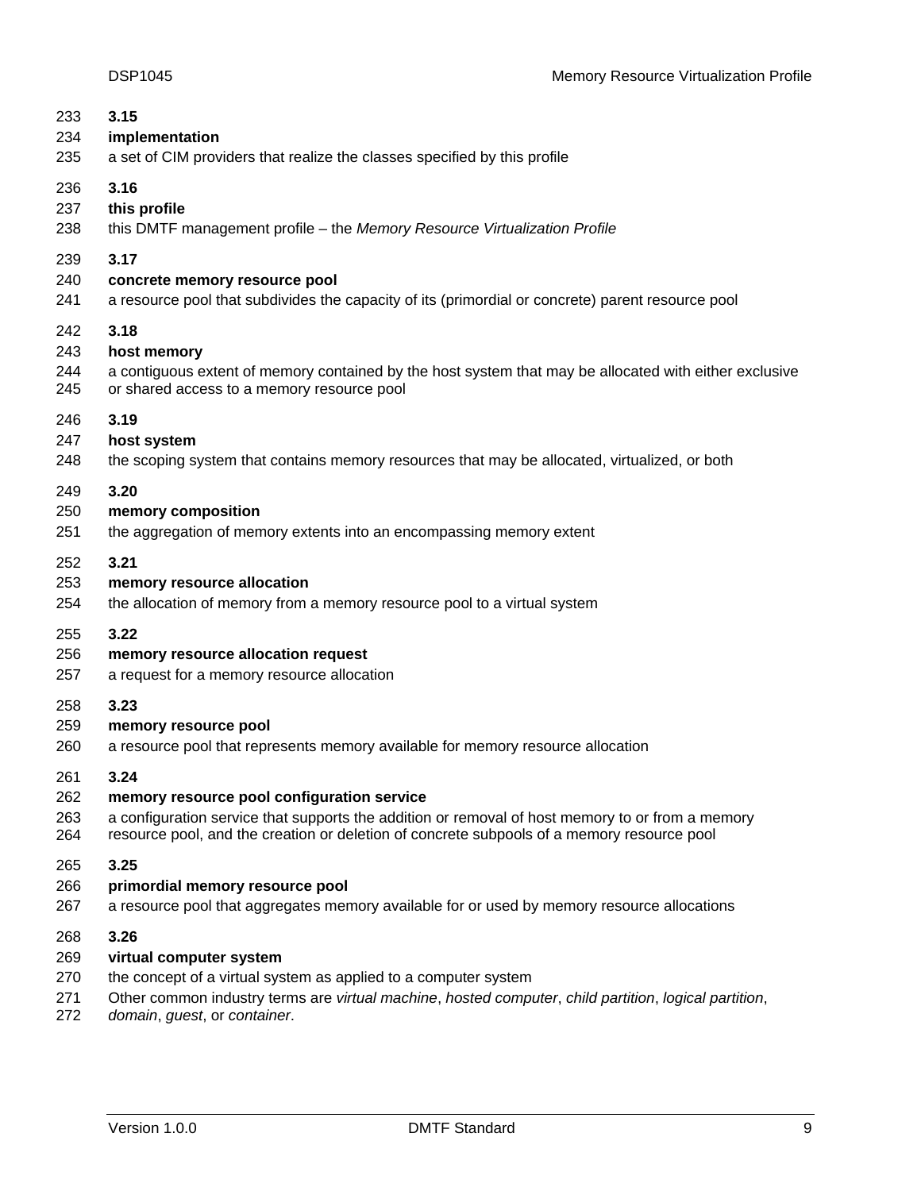**3.15**

**implementation**

a set of CIM providers that realize the classes specified by this profile

**3.16**

**this profile**

this DMTF management profile – the *Memory Resource Virtualization Profile*

**3.17**

**concrete memory resource pool**

a resource pool that subdivides the capacity of its (primordial or concrete) parent resource pool

**3.18**

**host memory**

a contiguous extent of memory contained by the host system that may be allocated with either exclusive or shared access to a memory resource pool

**3.19**

**host system**

the scoping system that contains memory resources that may be allocated, virtualized, or both

**3.20**

**memory composition**

the aggregation of memory extents into an encompassing memory extent

**3.21**

**memory resource allocation**

the allocation of memory from a memory resource pool to a virtual system

**3.22**

**memory resource allocation request**

a request for a memory resource allocation

**3.23**

**memory resource pool**

a resource pool that represents memory available for memory resource allocation

**3.24**

**memory resource pool configuration service**

a configuration service that supports the addition or removal of host memory to or from a memory resource pool, and the creation or deletion of concrete subpools of a memory resource pool

**3.25**

**primordial memory resource pool**

a resource pool that aggregates memory available for or used by memory resource allocations

**3.26**

**virtual computer system**

the concept of a virtual system as applied to a computer system

Other common industry terms are *virtual machine*, *hosted computer*, *child partition*, *logical partition*, *domain*, *guest*, or *container*.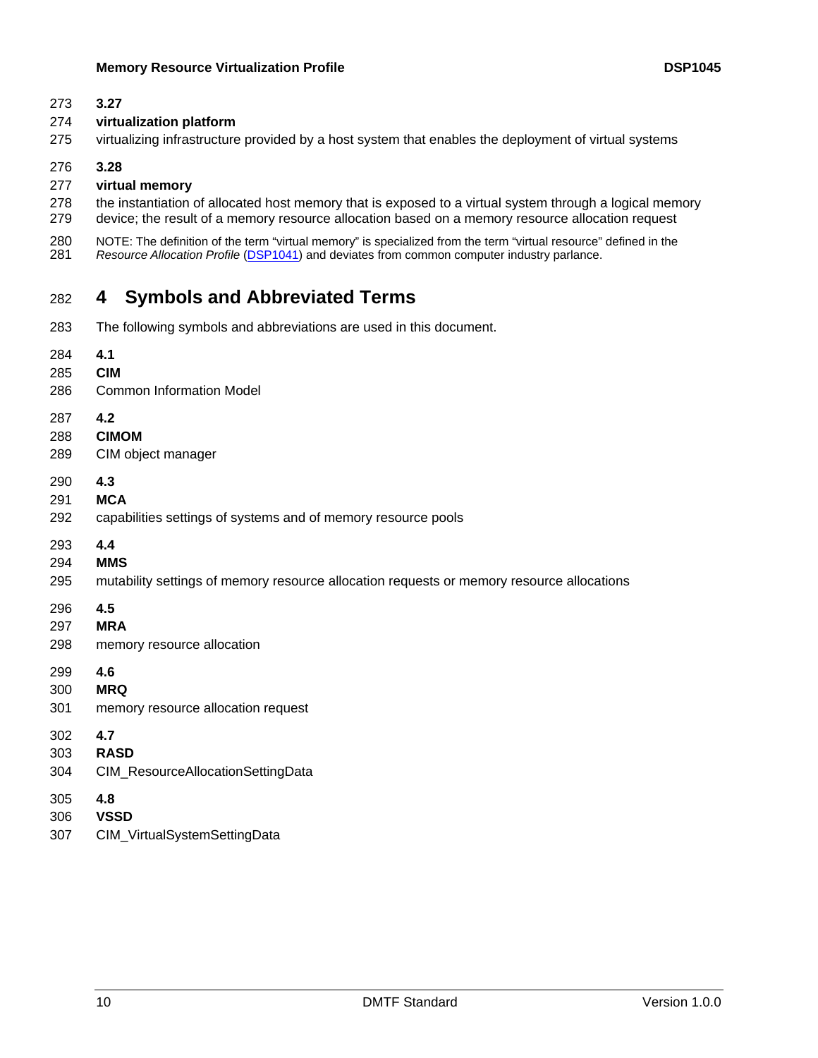**3.27**

**virtualization platform**

virtualizing infrastructure provided by a host system that enables the deployment of virtual systems

**3.28**

**virtual memory**

the instantiation of allocated host memory that is exposed to a virtual system through a logical memory device; the result of a memory resource allocation based on a memory resource allocation request

NOTE: The definition of the term "virtual memory" is specialized from the term "virtual resource" defined in the *Resource Allocation Profile* (DSP1041) and deviates from common computer industry parlance.

# 4 Symbols and Abbreviated Terms

The following symbols and abbreviations are used in this document.

**4.1**

**CIM**

Common Information Model

**4.2**

**CIMOM**

CIM object manager

**4.3**

**MCA**

capabilities settings of systems and of memory resource pools

**4.4**

**MMS**

mutability settings of memory resource allocation requests or memory resource allocations

**4.5**

**MRA**

memory resource allocation

**4.6**

**MRQ**

memory resource allocation request

**4.7**

**RASD**

CIM_ResourceAllocationSettingData

**4.8**

**VSSD**

CIM_VirtualSystemSettingData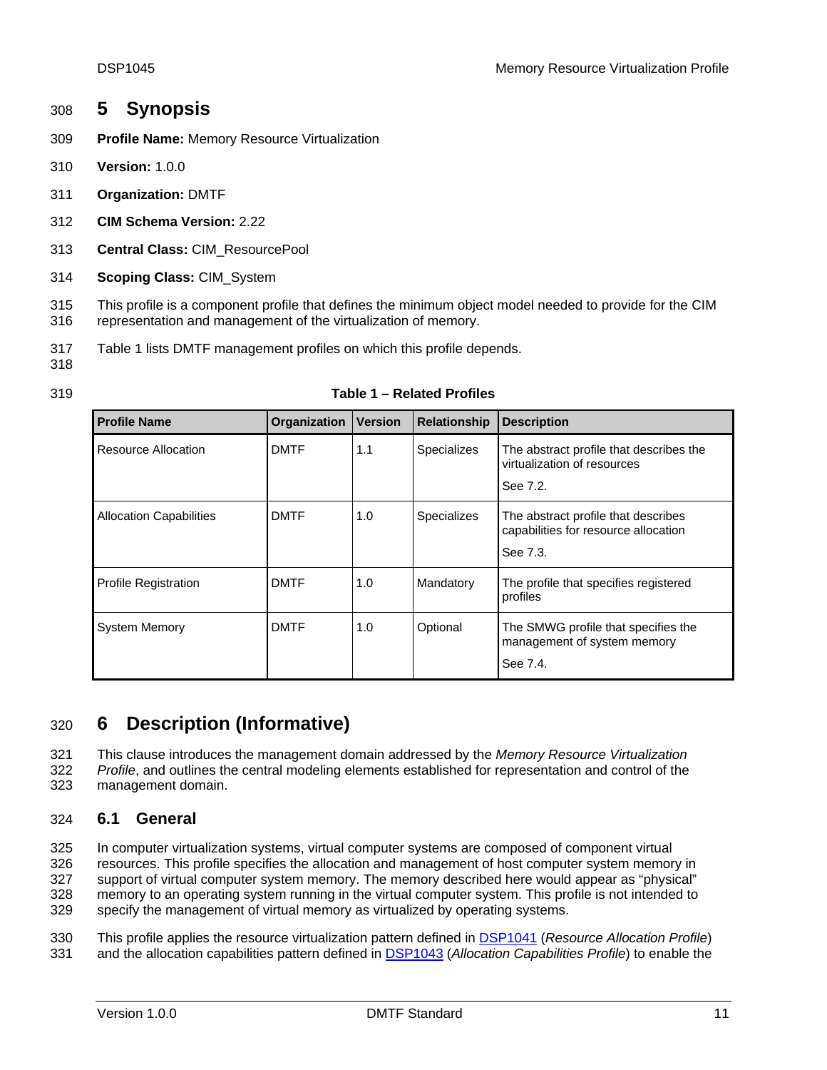# 5 Synopsis

**Profile Name:** Memory Resource Virtualization

**Version:** 1.0.0

**Organization:** DMTF

**CIM Schema Version:** 2.22

**Central Class:** CIM_ResourcePool

**Scoping Class:** CIM_System

This profile is a component profile that defines the minimum object model needed to provide for the CIM representation and management of the virtualization of memory.

Table 1 lists DMTF management profiles on which this profile depends.

**Table 1 – Related Profiles**

| Profile Name | Organization | Version | Relationship | Description |
|---|---|---|---|---|
| Resource Allocation | DMTF | 1.1 | Specializes | The abstract profile that describes the virtualization of resources<br><br>See 7.2. |
| Allocation Capabilities | DMTF | 1.0 | Specializes | The abstract profile that describes capabilities for resource allocation<br><br>See 7.3. |
| Profile Registration | DMTF | 1.0 | Mandatory | The profile that specifies registered profiles |
| System Memory | DMTF | 1.0 | Optional | The SMWG profile that specifies the management of system memory<br><br>See 7.4. |

# 6 Description (Informative)

This clause introduces the management domain addressed by the *Memory Resource Virtualization Profile*, and outlines the central modeling elements established for representation and control of the management domain.

## 6.1 General

In computer virtualization systems, virtual computer systems are composed of component virtual resources. This profile specifies the allocation and management of host computer system memory in support of virtual computer system memory. The memory described here would appear as "physical" memory to an operating system running in the virtual computer system. This profile is not intended to specify the management of virtual memory as virtualized by operating systems.

This profile applies the resource virtualization pattern defined in DSP1041 (*Resource Allocation Profile*) and the allocation capabilities pattern defined in DSP1043 (*Allocation Capabilities Profile*) to enable the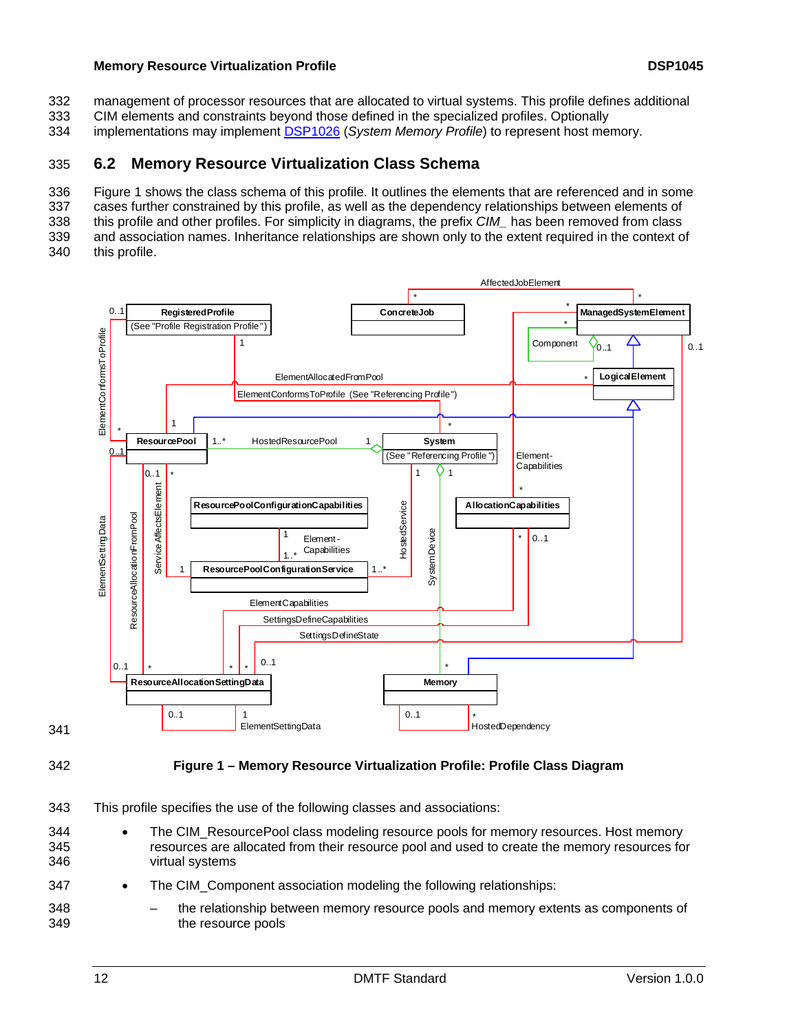management of processor resources that are allocated to virtual systems. This profile defines additional CIM elements and constraints beyond those defined in the specialized profiles. Optionally implementations may implement DSP1026 (*System Memory Profile*) to represent host memory.

## 6.2 Memory Resource Virtualization Class Schema

Figure 1 shows the class schema of this profile. It outlines the elements that are referenced and in some cases further constrained by this profile, as well as the dependency relationships between elements of this profile and other profiles. For simplicity in diagrams, the prefix *CIM_* has been removed from class and association names. Inheritance relationships are shown only to the extent required in the context of this profile.

**Figure 1 – Memory Resource Virtualization Profile: Profile Class Diagram**

This profile specifies the use of the following classes and associations:

- The CIM_ResourcePool class modeling resource pools for memory resources. Host memory resources are allocated from their resource pool and used to create the memory resources for virtual systems
- The CIM_Component association modeling the following relationships:
  - the relationship between memory resource pools and memory extents as components of the resource pools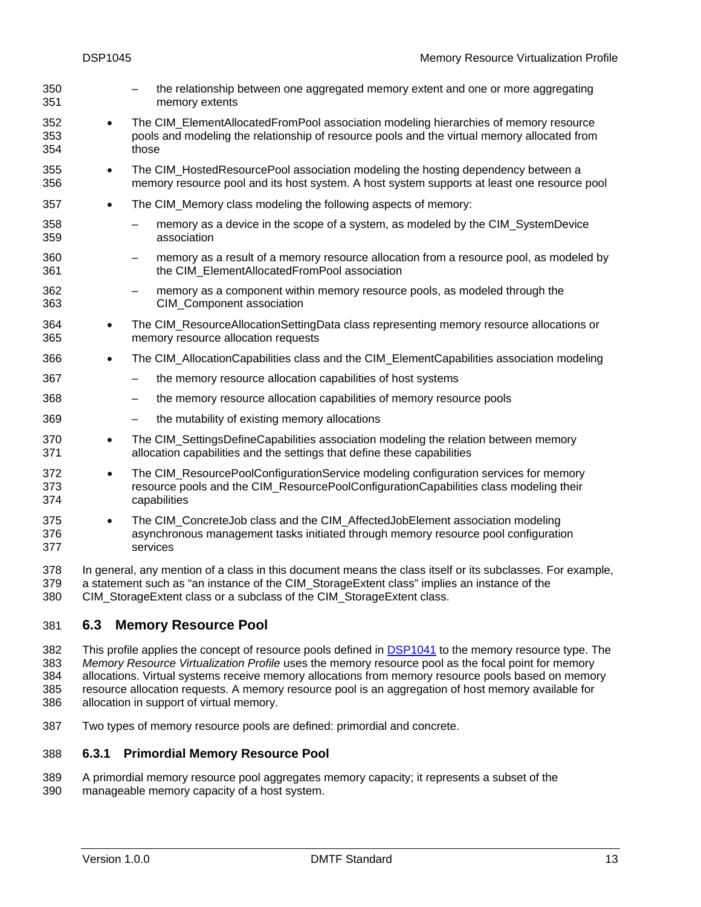- the relationship between one aggregated memory extent and one or more aggregating memory extents
- The CIM_ElementAllocatedFromPool association modeling hierarchies of memory resource pools and modeling the relationship of resource pools and the virtual memory allocated from those
- The CIM_HostedResourcePool association modeling the hosting dependency between a memory resource pool and its host system. A host system supports at least one resource pool
- The CIM_Memory class modeling the following aspects of memory:
  - memory as a device in the scope of a system, as modeled by the CIM_SystemDevice association
  - memory as a result of a memory resource allocation from a resource pool, as modeled by the CIM_ElementAllocatedFromPool association
  - memory as a component within memory resource pools, as modeled through the CIM_Component association
- The CIM_ResourceAllocationSettingData class representing memory resource allocations or memory resource allocation requests
- The CIM_AllocationCapabilities class and the CIM_ElementCapabilities association modeling
  - the memory resource allocation capabilities of host systems
  - the memory resource allocation capabilities of memory resource pools
  - the mutability of existing memory allocations
- The CIM_SettingsDefineCapabilities association modeling the relation between memory allocation capabilities and the settings that define these capabilities
- The CIM_ResourcePoolConfigurationService modeling configuration services for memory resource pools and the CIM_ResourcePoolConfigurationCapabilities class modeling their capabilities
- The CIM_ConcreteJob class and the CIM_AffectedJobElement association modeling asynchronous management tasks initiated through memory resource pool configuration services

In general, any mention of a class in this document means the class itself or its subclasses. For example, a statement such as "an instance of the CIM_StorageExtent class" implies an instance of the CIM_StorageExtent class or a subclass of the CIM_StorageExtent class.

## 6.3 Memory Resource Pool

This profile applies the concept of resource pools defined in DSP1041 to the memory resource type. The *Memory Resource Virtualization Profile* uses the memory resource pool as the focal point for memory allocations. Virtual systems receive memory allocations from memory resource pools based on memory resource allocation requests. A memory resource pool is an aggregation of host memory available for allocation in support of virtual memory.

Two types of memory resource pools are defined: primordial and concrete.

### 6.3.1 Primordial Memory Resource Pool

A primordial memory resource pool aggregates memory capacity; it represents a subset of the manageable memory capacity of a host system.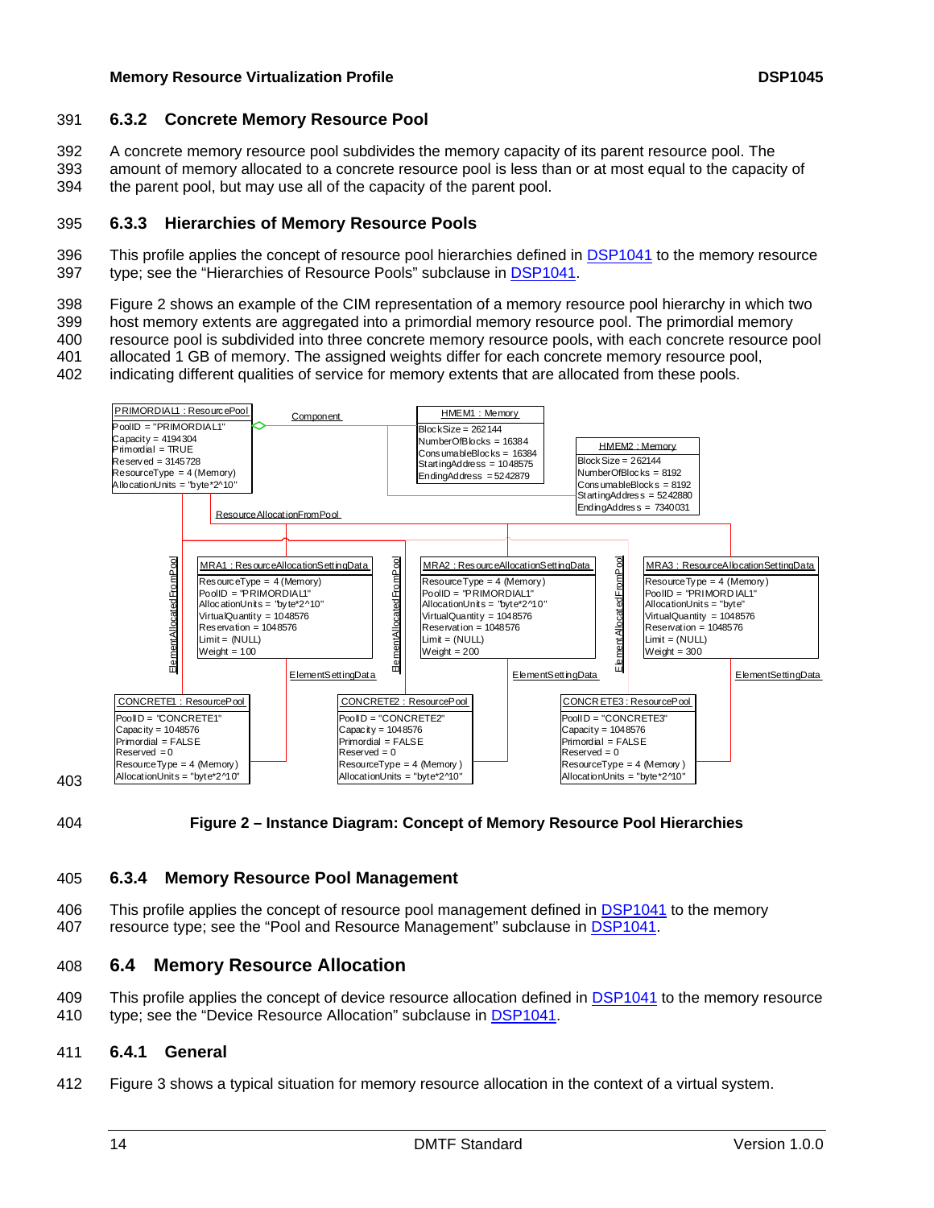### 6.3.2 Concrete Memory Resource Pool

A concrete memory resource pool subdivides the memory capacity of its parent resource pool. The amount of memory allocated to a concrete resource pool is less than or at most equal to the capacity of the parent pool, but may use all of the capacity of the parent pool.

### 6.3.3 Hierarchies of Memory Resource Pools

This profile applies the concept of resource pool hierarchies defined in DSP1041 to the memory resource type; see the "Hierarchies of Resource Pools" subclause in DSP1041.

Figure 2 shows an example of the CIM representation of a memory resource pool hierarchy in which two host memory extents are aggregated into a primordial memory resource pool. The primordial memory resource pool is subdivided into three concrete memory resource pools, with each concrete resource pool allocated 1 GB of memory. The assigned weights differ for each concrete memory resource pool, indicating different qualities of service for memory extents that are allocated from these pools.

**Figure 2 – Instance Diagram: Concept of Memory Resource Pool Hierarchies**

### 6.3.4 Memory Resource Pool Management

This profile applies the concept of resource pool management defined in DSP1041 to the memory resource type; see the "Pool and Resource Management" subclause in DSP1041.

## 6.4 Memory Resource Allocation

This profile applies the concept of device resource allocation defined in DSP1041 to the memory resource type; see the "Device Resource Allocation" subclause in DSP1041.

### 6.4.1 General

Figure 3 shows a typical situation for memory resource allocation in the context of a virtual system.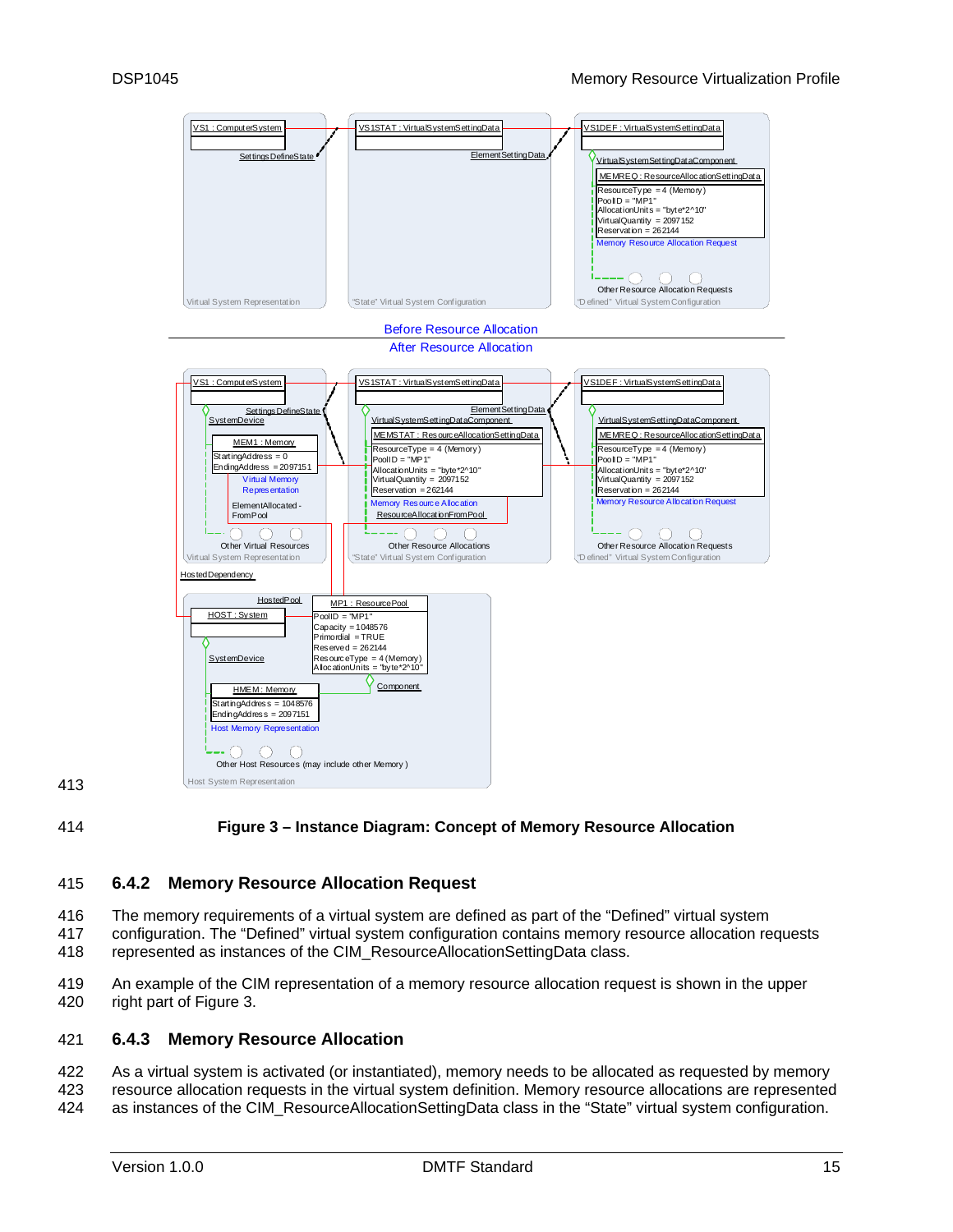Figure 3 – Instance Diagram: Concept of Memory Resource Allocation

### 6.4.2 Memory Resource Allocation Request

The memory requirements of a virtual system are defined as part of the "Defined" virtual system configuration. The "Defined" virtual system configuration contains memory resource allocation requests represented as instances of the CIM_ResourceAllocationSettingData class.

An example of the CIM representation of a memory resource allocation request is shown in the upper right part of Figure 3.

### 6.4.3 Memory Resource Allocation

As a virtual system is activated (or instantiated), memory needs to be allocated as requested by memory resource allocation requests in the virtual system definition. Memory resource allocations are represented as instances of the CIM_ResourceAllocationSettingData class in the "State" virtual system configuration.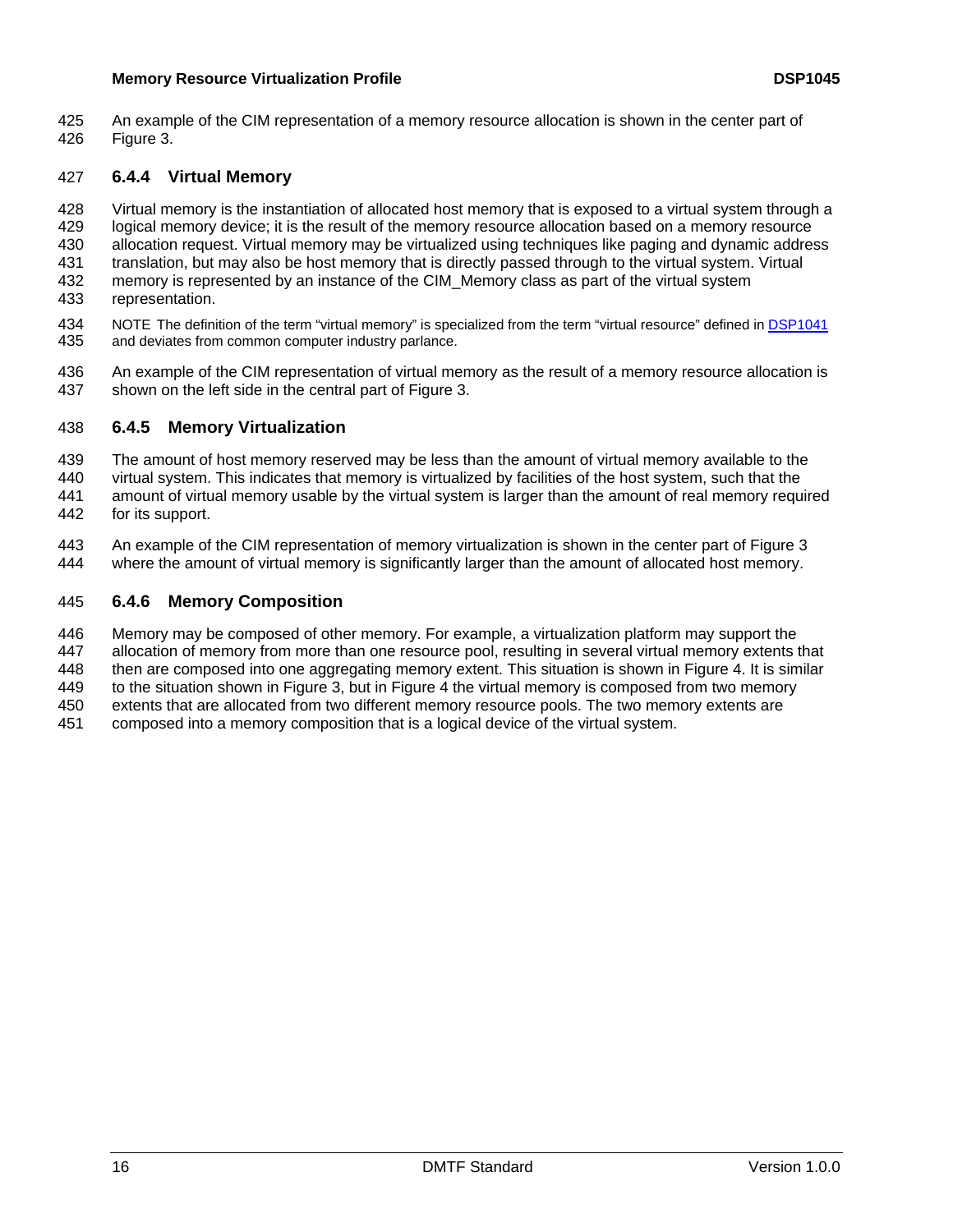An example of the CIM representation of a memory resource allocation is shown in the center part of Figure 3.

### 6.4.4 Virtual Memory

Virtual memory is the instantiation of allocated host memory that is exposed to a virtual system through a logical memory device; it is the result of the memory resource allocation based on a memory resource allocation request. Virtual memory may be virtualized using techniques like paging and dynamic address translation, but may also be host memory that is directly passed through to the virtual system. Virtual memory is represented by an instance of the CIM_Memory class as part of the virtual system representation.

NOTE The definition of the term "virtual memory" is specialized from the term "virtual resource" defined in DSP1041 and deviates from common computer industry parlance.

An example of the CIM representation of virtual memory as the result of a memory resource allocation is shown on the left side in the central part of Figure 3.

### 6.4.5 Memory Virtualization

The amount of host memory reserved may be less than the amount of virtual memory available to the virtual system. This indicates that memory is virtualized by facilities of the host system, such that the amount of virtual memory usable by the virtual system is larger than the amount of real memory required for its support.

An example of the CIM representation of memory virtualization is shown in the center part of Figure 3 where the amount of virtual memory is significantly larger than the amount of allocated host memory.

### 6.4.6 Memory Composition

Memory may be composed of other memory. For example, a virtualization platform may support the allocation of memory from more than one resource pool, resulting in several virtual memory extents that then are composed into one aggregating memory extent. This situation is shown in Figure 4. It is similar to the situation shown in Figure 3, but in Figure 4 the virtual memory is composed from two memory extents that are allocated from two different memory resource pools. The two memory extents are composed into a memory composition that is a logical device of the virtual system.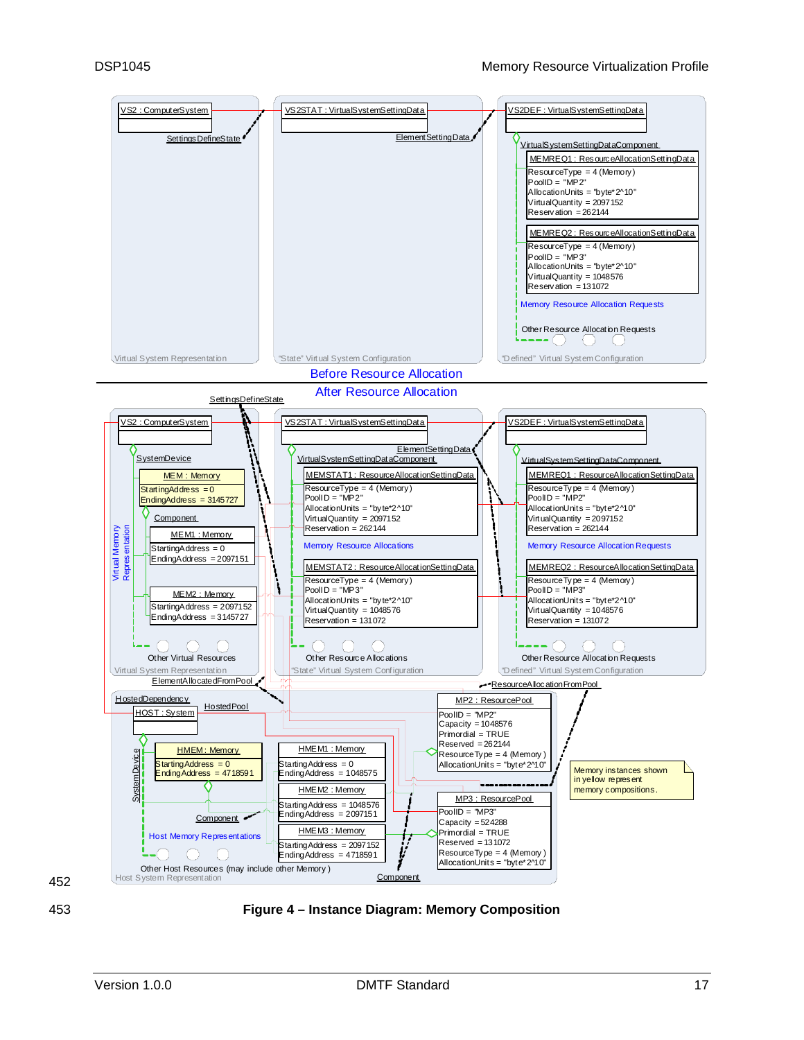**Figure 4 – Instance Diagram: Memory Composition**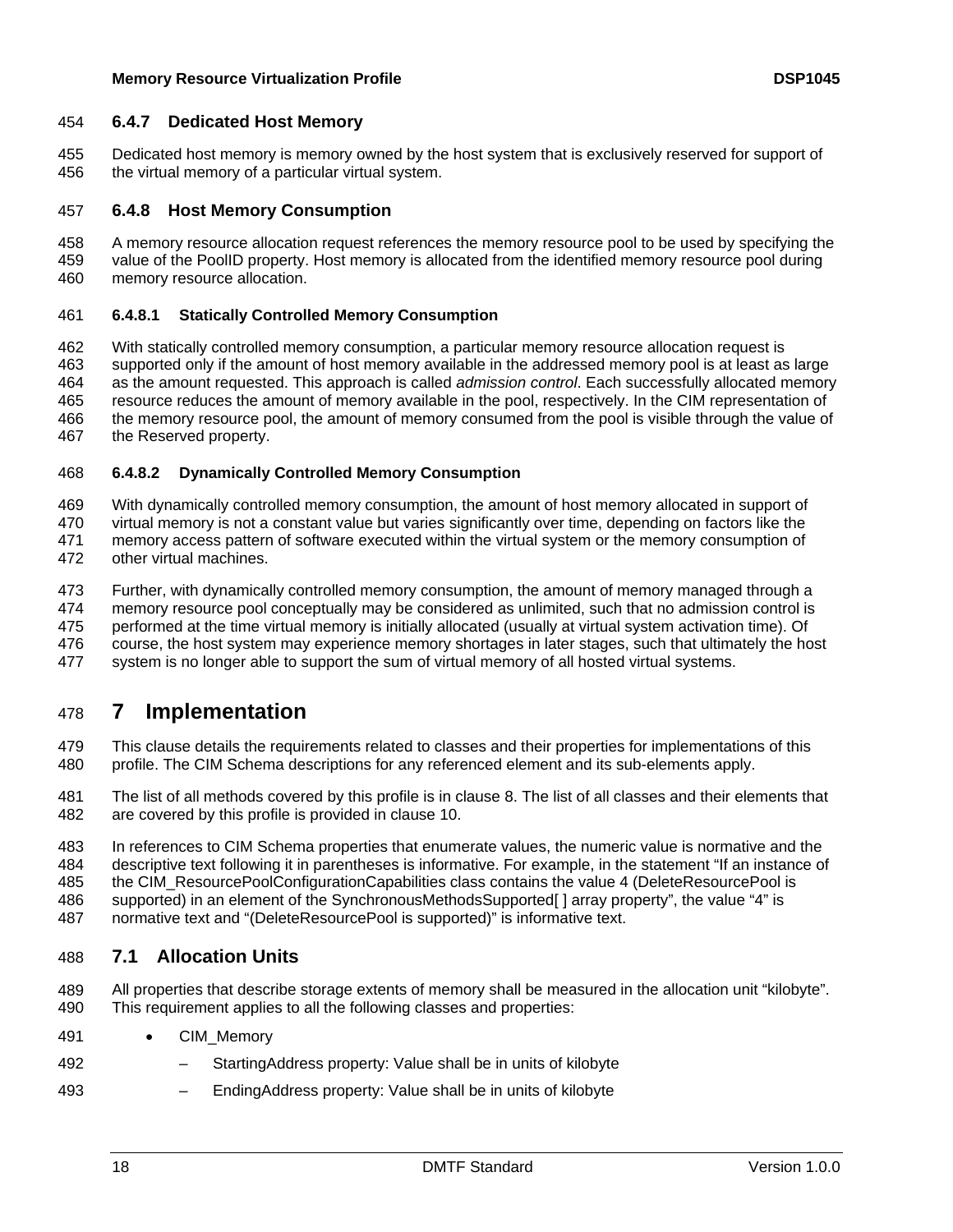### 6.4.7 Dedicated Host Memory

Dedicated host memory is memory owned by the host system that is exclusively reserved for support of the virtual memory of a particular virtual system.

### 6.4.8 Host Memory Consumption

A memory resource allocation request references the memory resource pool to be used by specifying the value of the PoolID property. Host memory is allocated from the identified memory resource pool during memory resource allocation.

#### 6.4.8.1 Statically Controlled Memory Consumption

With statically controlled memory consumption, a particular memory resource allocation request is supported only if the amount of host memory available in the addressed memory pool is at least as large as the amount requested. This approach is called *admission control*. Each successfully allocated memory resource reduces the amount of memory available in the pool, respectively. In the CIM representation of the memory resource pool, the amount of memory consumed from the pool is visible through the value of the Reserved property.

#### 6.4.8.2 Dynamically Controlled Memory Consumption

With dynamically controlled memory consumption, the amount of host memory allocated in support of virtual memory is not a constant value but varies significantly over time, depending on factors like the memory access pattern of software executed within the virtual system or the memory consumption of other virtual machines.

Further, with dynamically controlled memory consumption, the amount of memory managed through a memory resource pool conceptually may be considered as unlimited, such that no admission control is performed at the time virtual memory is initially allocated (usually at virtual system activation time). Of course, the host system may experience memory shortages in later stages, such that ultimately the host system is no longer able to support the sum of virtual memory of all hosted virtual systems.

# 7 Implementation

This clause details the requirements related to classes and their properties for implementations of this profile. The CIM Schema descriptions for any referenced element and its sub-elements apply.

The list of all methods covered by this profile is in clause 8. The list of all classes and their elements that are covered by this profile is provided in clause 10.

In references to CIM Schema properties that enumerate values, the numeric value is normative and the descriptive text following it in parentheses is informative. For example, in the statement "If an instance of the CIM_ResourcePoolConfigurationCapabilities class contains the value 4 (DeleteResourcePool is supported) in an element of the SynchronousMethodsSupported[ ] array property", the value "4" is normative text and "(DeleteResourcePool is supported)" is informative text.

## 7.1 Allocation Units

All properties that describe storage extents of memory shall be measured in the allocation unit "kilobyte". This requirement applies to all the following classes and properties:

- CIM_Memory
  - StartingAddress property: Value shall be in units of kilobyte
  - EndingAddress property: Value shall be in units of kilobyte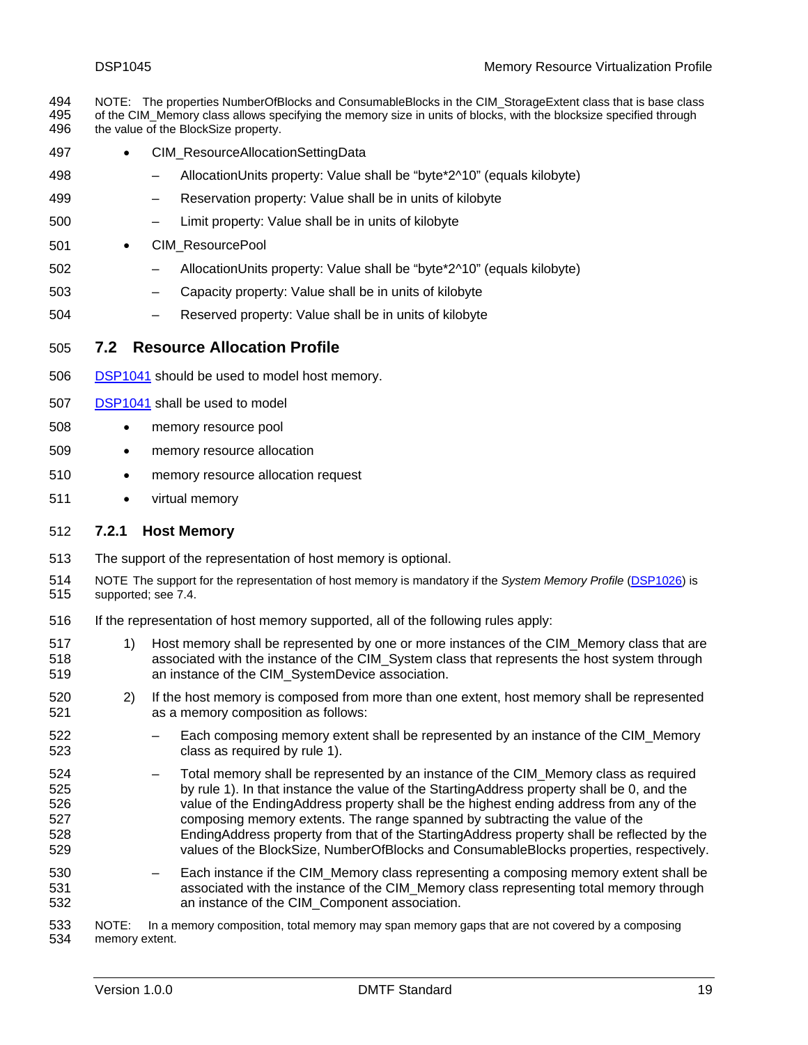NOTE: The properties NumberOfBlocks and ConsumableBlocks in the CIM_StorageExtent class that is base class of the CIM_Memory class allows specifying the memory size in units of blocks, with the blocksize specified through the value of the BlockSize property.

- CIM_ResourceAllocationSettingData
  - AllocationUnits property: Value shall be "byte*2^10" (equals kilobyte)
  - Reservation property: Value shall be in units of kilobyte
  - Limit property: Value shall be in units of kilobyte
- CIM_ResourcePool
  - AllocationUnits property: Value shall be "byte*2^10" (equals kilobyte)
  - Capacity property: Value shall be in units of kilobyte
  - Reserved property: Value shall be in units of kilobyte

## 7.2 Resource Allocation Profile

DSP1041 should be used to model host memory.

DSP1041 shall be used to model

- memory resource pool
- memory resource allocation
- memory resource allocation request
- virtual memory

### 7.2.1 Host Memory

The support of the representation of host memory is optional.

NOTE The support for the representation of host memory is mandatory if the *System Memory Profile* (DSP1026) is supported; see 7.4.

If the representation of host memory supported, all of the following rules apply:

1) Host memory shall be represented by one or more instances of the CIM_Memory class that are associated with the instance of the CIM_System class that represents the host system through an instance of the CIM_SystemDevice association.

2) If the host memory is composed from more than one extent, host memory shall be represented as a memory composition as follows:
   - Each composing memory extent shall be represented by an instance of the CIM_Memory class as required by rule 1).
   - Total memory shall be represented by an instance of the CIM_Memory class as required by rule 1). In that instance the value of the StartingAddress property shall be 0, and the value of the EndingAddress property shall be the highest ending address from any of the composing memory extents. The range spanned by subtracting the value of the EndingAddress property from that of the StartingAddress property shall be reflected by the values of the BlockSize, NumberOfBlocks and ConsumableBlocks properties, respectively.
   - Each instance if the CIM_Memory class representing a composing memory extent shall be associated with the instance of the CIM_Memory class representing total memory through an instance of the CIM_Component association.

NOTE: In a memory composition, total memory may span memory gaps that are not covered by a composing memory extent.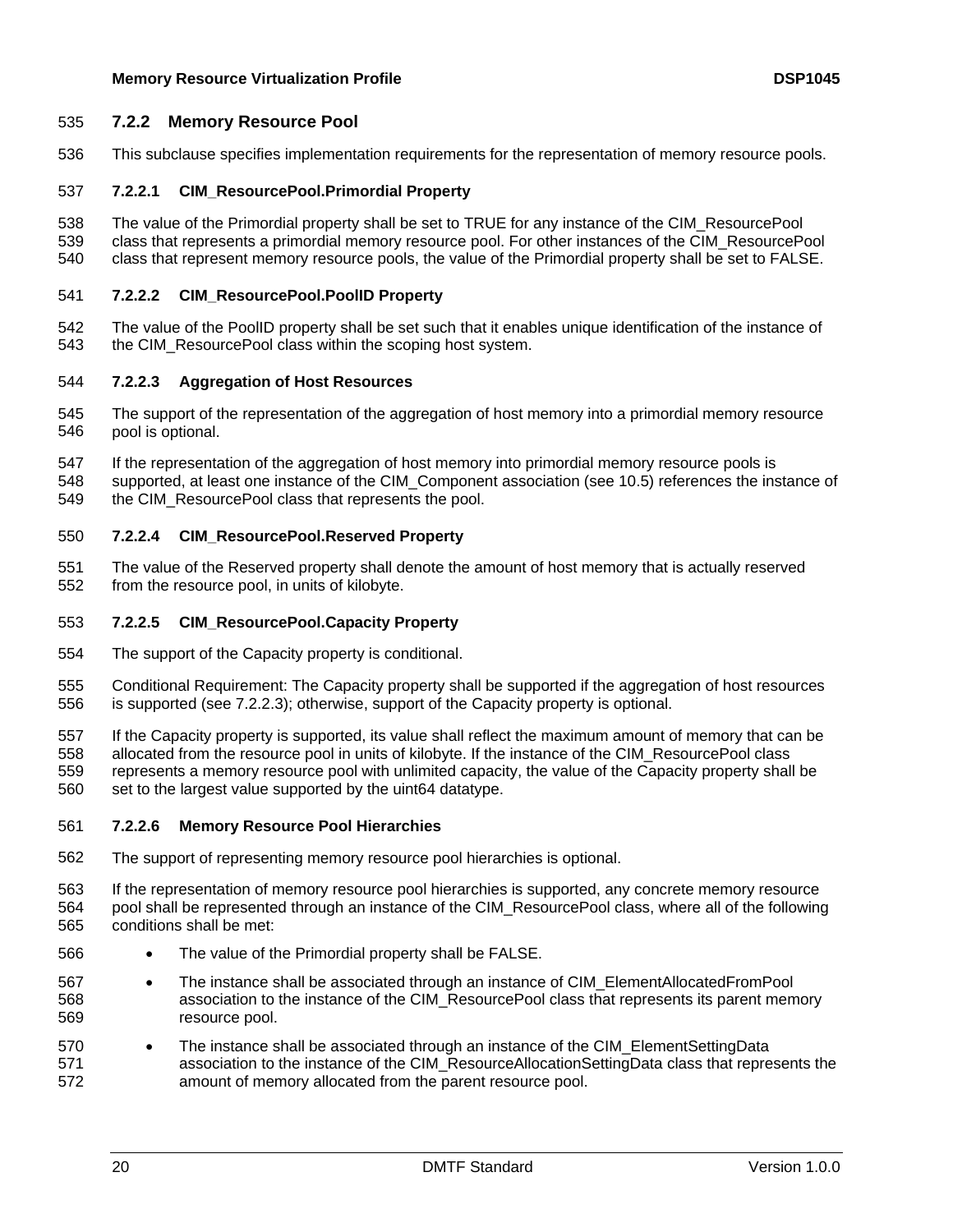### 7.2.2 Memory Resource Pool

This subclause specifies implementation requirements for the representation of memory resource pools.

#### 7.2.2.1 CIM_ResourcePool.Primordial Property

The value of the Primordial property shall be set to TRUE for any instance of the CIM_ResourcePool class that represents a primordial memory resource pool. For other instances of the CIM_ResourcePool class that represent memory resource pools, the value of the Primordial property shall be set to FALSE.

#### 7.2.2.2 CIM_ResourcePool.PoolID Property

The value of the PoolID property shall be set such that it enables unique identification of the instance of the CIM_ResourcePool class within the scoping host system.

#### 7.2.2.3 Aggregation of Host Resources

The support of the representation of the aggregation of host memory into a primordial memory resource pool is optional.

If the representation of the aggregation of host memory into primordial memory resource pools is supported, at least one instance of the CIM_Component association (see 10.5) references the instance of the CIM_ResourcePool class that represents the pool.

#### 7.2.2.4 CIM_ResourcePool.Reserved Property

The value of the Reserved property shall denote the amount of host memory that is actually reserved from the resource pool, in units of kilobyte.

#### 7.2.2.5 CIM_ResourcePool.Capacity Property

The support of the Capacity property is conditional.

Conditional Requirement: The Capacity property shall be supported if the aggregation of host resources is supported (see 7.2.2.3); otherwise, support of the Capacity property is optional.

If the Capacity property is supported, its value shall reflect the maximum amount of memory that can be allocated from the resource pool in units of kilobyte. If the instance of the CIM_ResourcePool class represents a memory resource pool with unlimited capacity, the value of the Capacity property shall be set to the largest value supported by the uint64 datatype.

#### 7.2.2.6 Memory Resource Pool Hierarchies

The support of representing memory resource pool hierarchies is optional.

If the representation of memory resource pool hierarchies is supported, any concrete memory resource pool shall be represented through an instance of the CIM_ResourcePool class, where all of the following conditions shall be met:

- The value of the Primordial property shall be FALSE.
- The instance shall be associated through an instance of CIM_ElementAllocatedFromPool association to the instance of the CIM_ResourcePool class that represents its parent memory resource pool.
- The instance shall be associated through an instance of the CIM_ElementSettingData association to the instance of the CIM_ResourceAllocationSettingData class that represents the amount of memory allocated from the parent resource pool.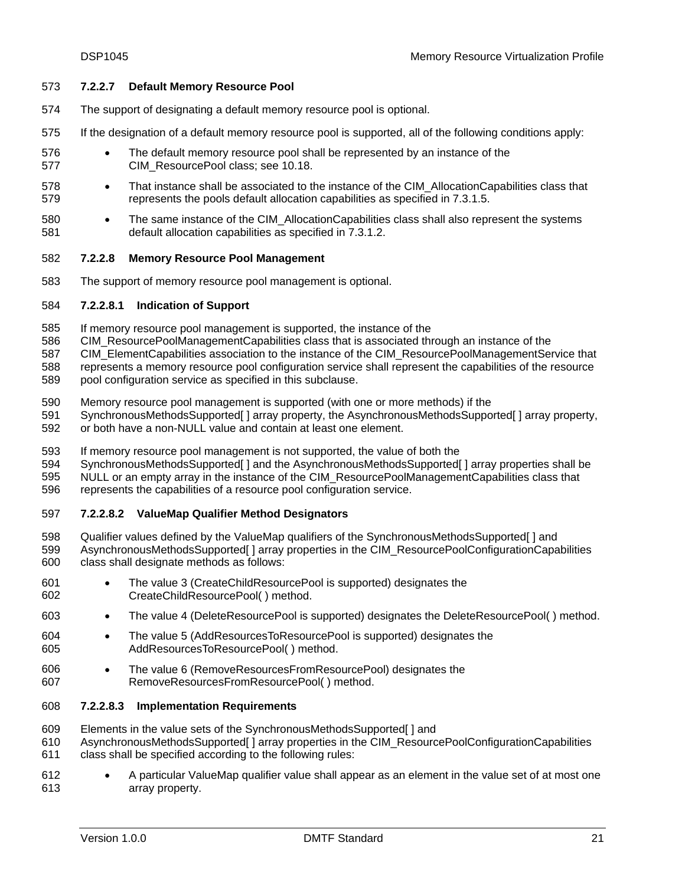#### 7.2.2.7 Default Memory Resource Pool

The support of designating a default memory resource pool is optional.

If the designation of a default memory resource pool is supported, all of the following conditions apply:

- The default memory resource pool shall be represented by an instance of the CIM_ResourcePool class; see 10.18.
- That instance shall be associated to the instance of the CIM_AllocationCapabilities class that represents the pools default allocation capabilities as specified in 7.3.1.5.
- The same instance of the CIM_AllocationCapabilities class shall also represent the systems default allocation capabilities as specified in 7.3.1.2.

#### 7.2.2.8 Memory Resource Pool Management

The support of memory resource pool management is optional.

##### 7.2.2.8.1 Indication of Support

If memory resource pool management is supported, the instance of the CIM_ResourcePoolManagementCapabilities class that is associated through an instance of the CIM_ElementCapabilities association to the instance of the CIM_ResourcePoolManagementService that represents a memory resource pool configuration service shall represent the capabilities of the resource pool configuration service as specified in this subclause.

Memory resource pool management is supported (with one or more methods) if the SynchronousMethodsSupported[ ] array property, the AsynchronousMethodsSupported[ ] array property, or both have a non-NULL value and contain at least one element.

If memory resource pool management is not supported, the value of both the SynchronousMethodsSupported[ ] and the AsynchronousMethodsSupported[ ] array properties shall be NULL or an empty array in the instance of the CIM_ResourcePoolManagementCapabilities class that represents the capabilities of a resource pool configuration service.

##### 7.2.2.8.2 ValueMap Qualifier Method Designators

Qualifier values defined by the ValueMap qualifiers of the SynchronousMethodsSupported[ ] and AsynchronousMethodsSupported[ ] array properties in the CIM_ResourcePoolConfigurationCapabilities class shall designate methods as follows:

- The value 3 (CreateChildResourcePool is supported) designates the CreateChildResourcePool( ) method.
- The value 4 (DeleteResourcePool is supported) designates the DeleteResourcePool( ) method.
- The value 5 (AddResourcesToResourcePool is supported) designates the AddResourcesToResourcePool( ) method.
- The value 6 (RemoveResourcesFromResourcePool) designates the RemoveResourcesFromResourcePool( ) method.

##### 7.2.2.8.3 Implementation Requirements

Elements in the value sets of the SynchronousMethodsSupported[ ] and AsynchronousMethodsSupported[ ] array properties in the CIM_ResourcePoolConfigurationCapabilities class shall be specified according to the following rules:

- A particular ValueMap qualifier value shall appear as an element in the value set of at most one array property.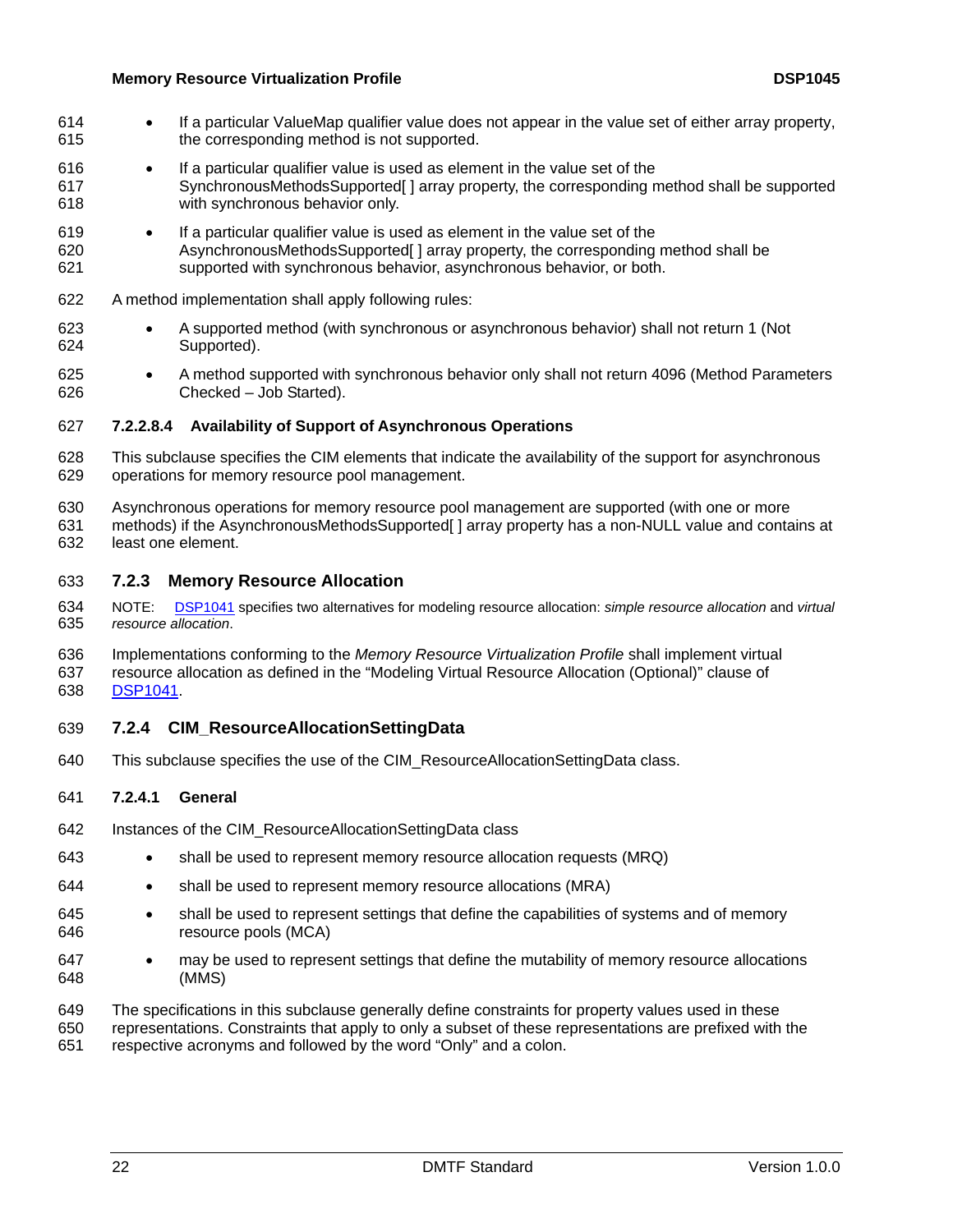- If a particular ValueMap qualifier value does not appear in the value set of either array property, the corresponding method is not supported.
- If a particular qualifier value is used as element in the value set of the SynchronousMethodsSupported[ ] array property, the corresponding method shall be supported with synchronous behavior only.
- If a particular qualifier value is used as element in the value set of the AsynchronousMethodsSupported[ ] array property, the corresponding method shall be supported with synchronous behavior, asynchronous behavior, or both.

A method implementation shall apply following rules:

- A supported method (with synchronous or asynchronous behavior) shall not return 1 (Not Supported).
- A method supported with synchronous behavior only shall not return 4096 (Method Parameters Checked – Job Started).

##### 7.2.2.8.4 Availability of Support of Asynchronous Operations

This subclause specifies the CIM elements that indicate the availability of the support for asynchronous operations for memory resource pool management.

Asynchronous operations for memory resource pool management are supported (with one or more methods) if the AsynchronousMethodsSupported[ ] array property has a non-NULL value and contains at least one element.

### 7.2.3 Memory Resource Allocation

NOTE: DSP1041 specifies two alternatives for modeling resource allocation: *simple resource allocation* and *virtual resource allocation*.

Implementations conforming to the *Memory Resource Virtualization Profile* shall implement virtual resource allocation as defined in the “Modeling Virtual Resource Allocation (Optional)” clause of DSP1041.

### 7.2.4 CIM_ResourceAllocationSettingData

This subclause specifies the use of the CIM_ResourceAllocationSettingData class.

#### 7.2.4.1 General

Instances of the CIM_ResourceAllocationSettingData class

- shall be used to represent memory resource allocation requests (MRQ)
- shall be used to represent memory resource allocations (MRA)
- shall be used to represent settings that define the capabilities of systems and of memory resource pools (MCA)
- may be used to represent settings that define the mutability of memory resource allocations (MMS)

The specifications in this subclause generally define constraints for property values used in these representations. Constraints that apply to only a subset of these representations are prefixed with the respective acronyms and followed by the word “Only” and a colon.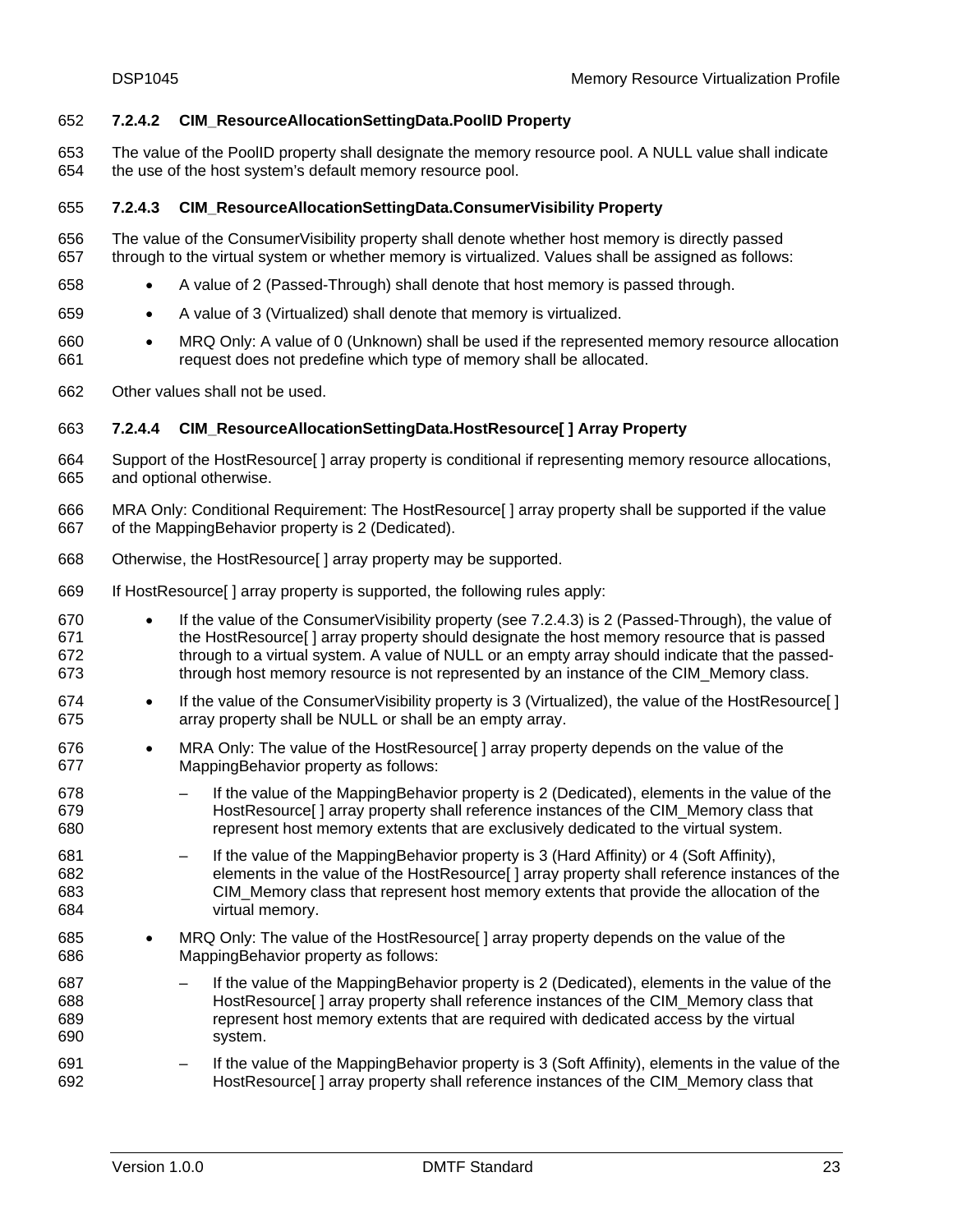#### 7.2.4.2 CIM_ResourceAllocationSettingData.PoolID Property

The value of the PoolID property shall designate the memory resource pool. A NULL value shall indicate the use of the host system's default memory resource pool.

#### 7.2.4.3 CIM_ResourceAllocationSettingData.ConsumerVisibility Property

The value of the ConsumerVisibility property shall denote whether host memory is directly passed through to the virtual system or whether memory is virtualized. Values shall be assigned as follows:

- A value of 2 (Passed-Through) shall denote that host memory is passed through.
- A value of 3 (Virtualized) shall denote that memory is virtualized.
- MRQ Only: A value of 0 (Unknown) shall be used if the represented memory resource allocation request does not predefine which type of memory shall be allocated.

Other values shall not be used.

#### 7.2.4.4 CIM_ResourceAllocationSettingData.HostResource[ ] Array Property

Support of the HostResource[ ] array property is conditional if representing memory resource allocations, and optional otherwise.

MRA Only: Conditional Requirement: The HostResource[ ] array property shall be supported if the value of the MappingBehavior property is 2 (Dedicated).

Otherwise, the HostResource[ ] array property may be supported.

If HostResource[ ] array property is supported, the following rules apply:

- If the value of the ConsumerVisibility property (see 7.2.4.3) is 2 (Passed-Through), the value of the HostResource[ ] array property should designate the host memory resource that is passed through to a virtual system. A value of NULL or an empty array should indicate that the passed-through host memory resource is not represented by an instance of the CIM_Memory class.
- If the value of the ConsumerVisibility property is 3 (Virtualized), the value of the HostResource[ ] array property shall be NULL or shall be an empty array.
- MRA Only: The value of the HostResource[ ] array property depends on the value of the MappingBehavior property as follows:
  - If the value of the MappingBehavior property is 2 (Dedicated), elements in the value of the HostResource[ ] array property shall reference instances of the CIM_Memory class that represent host memory extents that are exclusively dedicated to the virtual system.
  - If the value of the MappingBehavior property is 3 (Hard Affinity) or 4 (Soft Affinity), elements in the value of the HostResource[ ] array property shall reference instances of the CIM_Memory class that represent host memory extents that provide the allocation of the virtual memory.
- MRQ Only: The value of the HostResource[ ] array property depends on the value of the MappingBehavior property as follows:
  - If the value of the MappingBehavior property is 2 (Dedicated), elements in the value of the HostResource[ ] array property shall reference instances of the CIM_Memory class that represent host memory extents that are required with dedicated access by the virtual system.
  - If the value of the MappingBehavior property is 3 (Soft Affinity), elements in the value of the HostResource[ ] array property shall reference instances of the CIM_Memory class that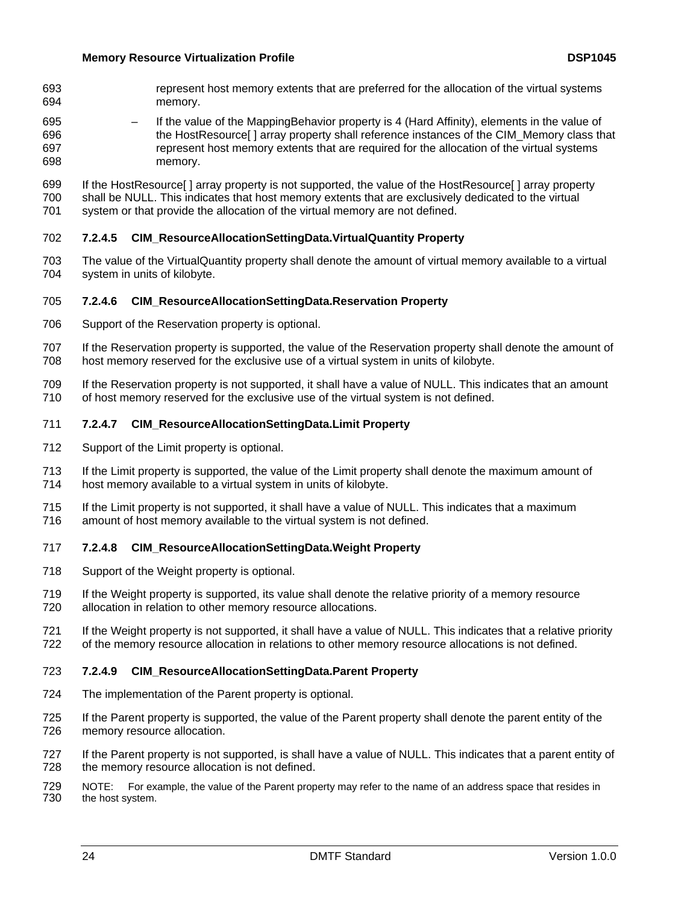represent host memory extents that are preferred for the allocation of the virtual systems memory.

– If the value of the MappingBehavior property is 4 (Hard Affinity), elements in the value of the HostResource[ ] array property shall reference instances of the CIM_Memory class that represent host memory extents that are required for the allocation of the virtual systems memory.

If the HostResource[ ] array property is not supported, the value of the HostResource[ ] array property shall be NULL. This indicates that host memory extents that are exclusively dedicated to the virtual system or that provide the allocation of the virtual memory are not defined.

#### 7.2.4.5 CIM_ResourceAllocationSettingData.VirtualQuantity Property

The value of the VirtualQuantity property shall denote the amount of virtual memory available to a virtual system in units of kilobyte.

#### 7.2.4.6 CIM_ResourceAllocationSettingData.Reservation Property

Support of the Reservation property is optional.

If the Reservation property is supported, the value of the Reservation property shall denote the amount of host memory reserved for the exclusive use of a virtual system in units of kilobyte.

If the Reservation property is not supported, it shall have a value of NULL. This indicates that an amount of host memory reserved for the exclusive use of the virtual system is not defined.

#### 7.2.4.7 CIM_ResourceAllocationSettingData.Limit Property

Support of the Limit property is optional.

If the Limit property is supported, the value of the Limit property shall denote the maximum amount of host memory available to a virtual system in units of kilobyte.

If the Limit property is not supported, it shall have a value of NULL. This indicates that a maximum amount of host memory available to the virtual system is not defined.

#### 7.2.4.8 CIM_ResourceAllocationSettingData.Weight Property

Support of the Weight property is optional.

If the Weight property is supported, its value shall denote the relative priority of a memory resource allocation in relation to other memory resource allocations.

If the Weight property is not supported, it shall have a value of NULL. This indicates that a relative priority of the memory resource allocation in relations to other memory resource allocations is not defined.

#### 7.2.4.9 CIM_ResourceAllocationSettingData.Parent Property

The implementation of the Parent property is optional.

If the Parent property is supported, the value of the Parent property shall denote the parent entity of the memory resource allocation.

If the Parent property is not supported, is shall have a value of NULL. This indicates that a parent entity of the memory resource allocation is not defined.

NOTE: For example, the value of the Parent property may refer to the name of an address space that resides in the host system.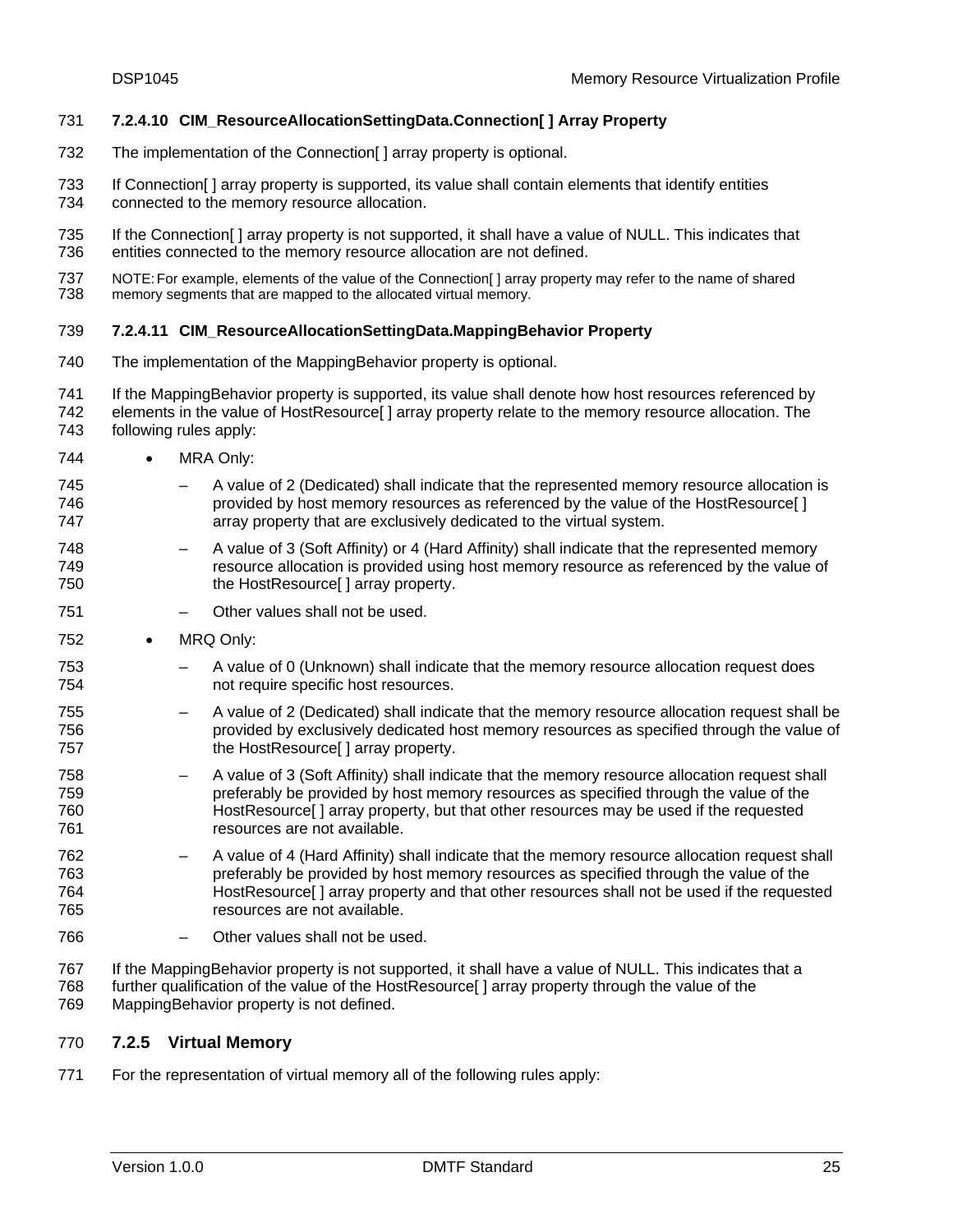#### 7.2.4.10 CIM_ResourceAllocationSettingData.Connection[ ] Array Property

The implementation of the Connection[ ] array property is optional.

If Connection[ ] array property is supported, its value shall contain elements that identify entities connected to the memory resource allocation.

If the Connection[ ] array property is not supported, it shall have a value of NULL. This indicates that entities connected to the memory resource allocation are not defined.

NOTE: For example, elements of the value of the Connection[ ] array property may refer to the name of shared memory segments that are mapped to the allocated virtual memory.

#### 7.2.4.11 CIM_ResourceAllocationSettingData.MappingBehavior Property

The implementation of the MappingBehavior property is optional.

If the MappingBehavior property is supported, its value shall denote how host resources referenced by elements in the value of HostResource[ ] array property relate to the memory resource allocation. The following rules apply:

- MRA Only:
  - A value of 2 (Dedicated) shall indicate that the represented memory resource allocation is provided by host memory resources as referenced by the value of the HostResource[ ] array property that are exclusively dedicated to the virtual system.
  - A value of 3 (Soft Affinity) or 4 (Hard Affinity) shall indicate that the represented memory resource allocation is provided using host memory resource as referenced by the value of the HostResource[ ] array property.
  - Other values shall not be used.
- MRQ Only:
  - A value of 0 (Unknown) shall indicate that the memory resource allocation request does not require specific host resources.
  - A value of 2 (Dedicated) shall indicate that the memory resource allocation request shall be provided by exclusively dedicated host memory resources as specified through the value of the HostResource[ ] array property.
  - A value of 3 (Soft Affinity) shall indicate that the memory resource allocation request shall preferably be provided by host memory resources as specified through the value of the HostResource[ ] array property, but that other resources may be used if the requested resources are not available.
  - A value of 4 (Hard Affinity) shall indicate that the memory resource allocation request shall preferably be provided by host memory resources as specified through the value of the HostResource[ ] array property and that other resources shall not be used if the requested resources are not available.
  - Other values shall not be used.

If the MappingBehavior property is not supported, it shall have a value of NULL. This indicates that a further qualification of the value of the HostResource[ ] array property through the value of the MappingBehavior property is not defined.

### 7.2.5 Virtual Memory

For the representation of virtual memory all of the following rules apply: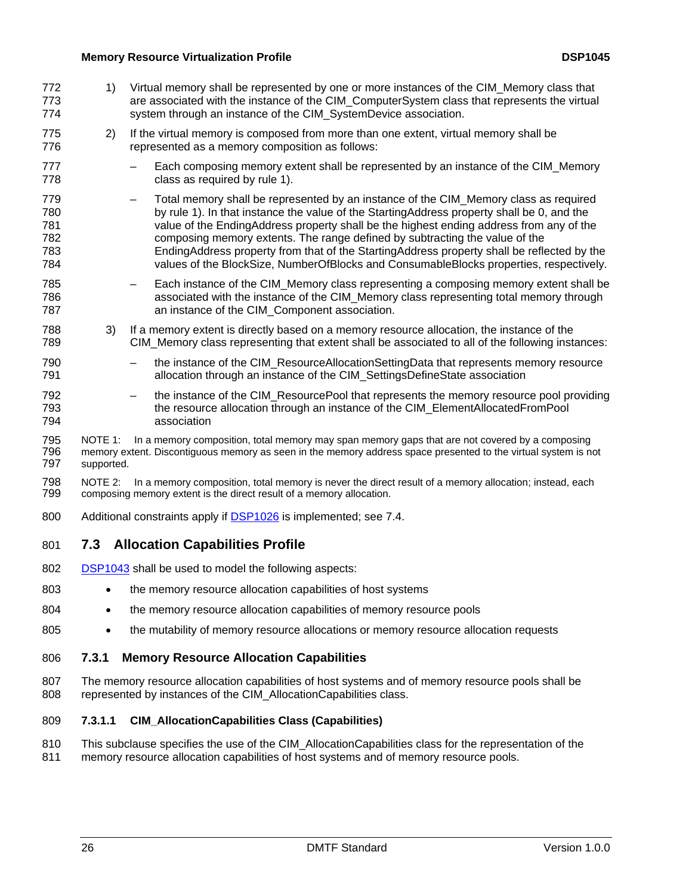1) Virtual memory shall be represented by one or more instances of the CIM_Memory class that are associated with the instance of the CIM_ComputerSystem class that represents the virtual system through an instance of the CIM_SystemDevice association.

2) If the virtual memory is composed from more than one extent, virtual memory shall be represented as a memory composition as follows:

   – Each composing memory extent shall be represented by an instance of the CIM_Memory class as required by rule 1).

   – Total memory shall be represented by an instance of the CIM_Memory class as required by rule 1). In that instance the value of the StartingAddress property shall be 0, and the value of the EndingAddress property shall be the highest ending address from any of the composing memory extents. The range defined by subtracting the value of the EndingAddress property from that of the StartingAddress property shall be reflected by the values of the BlockSize, NumberOfBlocks and ConsumableBlocks properties, respectively.

   – Each instance of the CIM_Memory class representing a composing memory extent shall be associated with the instance of the CIM_Memory class representing total memory through an instance of the CIM_Component association.

3) If a memory extent is directly based on a memory resource allocation, the instance of the CIM_Memory class representing that extent shall be associated to all of the following instances:

   – the instance of the CIM_ResourceAllocationSettingData that represents memory resource allocation through an instance of the CIM_SettingsDefineState association

   – the instance of the CIM_ResourcePool that represents the memory resource pool providing the resource allocation through an instance of the CIM_ElementAllocatedFromPool association

NOTE 1: In a memory composition, total memory may span memory gaps that are not covered by a composing memory extent. Discontiguous memory as seen in the memory address space presented to the virtual system is not supported.

NOTE 2: In a memory composition, total memory is never the direct result of a memory allocation; instead, each composing memory extent is the direct result of a memory allocation.

Additional constraints apply if DSP1026 is implemented; see 7.4.

## 7.3 Allocation Capabilities Profile

DSP1043 shall be used to model the following aspects:

- the memory resource allocation capabilities of host systems
- the memory resource allocation capabilities of memory resource pools
- the mutability of memory resource allocations or memory resource allocation requests

### 7.3.1 Memory Resource Allocation Capabilities

The memory resource allocation capabilities of host systems and of memory resource pools shall be represented by instances of the CIM_AllocationCapabilities class.

#### 7.3.1.1 CIM_AllocationCapabilities Class (Capabilities)

This subclause specifies the use of the CIM_AllocationCapabilities class for the representation of the memory resource allocation capabilities of host systems and of memory resource pools.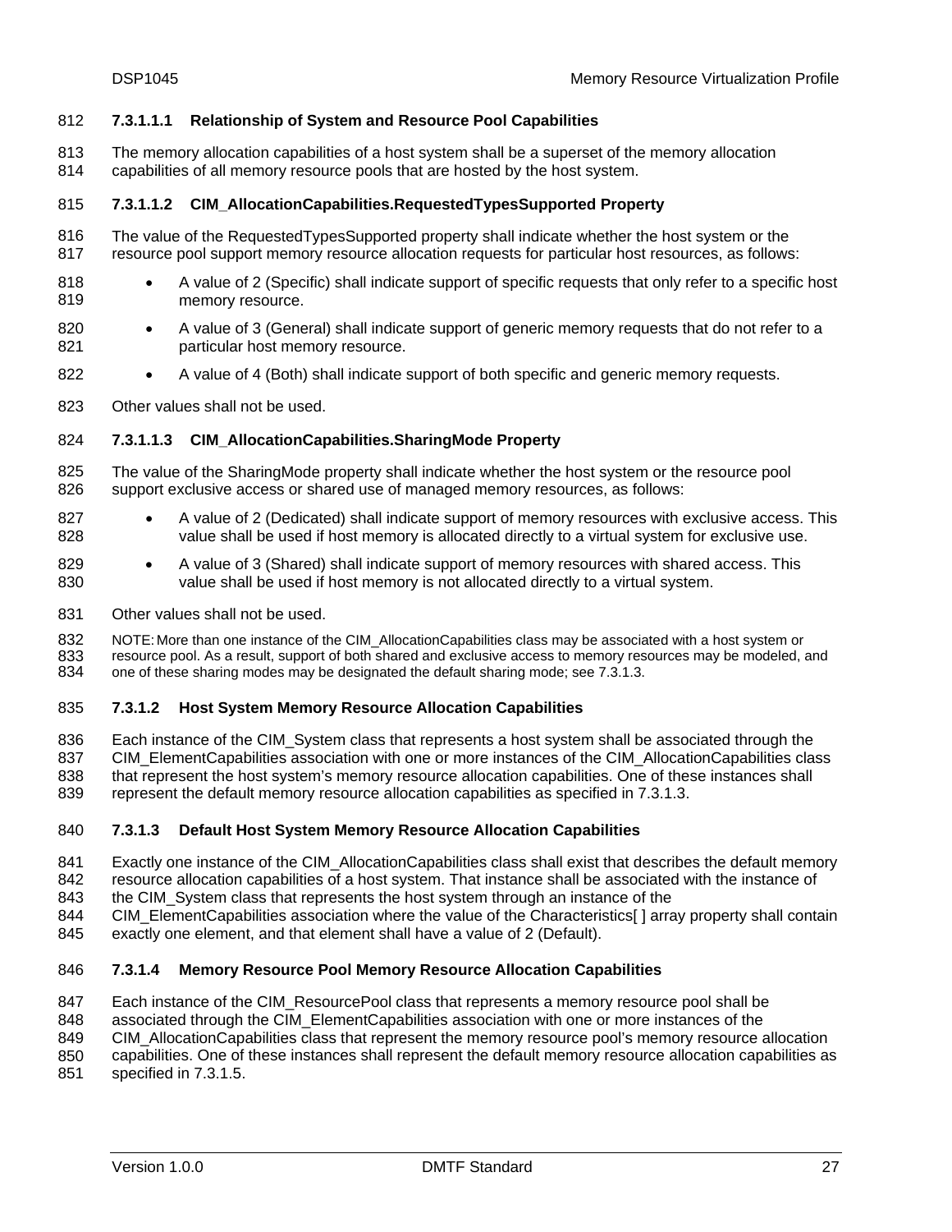##### 7.3.1.1.1 Relationship of System and Resource Pool Capabilities

The memory allocation capabilities of a host system shall be a superset of the memory allocation capabilities of all memory resource pools that are hosted by the host system.

##### 7.3.1.1.2 CIM_AllocationCapabilities.RequestedTypesSupported Property

The value of the RequestedTypesSupported property shall indicate whether the host system or the resource pool support memory resource allocation requests for particular host resources, as follows:

- A value of 2 (Specific) shall indicate support of specific requests that only refer to a specific host memory resource.
- A value of 3 (General) shall indicate support of generic memory requests that do not refer to a particular host memory resource.
- A value of 4 (Both) shall indicate support of both specific and generic memory requests.

Other values shall not be used.

##### 7.3.1.1.3 CIM_AllocationCapabilities.SharingMode Property

The value of the SharingMode property shall indicate whether the host system or the resource pool support exclusive access or shared use of managed memory resources, as follows:

- A value of 2 (Dedicated) shall indicate support of memory resources with exclusive access. This value shall be used if host memory is allocated directly to a virtual system for exclusive use.
- A value of 3 (Shared) shall indicate support of memory resources with shared access. This value shall be used if host memory is not allocated directly to a virtual system.

Other values shall not be used.

NOTE: More than one instance of the CIM_AllocationCapabilities class may be associated with a host system or resource pool. As a result, support of both shared and exclusive access to memory resources may be modeled, and one of these sharing modes may be designated the default sharing mode; see 7.3.1.3.

#### 7.3.1.2 Host System Memory Resource Allocation Capabilities

Each instance of the CIM_System class that represents a host system shall be associated through the CIM_ElementCapabilities association with one or more instances of the CIM_AllocationCapabilities class that represent the host system's memory resource allocation capabilities. One of these instances shall represent the default memory resource allocation capabilities as specified in 7.3.1.3.

#### 7.3.1.3 Default Host System Memory Resource Allocation Capabilities

Exactly one instance of the CIM_AllocationCapabilities class shall exist that describes the default memory resource allocation capabilities of a host system. That instance shall be associated with the instance of the CIM_System class that represents the host system through an instance of the CIM_ElementCapabilities association where the value of the Characteristics[ ] array property shall contain exactly one element, and that element shall have a value of 2 (Default).

#### 7.3.1.4 Memory Resource Pool Memory Resource Allocation Capabilities

Each instance of the CIM_ResourcePool class that represents a memory resource pool shall be associated through the CIM_ElementCapabilities association with one or more instances of the CIM_AllocationCapabilities class that represent the memory resource pool's memory resource allocation capabilities. One of these instances shall represent the default memory resource allocation capabilities as specified in 7.3.1.5.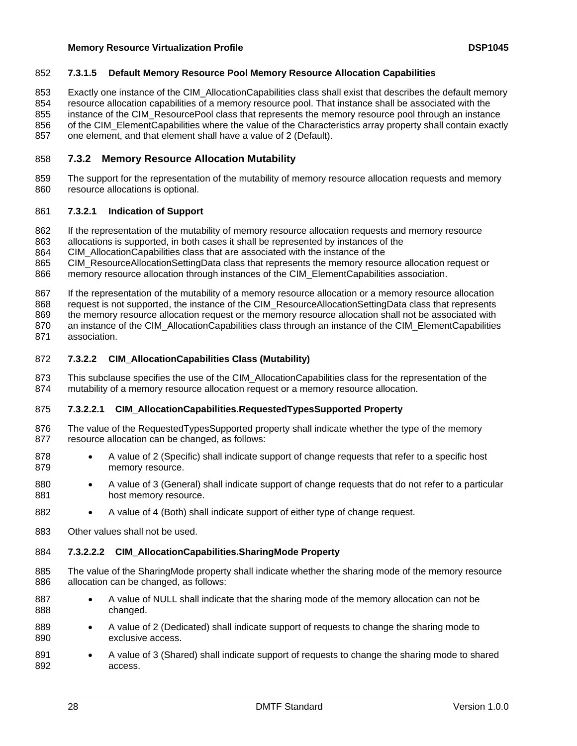#### 7.3.1.5 Default Memory Resource Pool Memory Resource Allocation Capabilities

Exactly one instance of the CIM_AllocationCapabilities class shall exist that describes the default memory resource allocation capabilities of a memory resource pool. That instance shall be associated with the instance of the CIM_ResourcePool class that represents the memory resource pool through an instance of the CIM_ElementCapabilities where the value of the Characteristics array property shall contain exactly one element, and that element shall have a value of 2 (Default).

### 7.3.2 Memory Resource Allocation Mutability

The support for the representation of the mutability of memory resource allocation requests and memory resource allocations is optional.

#### 7.3.2.1 Indication of Support

If the representation of the mutability of memory resource allocation requests and memory resource allocations is supported, in both cases it shall be represented by instances of the CIM_AllocationCapabilities class that are associated with the instance of the CIM_ResourceAllocationSettingData class that represents the memory resource allocation request or memory resource allocation through instances of the CIM_ElementCapabilities association.

If the representation of the mutability of a memory resource allocation or a memory resource allocation request is not supported, the instance of the CIM_ResourceAllocationSettingData class that represents the memory resource allocation request or the memory resource allocation shall not be associated with an instance of the CIM_AllocationCapabilities class through an instance of the CIM_ElementCapabilities association.

#### 7.3.2.2 CIM_AllocationCapabilities Class (Mutability)

This subclause specifies the use of the CIM_AllocationCapabilities class for the representation of the mutability of a memory resource allocation request or a memory resource allocation.

##### 7.3.2.2.1 CIM_AllocationCapabilities.RequestedTypesSupported Property

The value of the RequestedTypesSupported property shall indicate whether the type of the memory resource allocation can be changed, as follows:

- A value of 2 (Specific) shall indicate support of change requests that refer to a specific host memory resource.
- A value of 3 (General) shall indicate support of change requests that do not refer to a particular host memory resource.
- A value of 4 (Both) shall indicate support of either type of change request.

Other values shall not be used.

##### 7.3.2.2.2 CIM_AllocationCapabilities.SharingMode Property

The value of the SharingMode property shall indicate whether the sharing mode of the memory resource allocation can be changed, as follows:

- A value of NULL shall indicate that the sharing mode of the memory allocation can not be changed.
- A value of 2 (Dedicated) shall indicate support of requests to change the sharing mode to exclusive access.
- A value of 3 (Shared) shall indicate support of requests to change the sharing mode to shared access.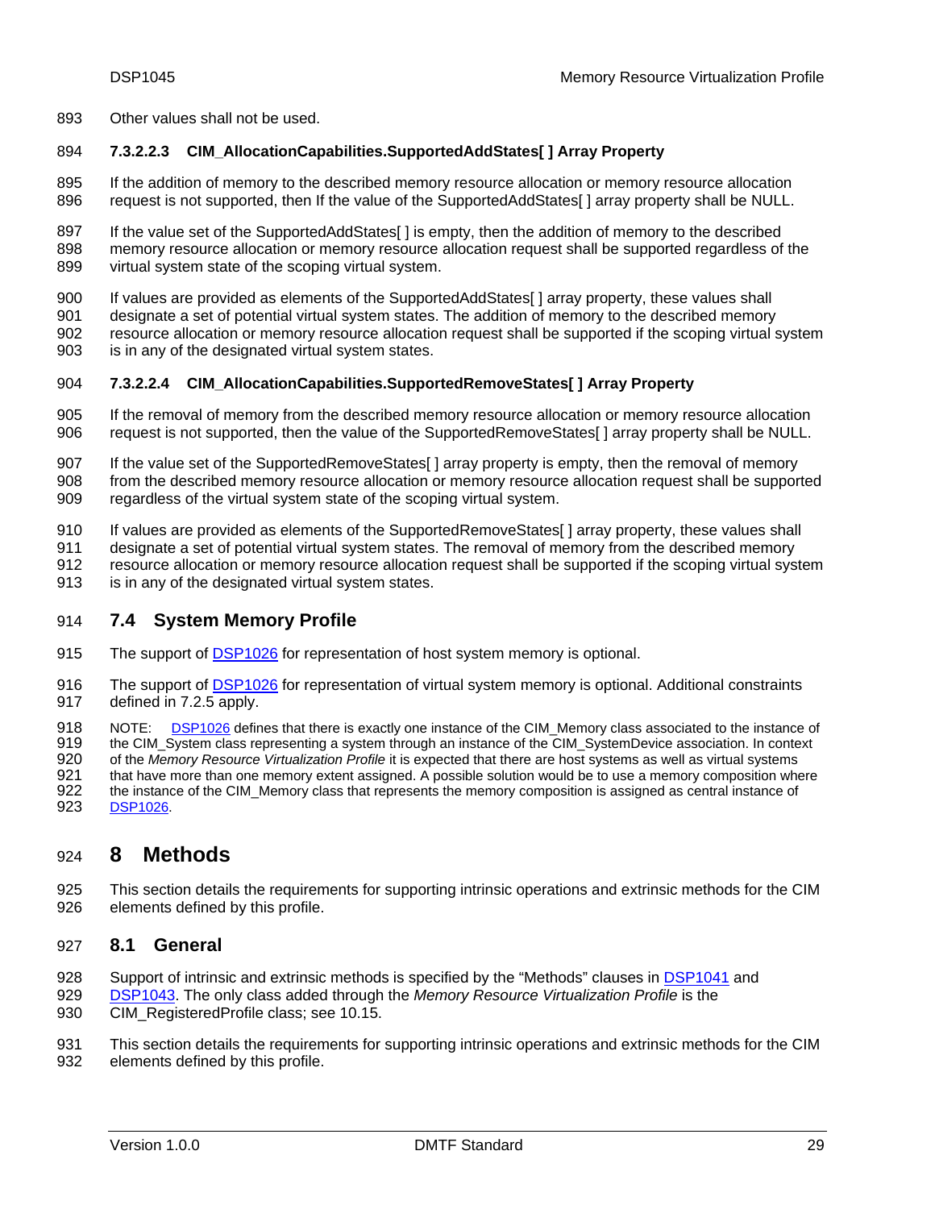Other values shall not be used.

#### 7.3.2.2.3 CIM_AllocationCapabilities.SupportedAddStates[ ] Array Property

If the addition of memory to the described memory resource allocation or memory resource allocation request is not supported, then If the value of the SupportedAddStates[ ] array property shall be NULL.

If the value set of the SupportedAddStates[ ] is empty, then the addition of memory to the described memory resource allocation or memory resource allocation request shall be supported regardless of the virtual system state of the scoping virtual system.

If values are provided as elements of the SupportedAddStates[ ] array property, these values shall designate a set of potential virtual system states. The addition of memory to the described memory resource allocation or memory resource allocation request shall be supported if the scoping virtual system is in any of the designated virtual system states.

#### 7.3.2.2.4 CIM_AllocationCapabilities.SupportedRemoveStates[ ] Array Property

If the removal of memory from the described memory resource allocation or memory resource allocation request is not supported, then the value of the SupportedRemoveStates[ ] array property shall be NULL.

If the value set of the SupportedRemoveStates[ ] array property is empty, then the removal of memory from the described memory resource allocation or memory resource allocation request shall be supported regardless of the virtual system state of the scoping virtual system.

If values are provided as elements of the SupportedRemoveStates[ ] array property, these values shall designate a set of potential virtual system states. The removal of memory from the described memory resource allocation or memory resource allocation request shall be supported if the scoping virtual system is in any of the designated virtual system states.

## 7.4 System Memory Profile

The support of DSP1026 for representation of host system memory is optional.

The support of DSP1026 for representation of virtual system memory is optional. Additional constraints defined in 7.2.5 apply.

NOTE: DSP1026 defines that there is exactly one instance of the CIM_Memory class associated to the instance of the CIM_System class representing a system through an instance of the CIM_SystemDevice association. In context of the *Memory Resource Virtualization Profile* it is expected that there are host systems as well as virtual systems that have more than one memory extent assigned. A possible solution would be to use a memory composition where the instance of the CIM_Memory class that represents the memory composition is assigned as central instance of DSP1026.

# 8 Methods

This section details the requirements for supporting intrinsic operations and extrinsic methods for the CIM elements defined by this profile.

## 8.1 General

Support of intrinsic and extrinsic methods is specified by the "Methods" clauses in DSP1041 and DSP1043. The only class added through the *Memory Resource Virtualization Profile* is the CIM_RegisteredProfile class; see 10.15.

This section details the requirements for supporting intrinsic operations and extrinsic methods for the CIM elements defined by this profile.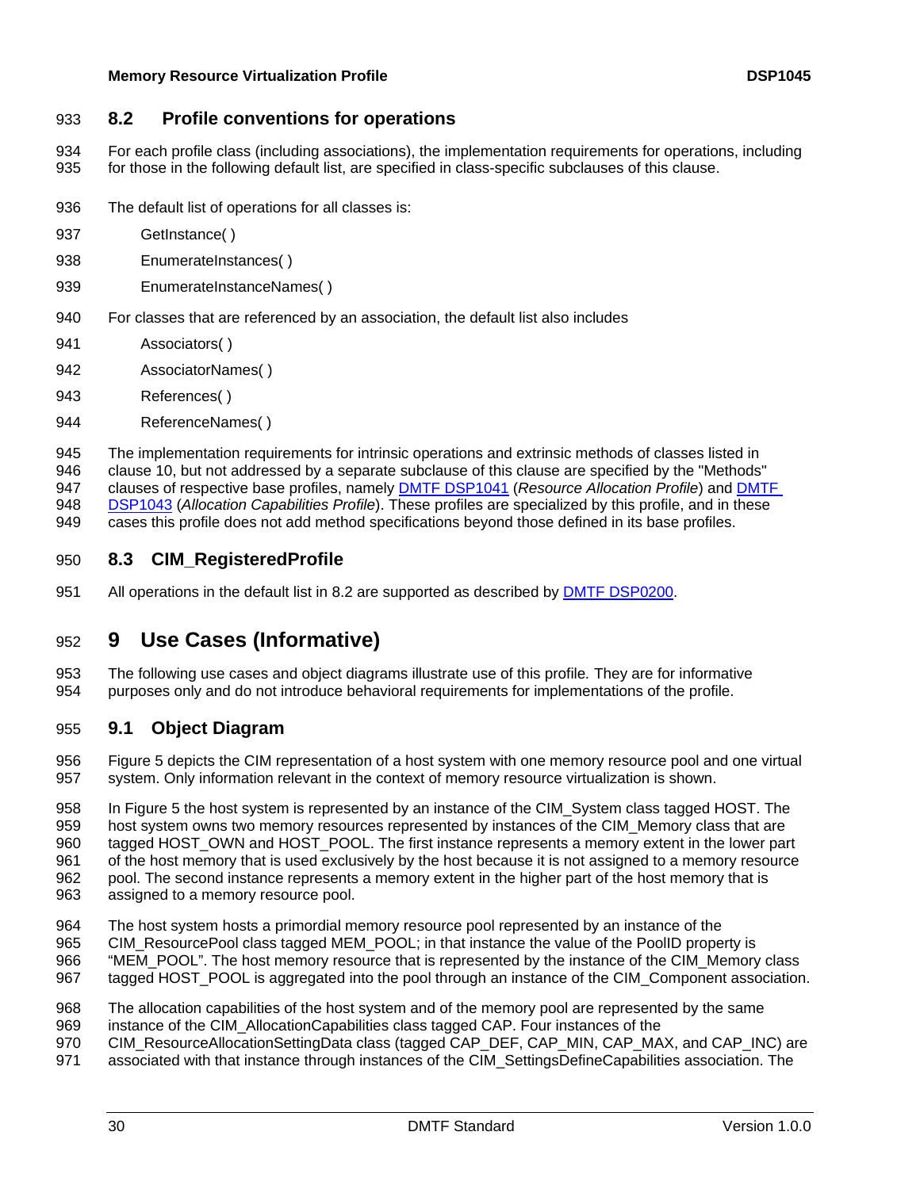## 8.2 Profile conventions for operations

For each profile class (including associations), the implementation requirements for operations, including for those in the following default list, are specified in class-specific subclauses of this clause.

The default list of operations for all classes is:

- GetInstance( )
- EnumerateInstances( )
- EnumerateInstanceNames( )

For classes that are referenced by an association, the default list also includes

- Associators( )
- AssociatorNames( )
- References( )
- ReferenceNames( )

The implementation requirements for intrinsic operations and extrinsic methods of classes listed in clause 10, but not addressed by a separate subclause of this clause are specified by the "Methods" clauses of respective base profiles, namely DMTF DSP1041 (*Resource Allocation Profile*) and DMTF DSP1043 (*Allocation Capabilities Profile*). These profiles are specialized by this profile, and in these cases this profile does not add method specifications beyond those defined in its base profiles.

## 8.3 CIM_RegisteredProfile

All operations in the default list in 8.2 are supported as described by DMTF DSP0200.

# 9 Use Cases (Informative)

The following use cases and object diagrams illustrate use of this profile. They are for informative purposes only and do not introduce behavioral requirements for implementations of the profile.

## 9.1 Object Diagram

Figure 5 depicts the CIM representation of a host system with one memory resource pool and one virtual system. Only information relevant in the context of memory resource virtualization is shown.

In Figure 5 the host system is represented by an instance of the CIM_System class tagged HOST. The host system owns two memory resources represented by instances of the CIM_Memory class that are tagged HOST_OWN and HOST_POOL. The first instance represents a memory extent in the lower part of the host memory that is used exclusively by the host because it is not assigned to a memory resource pool. The second instance represents a memory extent in the higher part of the host memory that is assigned to a memory resource pool.

The host system hosts a primordial memory resource pool represented by an instance of the CIM_ResourcePool class tagged MEM_POOL; in that instance the value of the PoolID property is "MEM_POOL". The host memory resource that is represented by the instance of the CIM_Memory class tagged HOST_POOL is aggregated into the pool through an instance of the CIM_Component association.

The allocation capabilities of the host system and of the memory pool are represented by the same instance of the CIM_AllocationCapabilities class tagged CAP. Four instances of the CIM_ResourceAllocationSettingData class (tagged CAP_DEF, CAP_MIN, CAP_MAX, and CAP_INC) are associated with that instance through instances of the CIM_SettingsDefineCapabilities association. The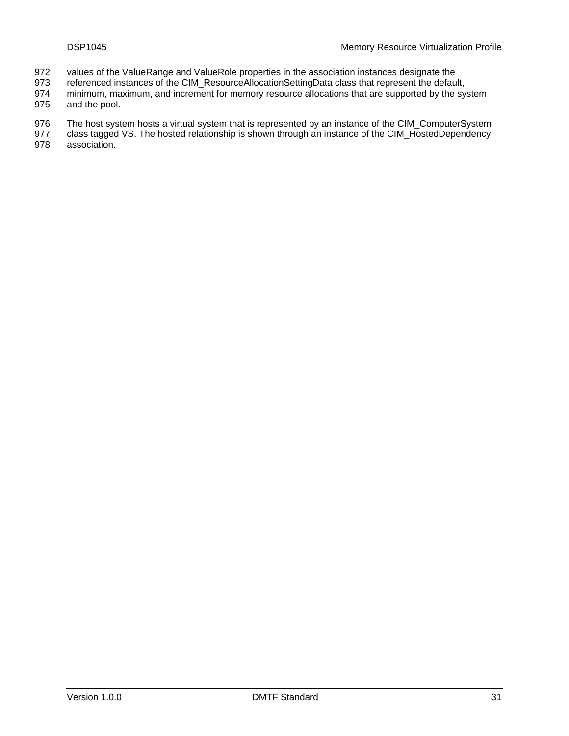values of the ValueRange and ValueRole properties in the association instances designate the referenced instances of the CIM_ResourceAllocationSettingData class that represent the default, minimum, maximum, and increment for memory resource allocations that are supported by the system and the pool.

The host system hosts a virtual system that is represented by an instance of the CIM_ComputerSystem class tagged VS. The hosted relationship is shown through an instance of the CIM_HostedDependency association.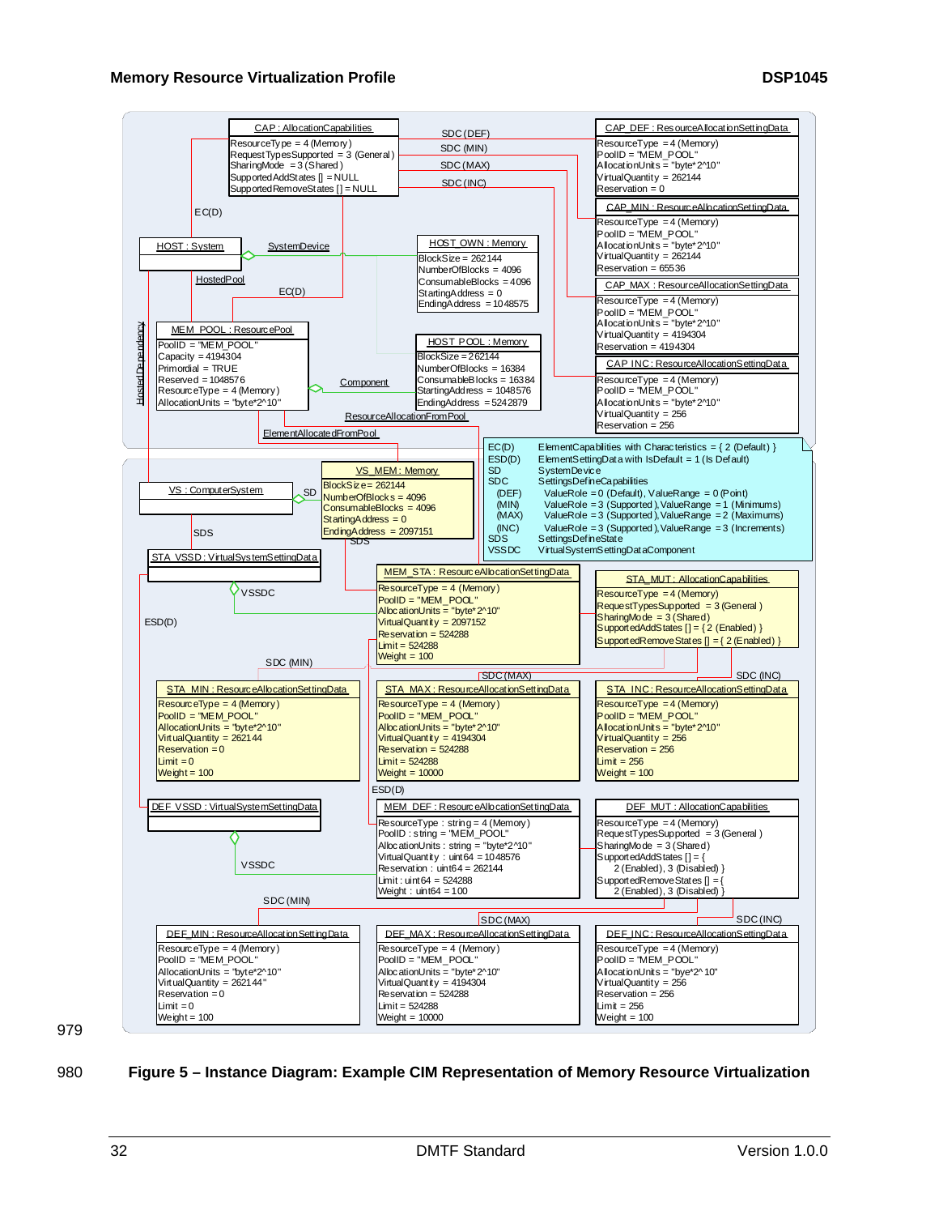CAP : AllocationCapabilities
ResourceType = 4 (Memory)
RequestTypesSupported = 3 (General)
SharingMode = 3 (Shared)
SupportedAddStates [] = NULL
SupportedRemoveStates [] = NULL

SDC (DEF)
SDC (MIN)
SDC (MAX)
SDC (INC)

CAP_DEF : ResourceAllocationSettingData
ResourceType = 4 (Memory)
PoolID = "MEM_POOL"
AllocationUnits = "byte*2^10"
VirtualQuantity = 262144
Reservation = 0

CAP_MIN : ResourceAllocationSettingData
ResourceType = 4 (Memory)
PoolID = "MEM_POOL"
AllocationUnits = "byte*2^10"
VirtualQuantity = 262144
Reservation = 65536

CAP_MAX : ResourceAllocationSettingData
ResourceType = 4 (Memory)
PoolID = "MEM_POOL"
AllocationUnits = "byte*2^10"
VirtualQuantity = 4194304
Reservation = 4194304

CAP_INC : ResourceAllocationSettingData
ResourceType = 4 (Memory)
PoolID = "MEM_POOL"
AllocationUnits = "byte*2^10"
VirtualQuantity = 256
Reservation = 256

EC(D)

HOST : System

SystemDevice

HOST_OWN : Memory
BlockSize = 262144
NumberOfBlocks = 4096
ConsumableBlocks = 4096
StartingAddress = 0
EndingAddress = 1048575

HostedPool

EC(D)

Hosted Dependency

MEM_POOL : ResourcePool
PoolID = "MEM_POOL"
Capacity = 4194304
Primordial = TRUE
Reserved = 1048576
ResourceType = 4 (Memory)
AllocationUnits = "byte*2^10"

Component

HOST_POOL : Memory
BlockSize = 262144
NumberOfBlocks = 16384
ConsumableBlocks = 16384
StartingAddress = 1048576
EndingAddress = 5242879

ResourceAllocationFromPool

ElementAllocatedFromPool

| | |
|---|---|
| EC(D) | ElementCapabilities with Characteristics = { 2 (Default) } |
| ESD(D) | ElementSettingData with IsDefault = 1 (Is Default) |
| SD | SystemDevice |
| SDC | SettingsDefineCapabilities |
| (DEF) | ValueRole = 0 (Default), ValueRange = 0 (Point) |
| (MIN) | ValueRole = 3 (Supported), ValueRange = 1 (Minimums) |
| (MAX) | ValueRole = 3 (Supported), ValueRange = 2 (Maximums) |
| (INC) | ValueRole = 3 (Supported), ValueRange = 3 (Increments) |
| SDS | SettingsDefineState |
| VSSDC | VirtualSystemSettingDataComponent |

VS : ComputerSystem

SD

VS_MEM : Memory
BlockSize = 262144
NumberOfBlocks = 4096
ConsumableBlocks = 4096
StartingAddress = 0
EndingAddress = 2097151

SDS

SDS

STA_VSSD : VirtualSystemSettingData

VSSDC

ESD(D)

MEM_STA : ResourceAllocationSettingData
ResourceType = 4 (Memory)
PoolID = "MEM_POOL"
AllocationUnits = "byte*2^10"
VirtualQuantity = 2097152
Reservation = 524288
Limit = 524288
Weight = 100

STA_MUT : AllocationCapabilities
ResourceType = 4 (Memory)
RequestTypesSupported = 3 (General)
SharingMode = 3 (Shared)
SupportedAddStates [] = { 2 (Enabled) }
SupportedRemoveStates [] = { 2 (Enabled) }

SDC (MIN)
SDC (MAX)
SDC (INC)

STA_MIN : ResourceAllocationSettingData
ResourceType = 4 (Memory)
PoolID = "MEM_POOL"
AllocationUnits = "byte*2^10"
VirtualQuantity = 262144
Reservation = 0
Limit = 0
Weight = 100

STA_MAX : ResourceAllocationSettingData
ResourceType = 4 (Memory)
PoolID = "MEM_POOL"
AllocationUnits = "byte*2^10"
VirtualQuantity = 4194304
Reservation = 524288
Limit = 524288
Weight = 10000

STA_INC : ResourceAllocationSettingData
ResourceType = 4 (Memory)
PoolID = "MEM_POOL"
AllocationUnits = "byte*2^10"
VirtualQuantity = 256
Reservation = 256
Limit = 256
Weight = 100

ESD(D)

DEF_VSSD : VirtualSystemSettingData

VSSDC

MEM_DEF : ResourceAllocationSettingData
ResourceType : string = 4 (Memory)
PoolID : string = "MEM_POOL"
AllocationUnits : string = "byte*2^10"
VirtualQuantity : uint64 = 1048576
Reservation : uint64 = 262144
Limit : uint64 = 524288
Weight : uint64 = 100

DEF_MUT : AllocationCapabilities
ResourceType = 4 (Memory)
RequestTypesSupported = 3 (General)
SharingMode = 3 (Shared)
SupportedAddStates [] = { 2 (Enabled), 3 (Disabled) }
SupportedRemoveStates [] = { 2 (Enabled), 3 (Disabled) }

SDC (MIN)
SDC (MAX)
SDC (INC)

DEF_MIN : ResourceAllocationSettingData
ResourceType = 4 (Memory)
PoolID = "MEM_POOL"
AllocationUnits = "byte*2^10"
VirtualQuantity = 262144"
Reservation = 0
Limit = 0
Weight = 100

DEF_MAX : ResourceAllocationSettingData
ResourceType = 4 (Memory)
PoolID = "MEM_POOL"
AllocationUnits = "byte*2^10"
VirtualQuantity = 4194304
Reservation = 524288
Limit = 524288
Weight = 10000

DEF_INC : ResourceAllocationSettingData
ResourceType = 4 (Memory)
PoolID = "MEM_POOL"
AllocationUnits = "bye*2^10"
VirtualQuantity = 256
Reservation = 256
Limit = 256
Weight = 100

979

980 **Figure 5 – Instance Diagram: Example CIM Representation of Memory Resource Virtualization**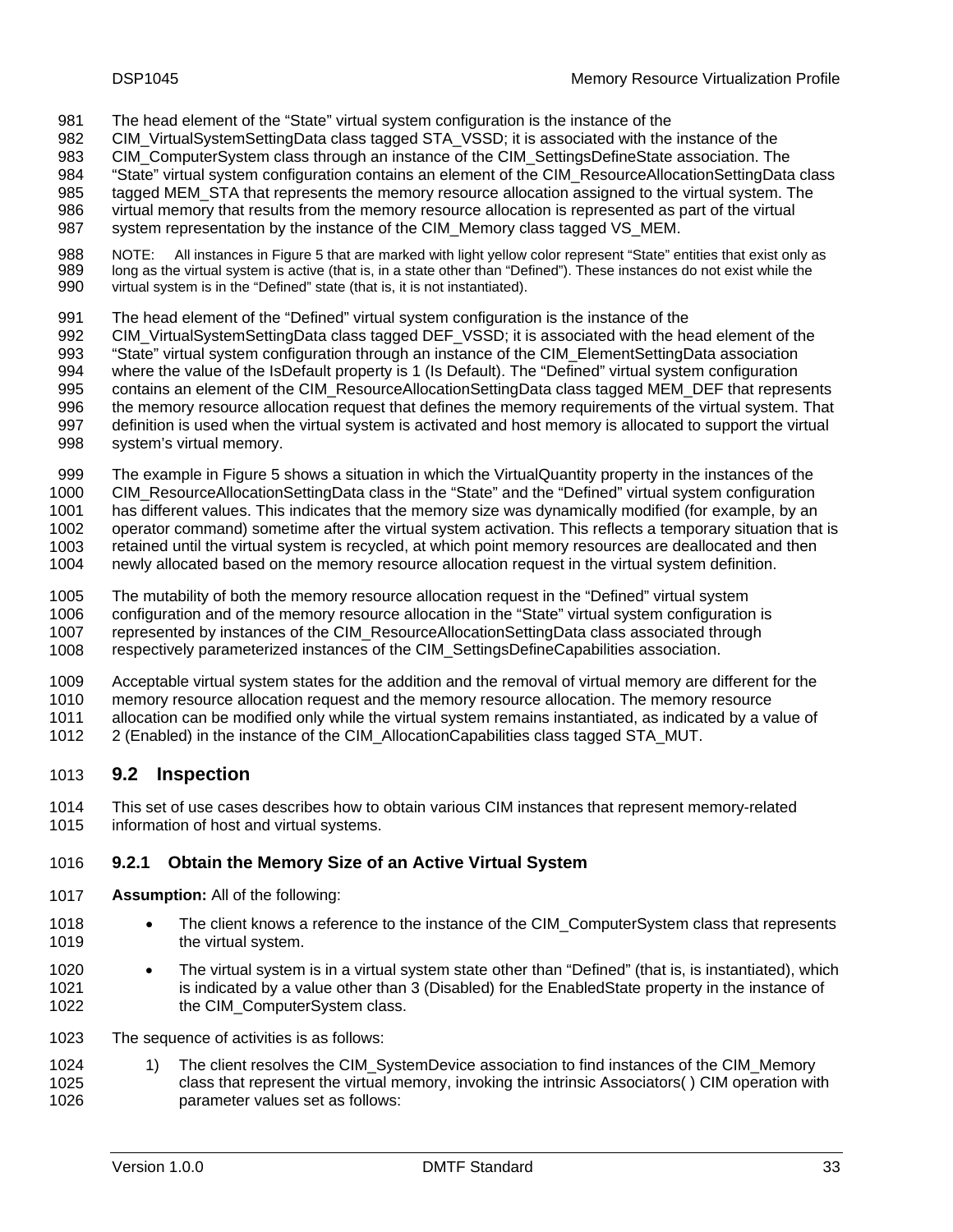The head element of the "State" virtual system configuration is the instance of the CIM_VirtualSystemSettingData class tagged STA_VSSD; it is associated with the instance of the CIM_ComputerSystem class through an instance of the CIM_SettingsDefineState association. The "State" virtual system configuration contains an element of the CIM_ResourceAllocationSettingData class tagged MEM_STA that represents the memory resource allocation assigned to the virtual system. The virtual memory that results from the memory resource allocation is represented as part of the virtual system representation by the instance of the CIM_Memory class tagged VS_MEM.

NOTE: All instances in Figure 5 that are marked with light yellow color represent "State" entities that exist only as long as the virtual system is active (that is, in a state other than "Defined"). These instances do not exist while the virtual system is in the "Defined" state (that is, it is not instantiated).

The head element of the "Defined" virtual system configuration is the instance of the CIM_VirtualSystemSettingData class tagged DEF_VSSD; it is associated with the head element of the "State" virtual system configuration through an instance of the CIM_ElementSettingData association where the value of the IsDefault property is 1 (Is Default). The "Defined" virtual system configuration contains an element of the CIM_ResourceAllocationSettingData class tagged MEM_DEF that represents the memory resource allocation request that defines the memory requirements of the virtual system. That definition is used when the virtual system is activated and host memory is allocated to support the virtual system's virtual memory.

The example in Figure 5 shows a situation in which the VirtualQuantity property in the instances of the CIM_ResourceAllocationSettingData class in the "State" and the "Defined" virtual system configuration has different values. This indicates that the memory size was dynamically modified (for example, by an operator command) sometime after the virtual system activation. This reflects a temporary situation that is retained until the virtual system is recycled, at which point memory resources are deallocated and then newly allocated based on the memory resource allocation request in the virtual system definition.

The mutability of both the memory resource allocation request in the "Defined" virtual system configuration and of the memory resource allocation in the "State" virtual system configuration is represented by instances of the CIM_ResourceAllocationSettingData class associated through respectively parameterized instances of the CIM_SettingsDefineCapabilities association.

Acceptable virtual system states for the addition and the removal of virtual memory are different for the memory resource allocation request and the memory resource allocation. The memory resource allocation can be modified only while the virtual system remains instantiated, as indicated by a value of 2 (Enabled) in the instance of the CIM_AllocationCapabilities class tagged STA_MUT.

## 9.2 Inspection

This set of use cases describes how to obtain various CIM instances that represent memory-related information of host and virtual systems.

### 9.2.1 Obtain the Memory Size of an Active Virtual System

**Assumption:** All of the following:

- The client knows a reference to the instance of the CIM_ComputerSystem class that represents the virtual system.
- The virtual system is in a virtual system state other than "Defined" (that is, is instantiated), which is indicated by a value other than 3 (Disabled) for the EnabledState property in the instance of the CIM_ComputerSystem class.

The sequence of activities is as follows:

1) The client resolves the CIM_SystemDevice association to find instances of the CIM_Memory class that represent the virtual memory, invoking the intrinsic Associators( ) CIM operation with parameter values set as follows: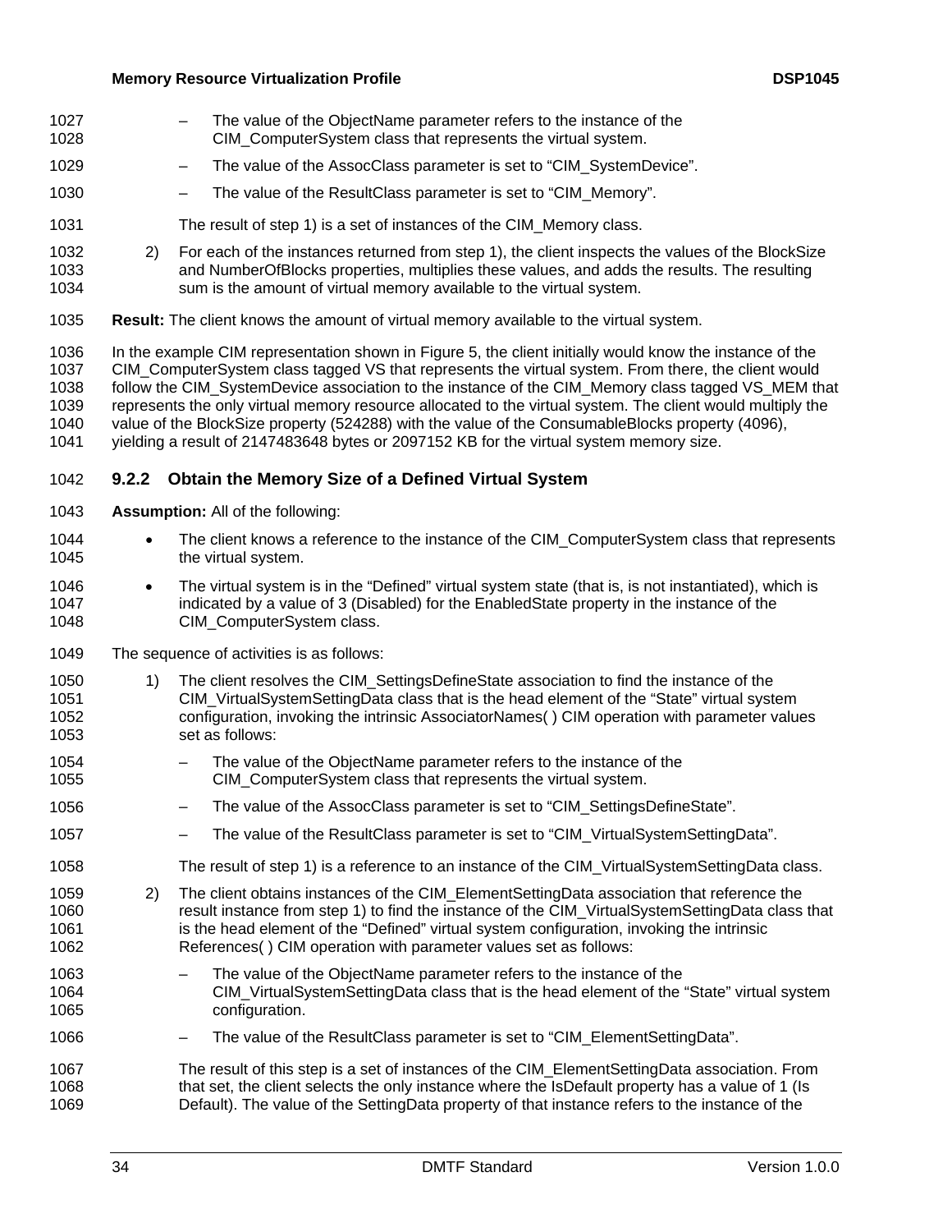- The value of the ObjectName parameter refers to the instance of the CIM_ComputerSystem class that represents the virtual system.
- The value of the AssocClass parameter is set to "CIM_SystemDevice".
- The value of the ResultClass parameter is set to "CIM_Memory".

The result of step 1) is a set of instances of the CIM_Memory class.

2) For each of the instances returned from step 1), the client inspects the values of the BlockSize and NumberOfBlocks properties, multiplies these values, and adds the results. The resulting sum is the amount of virtual memory available to the virtual system.

**Result:** The client knows the amount of virtual memory available to the virtual system.

In the example CIM representation shown in Figure 5, the client initially would know the instance of the CIM_ComputerSystem class tagged VS that represents the virtual system. From there, the client would follow the CIM_SystemDevice association to the instance of the CIM_Memory class tagged VS_MEM that represents the only virtual memory resource allocated to the virtual system. The client would multiply the value of the BlockSize property (524288) with the value of the ConsumableBlocks property (4096), yielding a result of 2147483648 bytes or 2097152 KB for the virtual system memory size.

### 9.2.2 Obtain the Memory Size of a Defined Virtual System

**Assumption:** All of the following:

- The client knows a reference to the instance of the CIM_ComputerSystem class that represents the virtual system.
- The virtual system is in the "Defined" virtual system state (that is, is not instantiated), which is indicated by a value of 3 (Disabled) for the EnabledState property in the instance of the CIM_ComputerSystem class.

The sequence of activities is as follows:

1) The client resolves the CIM_SettingsDefineState association to find the instance of the CIM_VirtualSystemSettingData class that is the head element of the "State" virtual system configuration, invoking the intrinsic AssociatorNames( ) CIM operation with parameter values set as follows:

   - The value of the ObjectName parameter refers to the instance of the CIM_ComputerSystem class that represents the virtual system.
   - The value of the AssocClass parameter is set to "CIM_SettingsDefineState".
   - The value of the ResultClass parameter is set to "CIM_VirtualSystemSettingData".

   The result of step 1) is a reference to an instance of the CIM_VirtualSystemSettingData class.

2) The client obtains instances of the CIM_ElementSettingData association that reference the result instance from step 1) to find the instance of the CIM_VirtualSystemSettingData class that is the head element of the "Defined" virtual system configuration, invoking the intrinsic References( ) CIM operation with parameter values set as follows:

   - The value of the ObjectName parameter refers to the instance of the CIM_VirtualSystemSettingData class that is the head element of the "State" virtual system configuration.
   - The value of the ResultClass parameter is set to "CIM_ElementSettingData".

   The result of this step is a set of instances of the CIM_ElementSettingData association. From that set, the client selects the only instance where the IsDefault property has a value of 1 (Is Default). The value of the SettingData property of that instance refers to the instance of the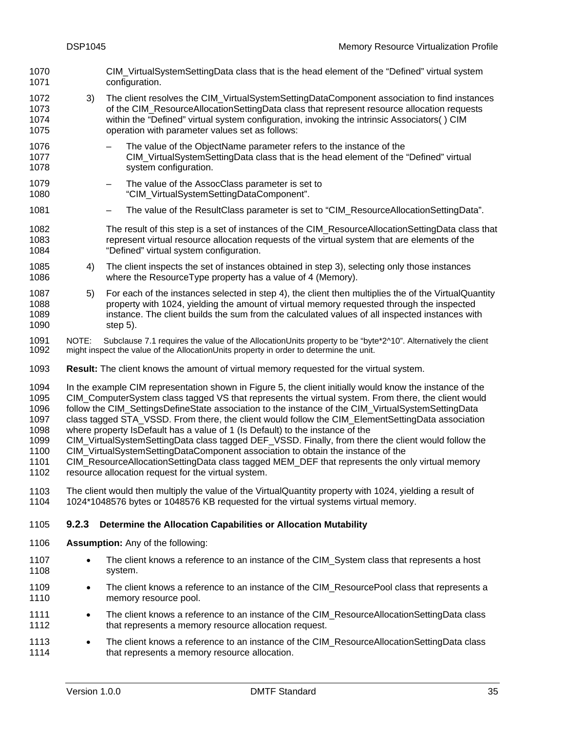CIM_VirtualSystemSettingData class that is the head element of the “Defined” virtual system configuration.

3) The client resolves the CIM_VirtualSystemSettingDataComponent association to find instances of the CIM_ResourceAllocationSettingData class that represent resource allocation requests within the “Defined” virtual system configuration, invoking the intrinsic Associators( ) CIM operation with parameter values set as follows:

   – The value of the ObjectName parameter refers to the instance of the CIM_VirtualSystemSettingData class that is the head element of the “Defined” virtual system configuration.

   – The value of the AssocClass parameter is set to “CIM_VirtualSystemSettingDataComponent”.

   – The value of the ResultClass parameter is set to “CIM_ResourceAllocationSettingData”.

   The result of this step is a set of instances of the CIM_ResourceAllocationSettingData class that represent virtual resource allocation requests of the virtual system that are elements of the “Defined” virtual system configuration.

4) The client inspects the set of instances obtained in step 3), selecting only those instances where the ResourceType property has a value of 4 (Memory).

5) For each of the instances selected in step 4), the client then multiplies the of the VirtualQuantity property with 1024, yielding the amount of virtual memory requested through the inspected instance. The client builds the sum from the calculated values of all inspected instances with step 5).

NOTE: Subclause 7.1 requires the value of the AllocationUnits property to be “byte*2^10”. Alternatively the client might inspect the value of the AllocationUnits property in order to determine the unit.

**Result:** The client knows the amount of virtual memory requested for the virtual system.

In the example CIM representation shown in Figure 5, the client initially would know the instance of the CIM_ComputerSystem class tagged VS that represents the virtual system. From there, the client would follow the CIM_SettingsDefineState association to the instance of the CIM_VirtualSystemSettingData class tagged STA_VSSD. From there, the client would follow the CIM_ElementSettingData association where property IsDefault has a value of 1 (Is Default) to the instance of the CIM_VirtualSystemSettingData class tagged DEF_VSSD. Finally, from there the client would follow the CIM_VirtualSystemSettingDataComponent association to obtain the instance of the CIM_ResourceAllocationSettingData class tagged MEM_DEF that represents the only virtual memory resource allocation request for the virtual system.

The client would then multiply the value of the VirtualQuantity property with 1024, yielding a result of 1024*1048576 bytes or 1048576 KB requested for the virtual systems virtual memory.

### 9.2.3 Determine the Allocation Capabilities or Allocation Mutability

**Assumption:** Any of the following:

- The client knows a reference to an instance of the CIM_System class that represents a host system.
- The client knows a reference to an instance of the CIM_ResourcePool class that represents a memory resource pool.
- The client knows a reference to an instance of the CIM_ResourceAllocationSettingData class that represents a memory resource allocation request.
- The client knows a reference to an instance of the CIM_ResourceAllocationSettingData class that represents a memory resource allocation.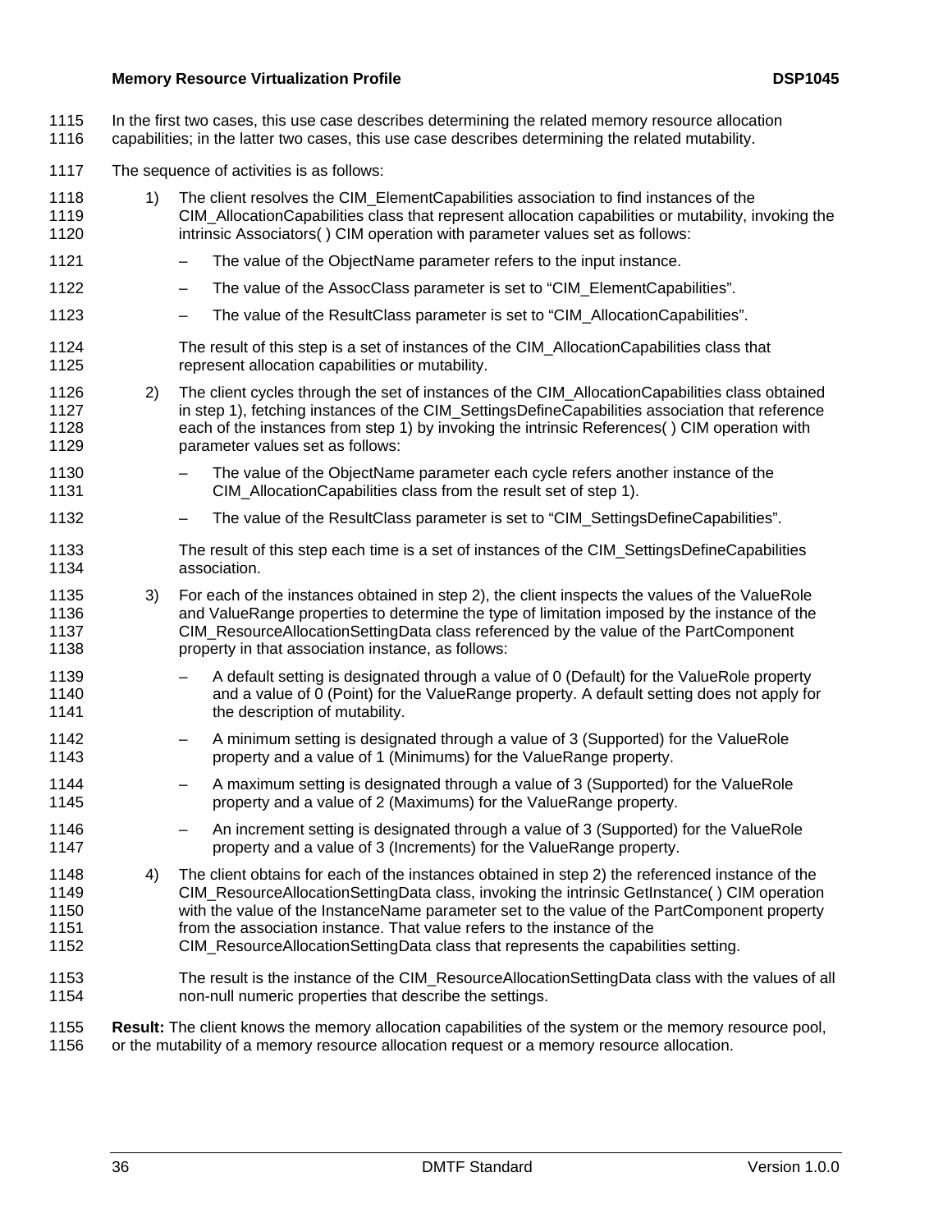In the first two cases, this use case describes determining the related memory resource allocation capabilities; in the latter two cases, this use case describes determining the related mutability.

The sequence of activities is as follows:

1) The client resolves the CIM_ElementCapabilities association to find instances of the CIM_AllocationCapabilities class that represent allocation capabilities or mutability, invoking the intrinsic Associators( ) CIM operation with parameter values set as follows:

   – The value of the ObjectName parameter refers to the input instance.

   – The value of the AssocClass parameter is set to "CIM_ElementCapabilities".

   – The value of the ResultClass parameter is set to "CIM_AllocationCapabilities".

   The result of this step is a set of instances of the CIM_AllocationCapabilities class that represent allocation capabilities or mutability.

2) The client cycles through the set of instances of the CIM_AllocationCapabilities class obtained in step 1), fetching instances of the CIM_SettingsDefineCapabilities association that reference each of the instances from step 1) by invoking the intrinsic References( ) CIM operation with parameter values set as follows:

   – The value of the ObjectName parameter each cycle refers another instance of the CIM_AllocationCapabilities class from the result set of step 1).

   – The value of the ResultClass parameter is set to "CIM_SettingsDefineCapabilities".

   The result of this step each time is a set of instances of the CIM_SettingsDefineCapabilities association.

3) For each of the instances obtained in step 2), the client inspects the values of the ValueRole and ValueRange properties to determine the type of limitation imposed by the instance of the CIM_ResourceAllocationSettingData class referenced by the value of the PartComponent property in that association instance, as follows:

   – A default setting is designated through a value of 0 (Default) for the ValueRole property and a value of 0 (Point) for the ValueRange property. A default setting does not apply for the description of mutability.

   – A minimum setting is designated through a value of 3 (Supported) for the ValueRole property and a value of 1 (Minimums) for the ValueRange property.

   – A maximum setting is designated through a value of 3 (Supported) for the ValueRole property and a value of 2 (Maximums) for the ValueRange property.

   – An increment setting is designated through a value of 3 (Supported) for the ValueRole property and a value of 3 (Increments) for the ValueRange property.

4) The client obtains for each of the instances obtained in step 2) the referenced instance of the CIM_ResourceAllocationSettingData class, invoking the intrinsic GetInstance( ) CIM operation with the value of the InstanceName parameter set to the value of the PartComponent property from the association instance. That value refers to the instance of the CIM_ResourceAllocationSettingData class that represents the capabilities setting.

   The result is the instance of the CIM_ResourceAllocationSettingData class with the values of all non-null numeric properties that describe the settings.

**Result:** The client knows the memory allocation capabilities of the system or the memory resource pool, or the mutability of a memory resource allocation request or a memory resource allocation.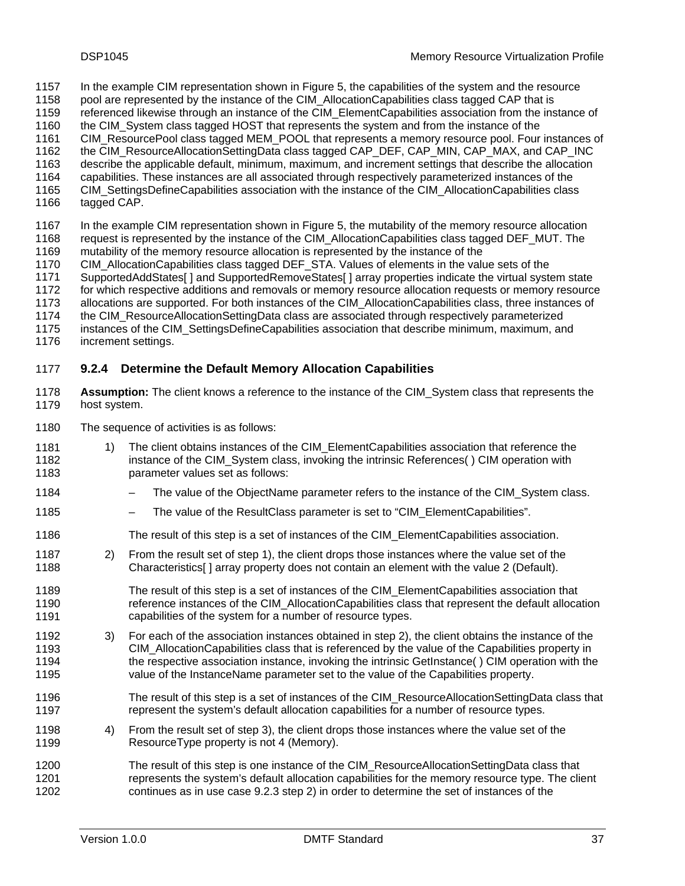In the example CIM representation shown in Figure 5, the capabilities of the system and the resource pool are represented by the instance of the CIM_AllocationCapabilities class tagged CAP that is referenced likewise through an instance of the CIM_ElementCapabilities association from the instance of the CIM_System class tagged HOST that represents the system and from the instance of the CIM_ResourcePool class tagged MEM_POOL that represents a memory resource pool. Four instances of the CIM_ResourceAllocationSettingData class tagged CAP_DEF, CAP_MIN, CAP_MAX, and CAP_INC describe the applicable default, minimum, maximum, and increment settings that describe the allocation capabilities. These instances are all associated through respectively parameterized instances of the CIM_SettingsDefineCapabilities association with the instance of the CIM_AllocationCapabilities class tagged CAP.

In the example CIM representation shown in Figure 5, the mutability of the memory resource allocation request is represented by the instance of the CIM_AllocationCapabilities class tagged DEF_MUT. The mutability of the memory resource allocation is represented by the instance of the CIM_AllocationCapabilities class tagged DEF_STA. Values of elements in the value sets of the SupportedAddStates[ ] and SupportedRemoveStates[ ] array properties indicate the virtual system state for which respective additions and removals or memory resource allocation requests or memory resource allocations are supported. For both instances of the CIM_AllocationCapabilities class, three instances of the CIM_ResourceAllocationSettingData class are associated through respectively parameterized instances of the CIM_SettingsDefineCapabilities association that describe minimum, maximum, and increment settings.

### 9.2.4 Determine the Default Memory Allocation Capabilities

**Assumption:** The client knows a reference to the instance of the CIM_System class that represents the host system.

The sequence of activities is as follows:

1) The client obtains instances of the CIM_ElementCapabilities association that reference the instance of the CIM_System class, invoking the intrinsic References( ) CIM operation with parameter values set as follows:

   – The value of the ObjectName parameter refers to the instance of the CIM_System class.

   – The value of the ResultClass parameter is set to "CIM_ElementCapabilities".

   The result of this step is a set of instances of the CIM_ElementCapabilities association.

2) From the result set of step 1), the client drops those instances where the value set of the Characteristics[ ] array property does not contain an element with the value 2 (Default).

   The result of this step is a set of instances of the CIM_ElementCapabilities association that reference instances of the CIM_AllocationCapabilities class that represent the default allocation capabilities of the system for a number of resource types.

3) For each of the association instances obtained in step 2), the client obtains the instance of the CIM_AllocationCapabilities class that is referenced by the value of the Capabilities property in the respective association instance, invoking the intrinsic GetInstance( ) CIM operation with the value of the InstanceName parameter set to the value of the Capabilities property.

   The result of this step is a set of instances of the CIM_ResourceAllocationSettingData class that represent the system's default allocation capabilities for a number of resource types.

4) From the result set of step 3), the client drops those instances where the value set of the ResourceType property is not 4 (Memory).

   The result of this step is one instance of the CIM_ResourceAllocationSettingData class that represents the system's default allocation capabilities for the memory resource type. The client continues as in use case 9.2.3 step 2) in order to determine the set of instances of the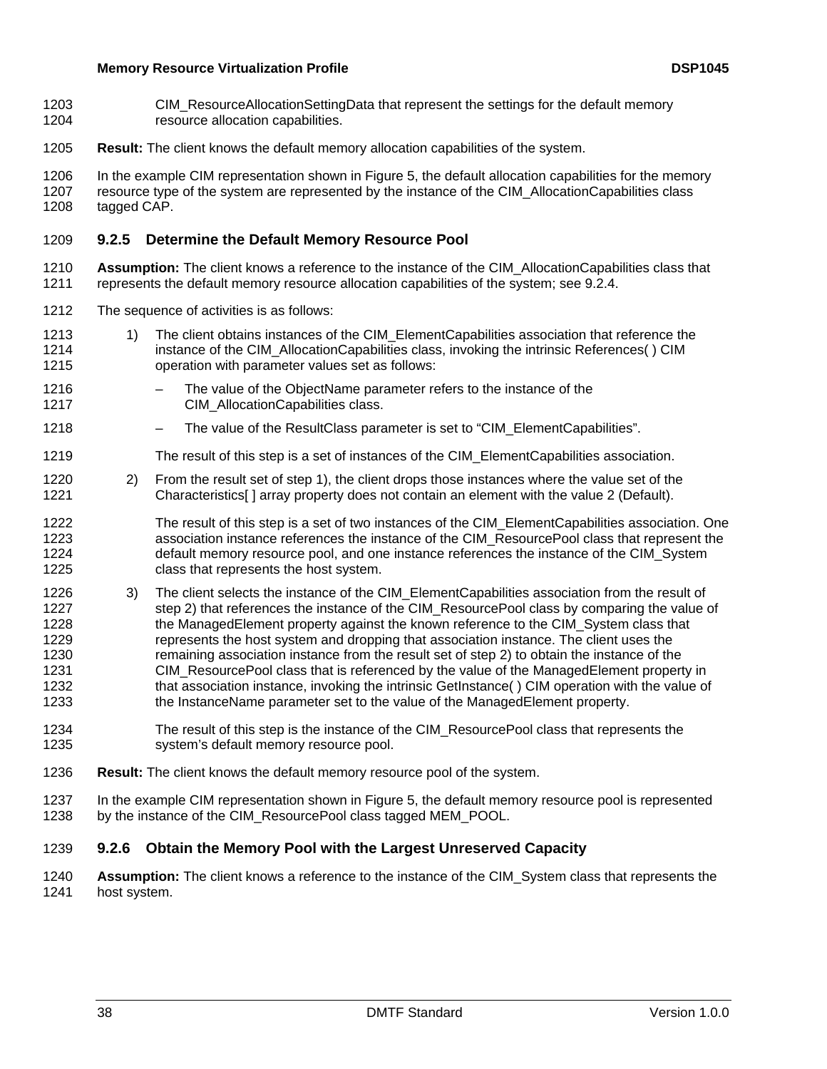CIM_ResourceAllocationSettingData that represent the settings for the default memory resource allocation capabilities.

**Result:** The client knows the default memory allocation capabilities of the system.

In the example CIM representation shown in Figure 5, the default allocation capabilities for the memory resource type of the system are represented by the instance of the CIM_AllocationCapabilities class tagged CAP.

### 9.2.5 Determine the Default Memory Resource Pool

**Assumption:** The client knows a reference to the instance of the CIM_AllocationCapabilities class that represents the default memory resource allocation capabilities of the system; see 9.2.4.

The sequence of activities is as follows:

1) The client obtains instances of the CIM_ElementCapabilities association that reference the instance of the CIM_AllocationCapabilities class, invoking the intrinsic References( ) CIM operation with parameter values set as follows:

   – The value of the ObjectName parameter refers to the instance of the CIM_AllocationCapabilities class.

   – The value of the ResultClass parameter is set to "CIM_ElementCapabilities".

   The result of this step is a set of instances of the CIM_ElementCapabilities association.

2) From the result set of step 1), the client drops those instances where the value set of the Characteristics[ ] array property does not contain an element with the value 2 (Default).

   The result of this step is a set of two instances of the CIM_ElementCapabilities association. One association instance references the instance of the CIM_ResourcePool class that represent the default memory resource pool, and one instance references the instance of the CIM_System class that represents the host system.

3) The client selects the instance of the CIM_ElementCapabilities association from the result of step 2) that references the instance of the CIM_ResourcePool class by comparing the value of the ManagedElement property against the known reference to the CIM_System class that represents the host system and dropping that association instance. The client uses the remaining association instance from the result set of step 2) to obtain the instance of the CIM_ResourcePool class that is referenced by the value of the ManagedElement property in that association instance, invoking the intrinsic GetInstance( ) CIM operation with the value of the InstanceName parameter set to the value of the ManagedElement property.

   The result of this step is the instance of the CIM_ResourcePool class that represents the system's default memory resource pool.

**Result:** The client knows the default memory resource pool of the system.

In the example CIM representation shown in Figure 5, the default memory resource pool is represented by the instance of the CIM_ResourcePool class tagged MEM_POOL.

### 9.2.6 Obtain the Memory Pool with the Largest Unreserved Capacity

**Assumption:** The client knows a reference to the instance of the CIM_System class that represents the host system.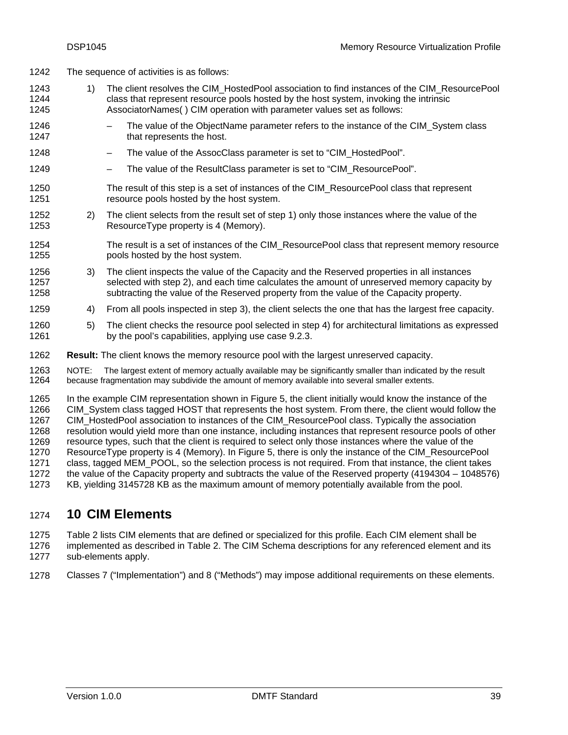The sequence of activities is as follows:

1) The client resolves the CIM_HostedPool association to find instances of the CIM_ResourcePool class that represent resource pools hosted by the host system, invoking the intrinsic AssociatorNames( ) CIM operation with parameter values set as follows:

   – The value of the ObjectName parameter refers to the instance of the CIM_System class that represents the host.

   – The value of the AssocClass parameter is set to "CIM_HostedPool".

   – The value of the ResultClass parameter is set to "CIM_ResourcePool".

   The result of this step is a set of instances of the CIM_ResourcePool class that represent resource pools hosted by the host system.

2) The client selects from the result set of step 1) only those instances where the value of the ResourceType property is 4 (Memory).

   The result is a set of instances of the CIM_ResourcePool class that represent memory resource pools hosted by the host system.

3) The client inspects the value of the Capacity and the Reserved properties in all instances selected with step 2), and each time calculates the amount of unreserved memory capacity by subtracting the value of the Reserved property from the value of the Capacity property.

4) From all pools inspected in step 3), the client selects the one that has the largest free capacity.

5) The client checks the resource pool selected in step 4) for architectural limitations as expressed by the pool's capabilities, applying use case 9.2.3.

**Result:** The client knows the memory resource pool with the largest unreserved capacity.

NOTE: The largest extent of memory actually available may be significantly smaller than indicated by the result because fragmentation may subdivide the amount of memory available into several smaller extents.

In the example CIM representation shown in Figure 5, the client initially would know the instance of the CIM_System class tagged HOST that represents the host system. From there, the client would follow the CIM_HostedPool association to instances of the CIM_ResourcePool class. Typically the association resolution would yield more than one instance, including instances that represent resource pools of other resource types, such that the client is required to select only those instances where the value of the ResourceType property is 4 (Memory). In Figure 5, there is only the instance of the CIM_ResourcePool class, tagged MEM_POOL, so the selection process is not required. From that instance, the client takes the value of the Capacity property and subtracts the value of the Reserved property (4194304 – 1048576) KB, yielding 3145728 KB as the maximum amount of memory potentially available from the pool.

# 10 CIM Elements

Table 2 lists CIM elements that are defined or specialized for this profile. Each CIM element shall be implemented as described in Table 2. The CIM Schema descriptions for any referenced element and its sub-elements apply.

Classes 7 ("Implementation") and 8 ("Methods") may impose additional requirements on these elements.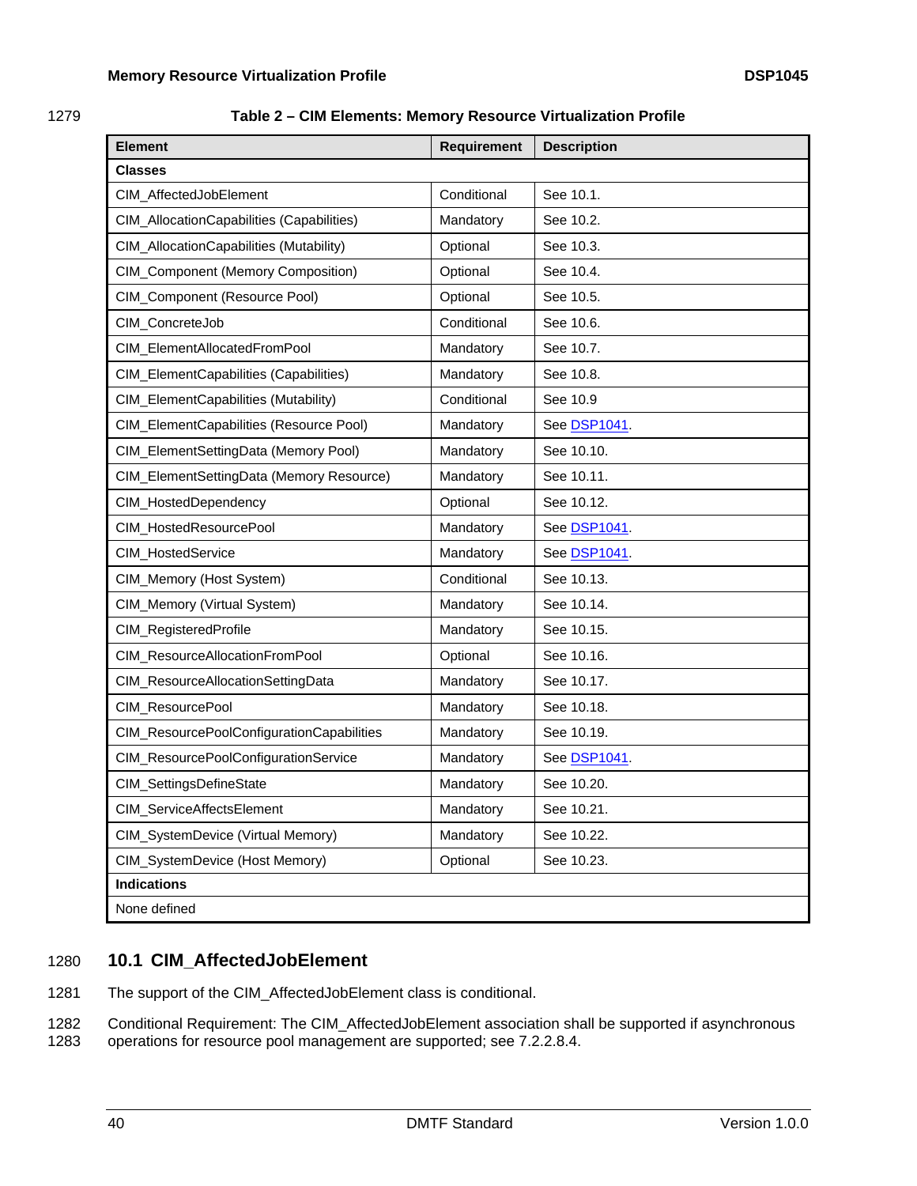**Table 2 – CIM Elements: Memory Resource Virtualization Profile**

| Element | Requirement | Description |
|---|---|---|
| **Classes** | | |
| CIM_AffectedJobElement | Conditional | See 10.1. |
| CIM_AllocationCapabilities (Capabilities) | Mandatory | See 10.2. |
| CIM_AllocationCapabilities (Mutability) | Optional | See 10.3. |
| CIM_Component (Memory Composition) | Optional | See 10.4. |
| CIM_Component (Resource Pool) | Optional | See 10.5. |
| CIM_ConcreteJob | Conditional | See 10.6. |
| CIM_ElementAllocatedFromPool | Mandatory | See 10.7. |
| CIM_ElementCapabilities (Capabilities) | Mandatory | See 10.8. |
| CIM_ElementCapabilities (Mutability) | Conditional | See 10.9 |
| CIM_ElementCapabilities (Resource Pool) | Mandatory | See DSP1041. |
| CIM_ElementSettingData (Memory Pool) | Mandatory | See 10.10. |
| CIM_ElementSettingData (Memory Resource) | Mandatory | See 10.11. |
| CIM_HostedDependency | Optional | See 10.12. |
| CIM_HostedResourcePool | Mandatory | See DSP1041. |
| CIM_HostedService | Mandatory | See DSP1041. |
| CIM_Memory (Host System) | Conditional | See 10.13. |
| CIM_Memory (Virtual System) | Mandatory | See 10.14. |
| CIM_RegisteredProfile | Mandatory | See 10.15. |
| CIM_ResourceAllocationFromPool | Optional | See 10.16. |
| CIM_ResourceAllocationSettingData | Mandatory | See 10.17. |
| CIM_ResourcePool | Mandatory | See 10.18. |
| CIM_ResourcePoolConfigurationCapabilities | Mandatory | See 10.19. |
| CIM_ResourcePoolConfigurationService | Mandatory | See DSP1041. |
| CIM_SettingsDefineState | Mandatory | See 10.20. |
| CIM_ServiceAffectsElement | Mandatory | See 10.21. |
| CIM_SystemDevice (Virtual Memory) | Mandatory | See 10.22. |
| CIM_SystemDevice (Host Memory) | Optional | See 10.23. |
| **Indications** | | |
| None defined | | |

## 10.1 CIM_AffectedJobElement

The support of the CIM_AffectedJobElement class is conditional.

Conditional Requirement: The CIM_AffectedJobElement association shall be supported if asynchronous operations for resource pool management are supported; see 7.2.2.8.4.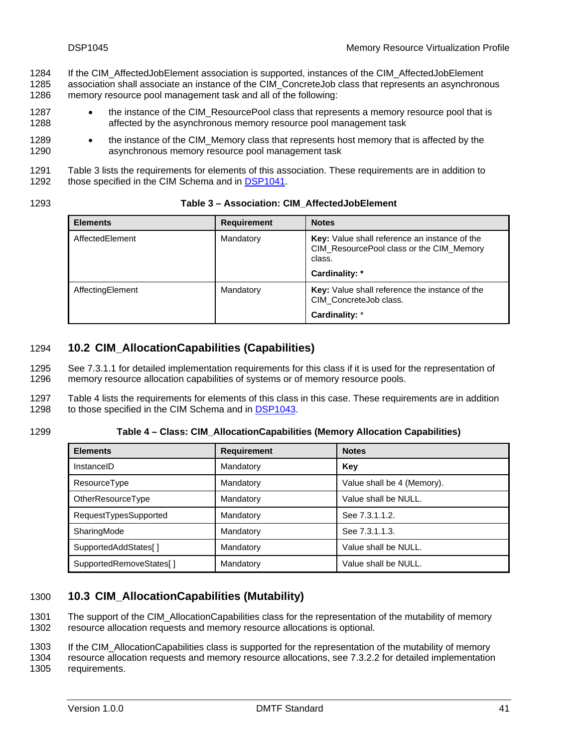If the CIM_AffectedJobElement association is supported, instances of the CIM_AffectedJobElement association shall associate an instance of the CIM_ConcreteJob class that represents an asynchronous memory resource pool management task and all of the following:

- the instance of the CIM_ResourcePool class that represents a memory resource pool that is affected by the asynchronous memory resource pool management task
- the instance of the CIM_Memory class that represents host memory that is affected by the asynchronous memory resource pool management task

Table 3 lists the requirements for elements of this association. These requirements are in addition to those specified in the CIM Schema and in DSP1041.

**Table 3 – Association: CIM_AffectedJobElement**

| Elements | Requirement | Notes |
|---|---|---|
| AffectedElement | Mandatory | **Key:** Value shall reference an instance of the CIM_ResourcePool class or the CIM_Memory class.<br>**Cardinality: \*** |
| AffectingElement | Mandatory | **Key:** Value shall reference the instance of the CIM_ConcreteJob class.<br>**Cardinality:** * |

## 10.2 CIM_AllocationCapabilities (Capabilities)

See 7.3.1.1 for detailed implementation requirements for this class if it is used for the representation of memory resource allocation capabilities of systems or of memory resource pools.

Table 4 lists the requirements for elements of this class in this case. These requirements are in addition to those specified in the CIM Schema and in DSP1043.

**Table 4 – Class: CIM_AllocationCapabilities (Memory Allocation Capabilities)**

| Elements | Requirement | Notes |
|---|---|---|
| InstanceID | Mandatory | **Key** |
| ResourceType | Mandatory | Value shall be 4 (Memory). |
| OtherResourceType | Mandatory | Value shall be NULL. |
| RequestTypesSupported | Mandatory | See 7.3.1.1.2. |
| SharingMode | Mandatory | See 7.3.1.1.3. |
| SupportedAddStates[ ] | Mandatory | Value shall be NULL. |
| SupportedRemoveStates[ ] | Mandatory | Value shall be NULL. |

## 10.3 CIM_AllocationCapabilities (Mutability)

The support of the CIM_AllocationCapabilities class for the representation of the mutability of memory resource allocation requests and memory resource allocations is optional.

If the CIM_AllocationCapabilities class is supported for the representation of the mutability of memory resource allocation requests and memory resource allocations, see 7.3.2.2 for detailed implementation requirements.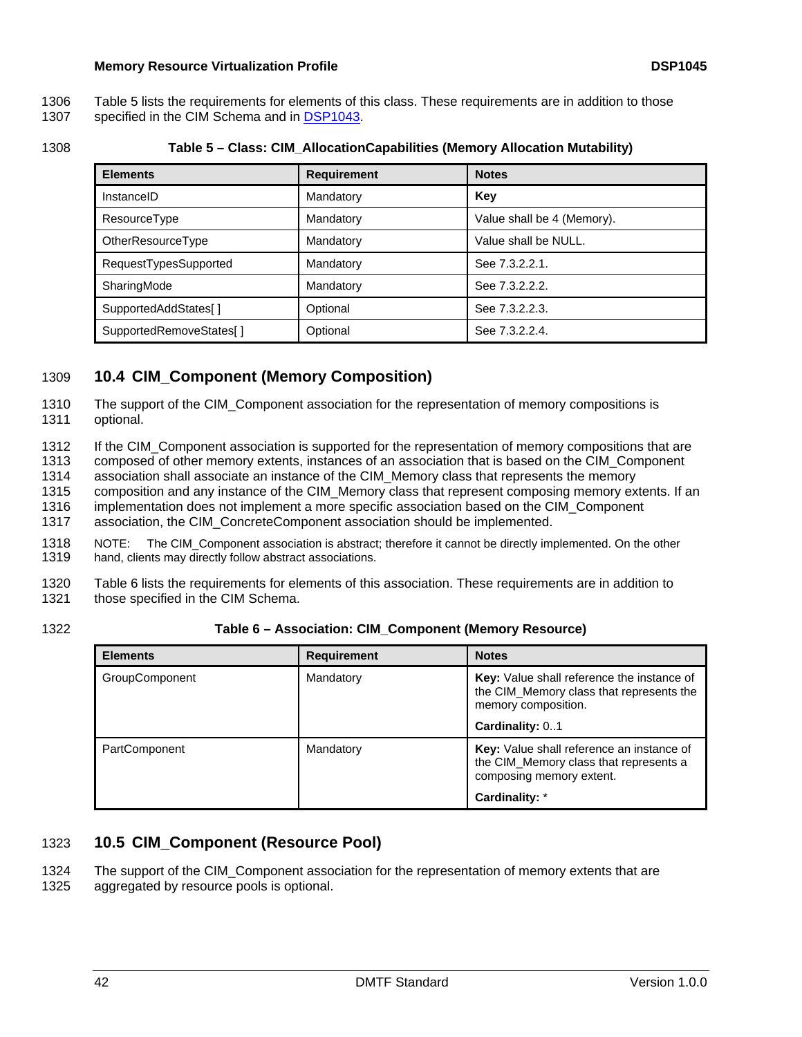Table 5 lists the requirements for elements of this class. These requirements are in addition to those specified in the CIM Schema and in DSP1043.

**Table 5 – Class: CIM_AllocationCapabilities (Memory Allocation Mutability)**

| Elements | Requirement | Notes |
|---|---|---|
| InstanceID | Mandatory | **Key** |
| ResourceType | Mandatory | Value shall be 4 (Memory). |
| OtherResourceType | Mandatory | Value shall be NULL. |
| RequestTypesSupported | Mandatory | See 7.3.2.2.1. |
| SharingMode | Mandatory | See 7.3.2.2.2. |
| SupportedAddStates[ ] | Optional | See 7.3.2.2.3. |
| SupportedRemoveStates[ ] | Optional | See 7.3.2.2.4. |

## 10.4 CIM_Component (Memory Composition)

The support of the CIM_Component association for the representation of memory compositions is optional.

If the CIM_Component association is supported for the representation of memory compositions that are composed of other memory extents, instances of an association that is based on the CIM_Component association shall associate an instance of the CIM_Memory class that represents the memory composition and any instance of the CIM_Memory class that represent composing memory extents. If an implementation does not implement a more specific association based on the CIM_Component association, the CIM_ConcreteComponent association should be implemented.

NOTE: The CIM_Component association is abstract; therefore it cannot be directly implemented. On the other hand, clients may directly follow abstract associations.

Table 6 lists the requirements for elements of this association. These requirements are in addition to those specified in the CIM Schema.

**Table 6 – Association: CIM_Component (Memory Resource)**

| Elements | Requirement | Notes |
|---|---|---|
| GroupComponent | Mandatory | **Key:** Value shall reference the instance of the CIM_Memory class that represents the memory composition.<br>**Cardinality:** 0..1 |
| PartComponent | Mandatory | **Key:** Value shall reference an instance of the CIM_Memory class that represents a composing memory extent.<br>**Cardinality:** * |

## 10.5 CIM_Component (Resource Pool)

The support of the CIM_Component association for the representation of memory extents that are aggregated by resource pools is optional.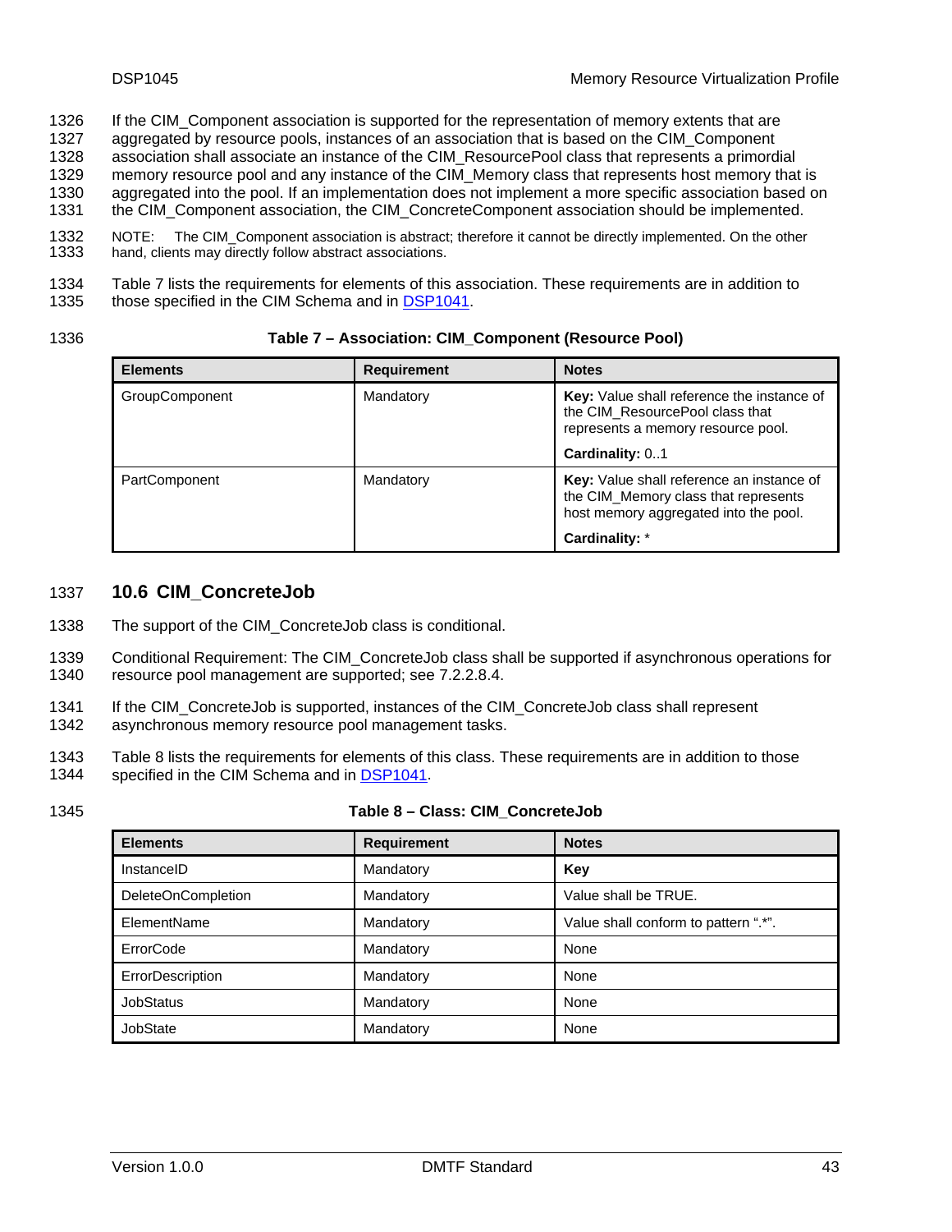If the CIM_Component association is supported for the representation of memory extents that are aggregated by resource pools, instances of an association that is based on the CIM_Component association shall associate an instance of the CIM_ResourcePool class that represents a primordial memory resource pool and any instance of the CIM_Memory class that represents host memory that is aggregated into the pool. If an implementation does not implement a more specific association based on the CIM_Component association, the CIM_ConcreteComponent association should be implemented.

NOTE: The CIM_Component association is abstract; therefore it cannot be directly implemented. On the other hand, clients may directly follow abstract associations.

Table 7 lists the requirements for elements of this association. These requirements are in addition to those specified in the CIM Schema and in DSP1041.

**Table 7 – Association: CIM_Component (Resource Pool)**

| Elements | Requirement | Notes |
|---|---|---|
| GroupComponent | Mandatory | **Key:** Value shall reference the instance of the CIM_ResourcePool class that represents a memory resource pool.<br><br>**Cardinality:** 0..1 |
| PartComponent | Mandatory | **Key:** Value shall reference an instance of the CIM_Memory class that represents host memory aggregated into the pool.<br><br>**Cardinality:** * |

## 10.6 CIM_ConcreteJob

The support of the CIM_ConcreteJob class is conditional.

Conditional Requirement: The CIM_ConcreteJob class shall be supported if asynchronous operations for resource pool management are supported; see 7.2.2.8.4.

If the CIM_ConcreteJob is supported, instances of the CIM_ConcreteJob class shall represent asynchronous memory resource pool management tasks.

Table 8 lists the requirements for elements of this class. These requirements are in addition to those specified in the CIM Schema and in DSP1041.

**Table 8 – Class: CIM_ConcreteJob**

| Elements | Requirement | Notes |
|---|---|---|
| InstanceID | Mandatory | **Key** |
| DeleteOnCompletion | Mandatory | Value shall be TRUE. |
| ElementName | Mandatory | Value shall conform to pattern ".*". |
| ErrorCode | Mandatory | None |
| ErrorDescription | Mandatory | None |
| JobStatus | Mandatory | None |
| JobState | Mandatory | None |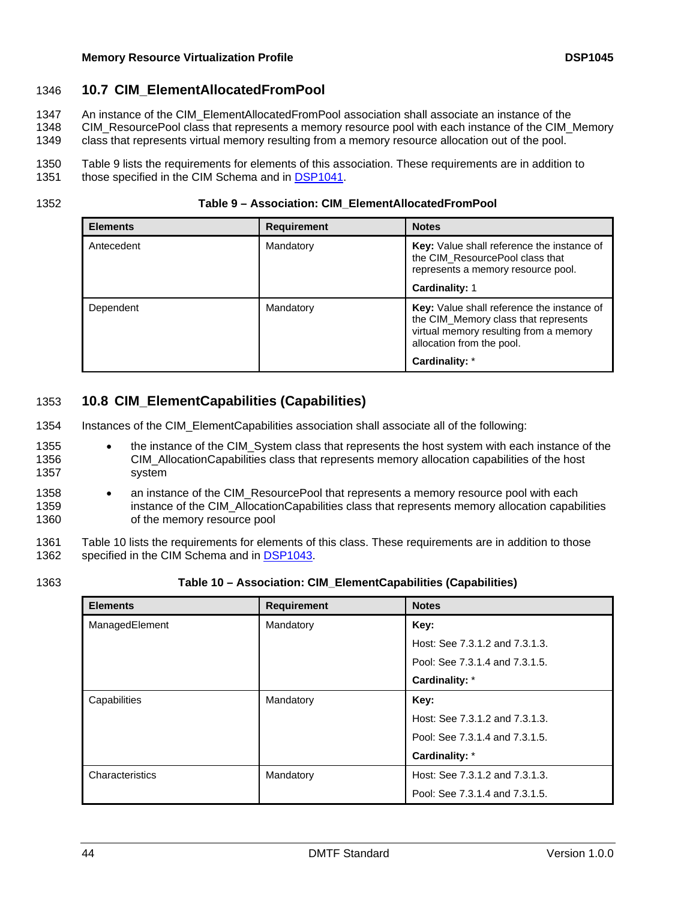## 10.7 CIM_ElementAllocatedFromPool

An instance of the CIM_ElementAllocatedFromPool association shall associate an instance of the CIM_ResourcePool class that represents a memory resource pool with each instance of the CIM_Memory class that represents virtual memory resulting from a memory resource allocation out of the pool.

Table 9 lists the requirements for elements of this association. These requirements are in addition to those specified in the CIM Schema and in DSP1041.

**Table 9 – Association: CIM_ElementAllocatedFromPool**

| Elements | Requirement | Notes |
|---|---|---|
| Antecedent | Mandatory | **Key:** Value shall reference the instance of the CIM_ResourcePool class that represents a memory resource pool.<br>**Cardinality:** 1 |
| Dependent | Mandatory | **Key:** Value shall reference the instance of the CIM_Memory class that represents virtual memory resulting from a memory allocation from the pool.<br>**Cardinality:** * |

## 10.8 CIM_ElementCapabilities (Capabilities)

Instances of the CIM_ElementCapabilities association shall associate all of the following:

- the instance of the CIM_System class that represents the host system with each instance of the CIM_AllocationCapabilities class that represents memory allocation capabilities of the host system
- an instance of the CIM_ResourcePool that represents a memory resource pool with each instance of the CIM_AllocationCapabilities class that represents memory allocation capabilities of the memory resource pool

Table 10 lists the requirements for elements of this class. These requirements are in addition to those specified in the CIM Schema and in DSP1043.

**Table 10 – Association: CIM_ElementCapabilities (Capabilities)**

| Elements | Requirement | Notes |
|---|---|---|
| ManagedElement | Mandatory | **Key:**<br>Host: See 7.3.1.2 and 7.3.1.3.<br>Pool: See 7.3.1.4 and 7.3.1.5.<br>**Cardinality:** * |
| Capabilities | Mandatory | **Key:**<br>Host: See 7.3.1.2 and 7.3.1.3.<br>Pool: See 7.3.1.4 and 7.3.1.5.<br>**Cardinality:** * |
| Characteristics | Mandatory | Host: See 7.3.1.2 and 7.3.1.3.<br>Pool: See 7.3.1.4 and 7.3.1.5. |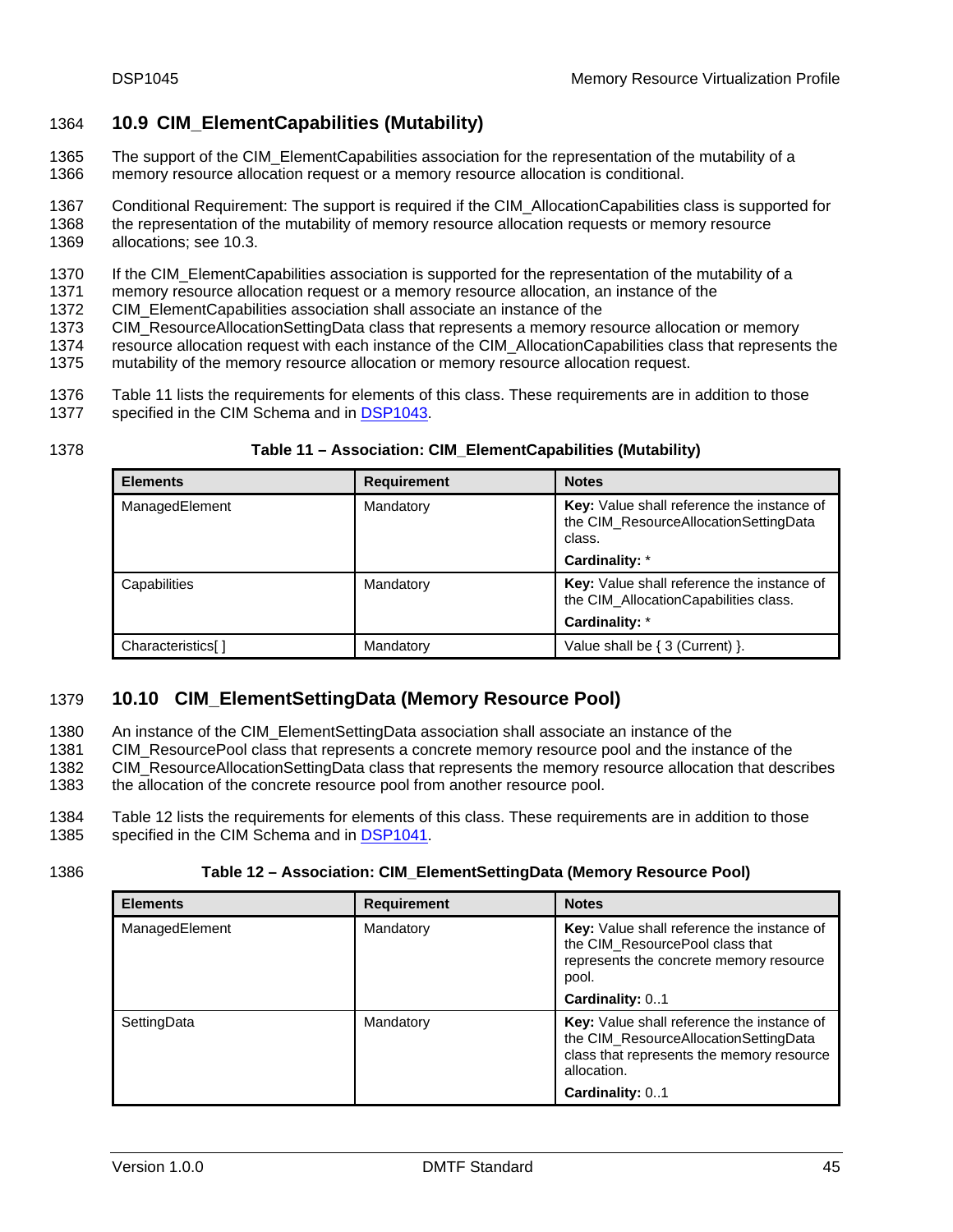## 10.9 CIM_ElementCapabilities (Mutability)

The support of the CIM_ElementCapabilities association for the representation of the mutability of a memory resource allocation request or a memory resource allocation is conditional.

Conditional Requirement: The support is required if the CIM_AllocationCapabilities class is supported for the representation of the mutability of memory resource allocation requests or memory resource allocations; see 10.3.

If the CIM_ElementCapabilities association is supported for the representation of the mutability of a memory resource allocation request or a memory resource allocation, an instance of the CIM_ElementCapabilities association shall associate an instance of the CIM_ResourceAllocationSettingData class that represents a memory resource allocation or memory resource allocation request with each instance of the CIM_AllocationCapabilities class that represents the mutability of the memory resource allocation or memory resource allocation request.

Table 11 lists the requirements for elements of this class. These requirements are in addition to those specified in the CIM Schema and in DSP1043.

**Table 11 – Association: CIM_ElementCapabilities (Mutability)**

| Elements | Requirement | Notes |
|---|---|---|
| ManagedElement | Mandatory | **Key:** Value shall reference the instance of the CIM_ResourceAllocationSettingData class.<br>**Cardinality:** * |
| Capabilities | Mandatory | **Key:** Value shall reference the instance of the CIM_AllocationCapabilities class.<br>**Cardinality:** * |
| Characteristics[ ] | Mandatory | Value shall be { 3 (Current) }. |

## 10.10 CIM_ElementSettingData (Memory Resource Pool)

An instance of the CIM_ElementSettingData association shall associate an instance of the CIM_ResourcePool class that represents a concrete memory resource pool and the instance of the CIM_ResourceAllocationSettingData class that represents the memory resource allocation that describes the allocation of the concrete resource pool from another resource pool.

Table 12 lists the requirements for elements of this class. These requirements are in addition to those specified in the CIM Schema and in DSP1041.

**Table 12 – Association: CIM_ElementSettingData (Memory Resource Pool)**

| Elements | Requirement | Notes |
|---|---|---|
| ManagedElement | Mandatory | **Key:** Value shall reference the instance of the CIM_ResourcePool class that represents the concrete memory resource pool.<br>**Cardinality:** 0..1 |
| SettingData | Mandatory | **Key:** Value shall reference the instance of the CIM_ResourceAllocationSettingData class that represents the memory resource allocation.<br>**Cardinality:** 0..1 |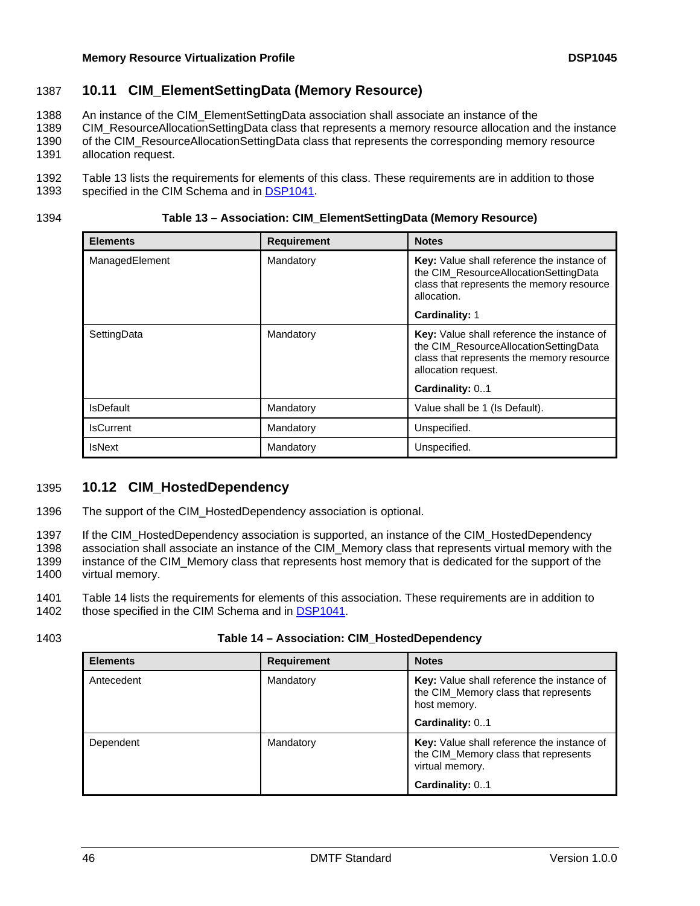## 10.11 CIM_ElementSettingData (Memory Resource)

An instance of the CIM_ElementSettingData association shall associate an instance of the CIM_ResourceAllocationSettingData class that represents a memory resource allocation and the instance of the CIM_ResourceAllocationSettingData class that represents the corresponding memory resource allocation request.

Table 13 lists the requirements for elements of this class. These requirements are in addition to those specified in the CIM Schema and in DSP1041.

**Table 13 – Association: CIM_ElementSettingData (Memory Resource)**

| Elements | Requirement | Notes |
|---|---|---|
| ManagedElement | Mandatory | **Key:** Value shall reference the instance of the CIM_ResourceAllocationSettingData class that represents the memory resource allocation.<br>**Cardinality:** 1 |
| SettingData | Mandatory | **Key:** Value shall reference the instance of the CIM_ResourceAllocationSettingData class that represents the memory resource allocation request.<br>**Cardinality:** 0..1 |
| IsDefault | Mandatory | Value shall be 1 (Is Default). |
| IsCurrent | Mandatory | Unspecified. |
| IsNext | Mandatory | Unspecified. |

## 10.12 CIM_HostedDependency

The support of the CIM_HostedDependency association is optional.

If the CIM_HostedDependency association is supported, an instance of the CIM_HostedDependency association shall associate an instance of the CIM_Memory class that represents virtual memory with the instance of the CIM_Memory class that represents host memory that is dedicated for the support of the virtual memory.

Table 14 lists the requirements for elements of this association. These requirements are in addition to those specified in the CIM Schema and in DSP1041.

**Table 14 – Association: CIM_HostedDependency**

| Elements | Requirement | Notes |
|---|---|---|
| Antecedent | Mandatory | **Key:** Value shall reference the instance of the CIM_Memory class that represents host memory.<br>**Cardinality:** 0..1 |
| Dependent | Mandatory | **Key:** Value shall reference the instance of the CIM_Memory class that represents virtual memory.<br>**Cardinality:** 0..1 |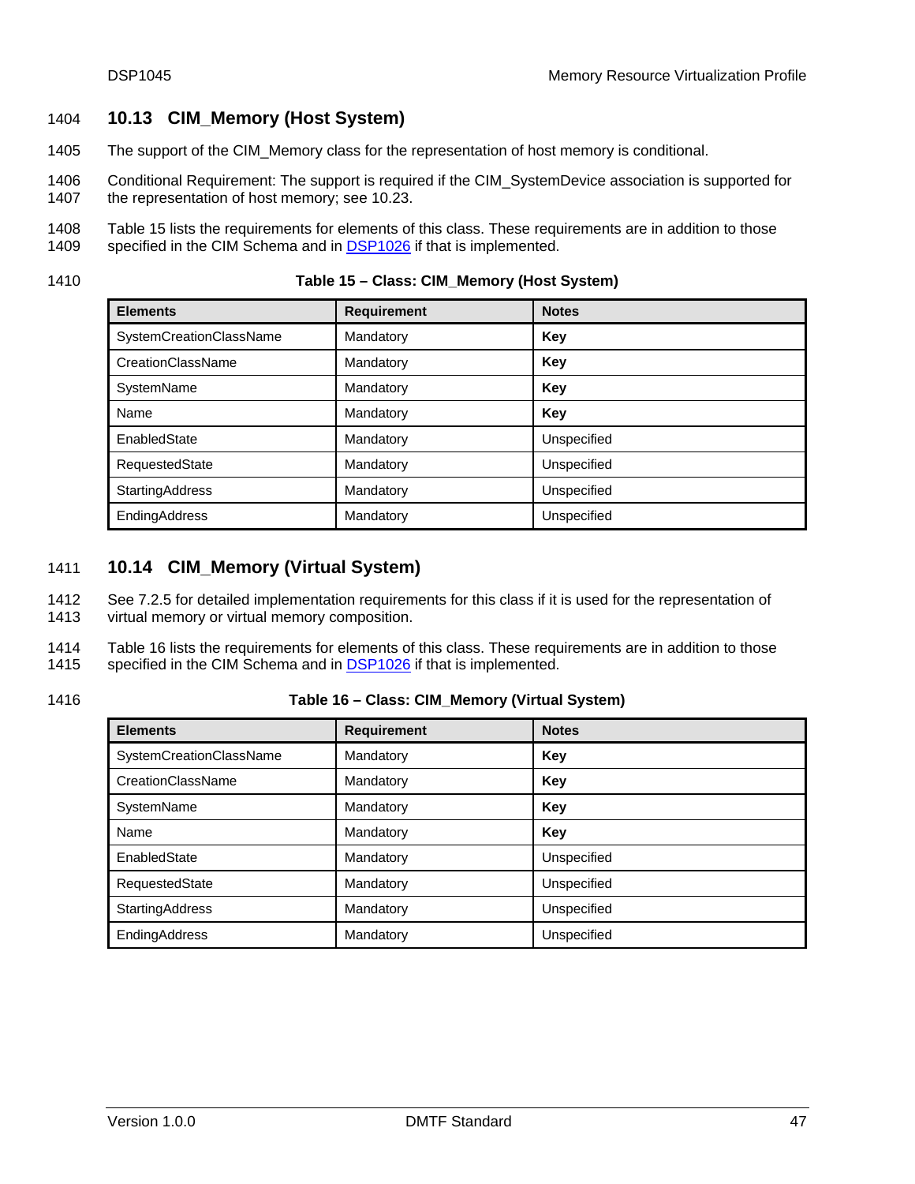## 10.13 CIM_Memory (Host System)

The support of the CIM_Memory class for the representation of host memory is conditional.

Conditional Requirement: The support is required if the CIM_SystemDevice association is supported for the representation of host memory; see 10.23.

Table 15 lists the requirements for elements of this class. These requirements are in addition to those specified in the CIM Schema and in DSP1026 if that is implemented.

**Table 15 – Class: CIM_Memory (Host System)**

| Elements | Requirement | Notes |
| --- | --- | --- |
| SystemCreationClassName | Mandatory | **Key** |
| CreationClassName | Mandatory | **Key** |
| SystemName | Mandatory | **Key** |
| Name | Mandatory | **Key** |
| EnabledState | Mandatory | Unspecified |
| RequestedState | Mandatory | Unspecified |
| StartingAddress | Mandatory | Unspecified |
| EndingAddress | Mandatory | Unspecified |

## 10.14 CIM_Memory (Virtual System)

See 7.2.5 for detailed implementation requirements for this class if it is used for the representation of virtual memory or virtual memory composition.

Table 16 lists the requirements for elements of this class. These requirements are in addition to those specified in the CIM Schema and in DSP1026 if that is implemented.

**Table 16 – Class: CIM_Memory (Virtual System)**

| Elements | Requirement | Notes |
| --- | --- | --- |
| SystemCreationClassName | Mandatory | **Key** |
| CreationClassName | Mandatory | **Key** |
| SystemName | Mandatory | **Key** |
| Name | Mandatory | **Key** |
| EnabledState | Mandatory | Unspecified |
| RequestedState | Mandatory | Unspecified |
| StartingAddress | Mandatory | Unspecified |
| EndingAddress | Mandatory | Unspecified |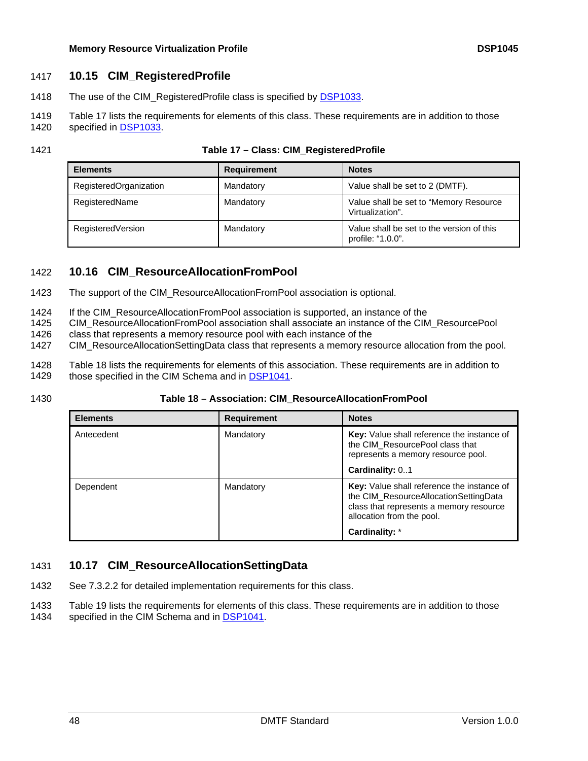## 10.15 CIM_RegisteredProfile

The use of the CIM_RegisteredProfile class is specified by DSP1033.

Table 17 lists the requirements for elements of this class. These requirements are in addition to those specified in DSP1033.

**Table 17 – Class: CIM_RegisteredProfile**

| Elements | Requirement | Notes |
|---|---|---|
| RegisteredOrganization | Mandatory | Value shall be set to 2 (DMTF). |
| RegisteredName | Mandatory | Value shall be set to “Memory Resource Virtualization”. |
| RegisteredVersion | Mandatory | Value shall be set to the version of this profile: “1.0.0”. |

## 10.16 CIM_ResourceAllocationFromPool

The support of the CIM_ResourceAllocationFromPool association is optional.

If the CIM_ResourceAllocationFromPool association is supported, an instance of the CIM_ResourceAllocationFromPool association shall associate an instance of the CIM_ResourcePool class that represents a memory resource pool with each instance of the CIM_ResourceAllocationSettingData class that represents a memory resource allocation from the pool.

Table 18 lists the requirements for elements of this association. These requirements are in addition to those specified in the CIM Schema and in DSP1041.

**Table 18 – Association: CIM_ResourceAllocationFromPool**

| Elements | Requirement | Notes |
|---|---|---|
| Antecedent | Mandatory | **Key:** Value shall reference the instance of the CIM_ResourcePool class that represents a memory resource pool.<br>**Cardinality:** 0..1 |
| Dependent | Mandatory | **Key:** Value shall reference the instance of the CIM_ResourceAllocationSettingData class that represents a memory resource allocation from the pool.<br>**Cardinality:** * |

## 10.17 CIM_ResourceAllocationSettingData

See 7.3.2.2 for detailed implementation requirements for this class.

Table 19 lists the requirements for elements of this class. These requirements are in addition to those specified in the CIM Schema and in DSP1041.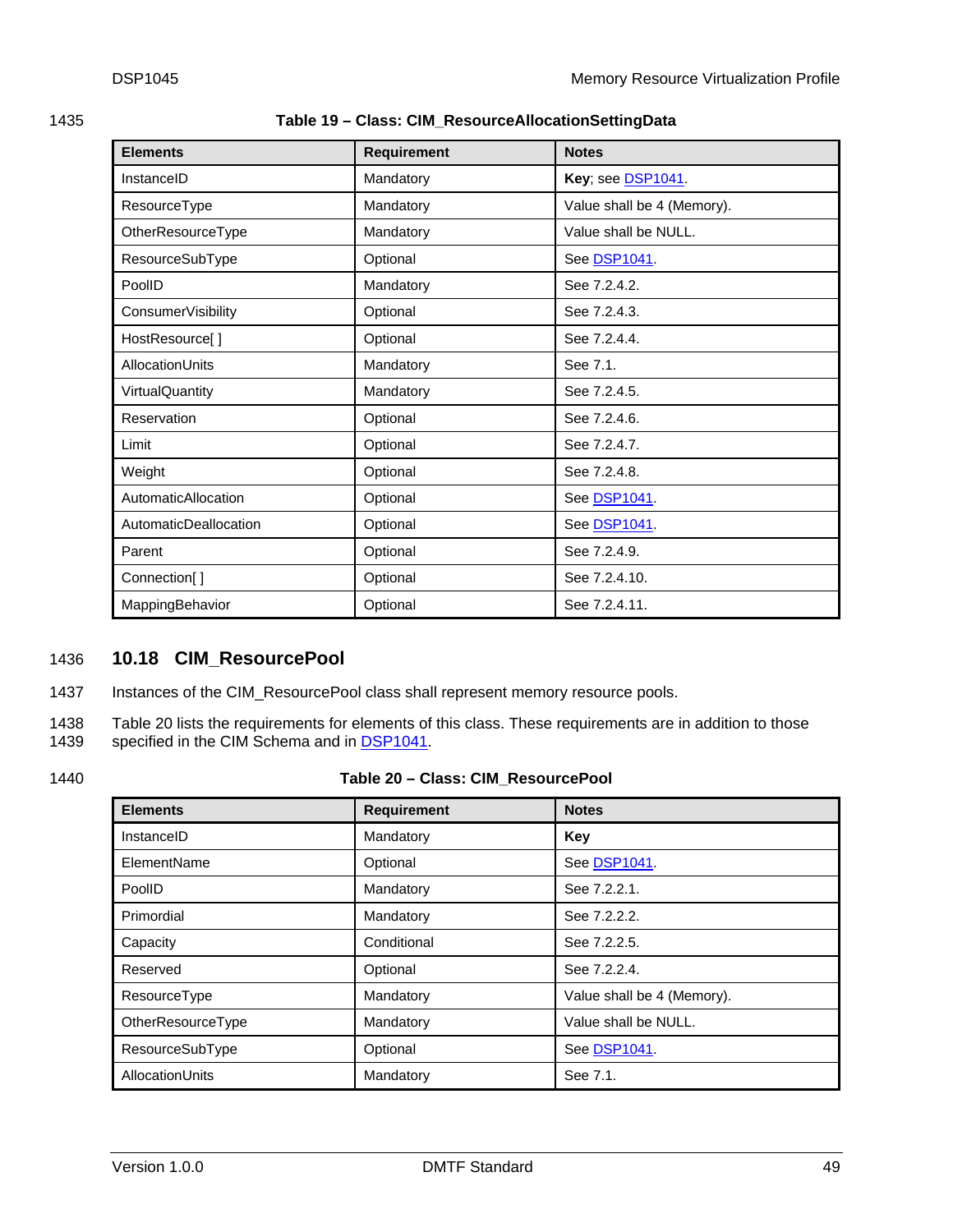**Table 19 – Class: CIM_ResourceAllocationSettingData**

| Elements | Requirement | Notes |
|---|---|---|
| InstanceID | Mandatory | **Key**; see DSP1041. |
| ResourceType | Mandatory | Value shall be 4 (Memory). |
| OtherResourceType | Mandatory | Value shall be NULL. |
| ResourceSubType | Optional | See DSP1041. |
| PoolID | Mandatory | See 7.2.4.2. |
| ConsumerVisibility | Optional | See 7.2.4.3. |
| HostResource[ ] | Optional | See 7.2.4.4. |
| AllocationUnits | Mandatory | See 7.1. |
| VirtualQuantity | Mandatory | See 7.2.4.5. |
| Reservation | Optional | See 7.2.4.6. |
| Limit | Optional | See 7.2.4.7. |
| Weight | Optional | See 7.2.4.8. |
| AutomaticAllocation | Optional | See DSP1041. |
| AutomaticDeallocation | Optional | See DSP1041. |
| Parent | Optional | See 7.2.4.9. |
| Connection[ ] | Optional | See 7.2.4.10. |
| MappingBehavior | Optional | See 7.2.4.11. |

## 10.18 CIM_ResourcePool

Instances of the CIM_ResourcePool class shall represent memory resource pools.

Table 20 lists the requirements for elements of this class. These requirements are in addition to those specified in the CIM Schema and in DSP1041.

**Table 20 – Class: CIM_ResourcePool**

| Elements | Requirement | Notes |
|---|---|---|
| InstanceID | Mandatory | **Key** |
| ElementName | Optional | See DSP1041. |
| PoolID | Mandatory | See 7.2.2.1. |
| Primordial | Mandatory | See 7.2.2.2. |
| Capacity | Conditional | See 7.2.2.5. |
| Reserved | Optional | See 7.2.2.4. |
| ResourceType | Mandatory | Value shall be 4 (Memory). |
| OtherResourceType | Mandatory | Value shall be NULL. |
| ResourceSubType | Optional | See DSP1041. |
| AllocationUnits | Mandatory | See 7.1. |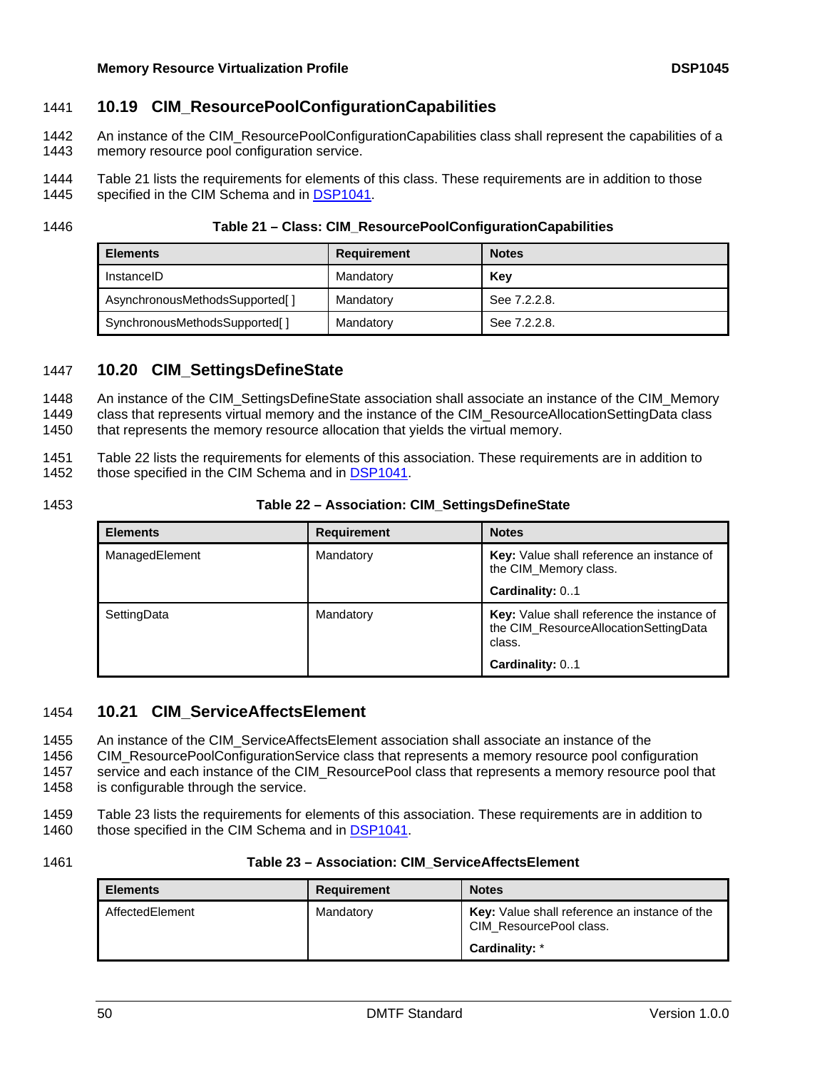## 10.19 CIM_ResourcePoolConfigurationCapabilities

An instance of the CIM_ResourcePoolConfigurationCapabilities class shall represent the capabilities of a memory resource pool configuration service.

Table 21 lists the requirements for elements of this class. These requirements are in addition to those specified in the CIM Schema and in DSP1041.

**Table 21 – Class: CIM_ResourcePoolConfigurationCapabilities**

| Elements | Requirement | Notes |
| --- | --- | --- |
| InstanceID | Mandatory | **Key** |
| AsynchronousMethodsSupported[ ] | Mandatory | See 7.2.2.8. |
| SynchronousMethodsSupported[ ] | Mandatory | See 7.2.2.8. |

## 10.20 CIM_SettingsDefineState

An instance of the CIM_SettingsDefineState association shall associate an instance of the CIM_Memory class that represents virtual memory and the instance of the CIM_ResourceAllocationSettingData class that represents the memory resource allocation that yields the virtual memory.

Table 22 lists the requirements for elements of this association. These requirements are in addition to those specified in the CIM Schema and in DSP1041.

**Table 22 – Association: CIM_SettingsDefineState**

| Elements | Requirement | Notes |
| --- | --- | --- |
| ManagedElement | Mandatory | **Key:** Value shall reference an instance of the CIM_Memory class.<br>**Cardinality:** 0..1 |
| SettingData | Mandatory | **Key:** Value shall reference the instance of the CIM_ResourceAllocationSettingData class.<br>**Cardinality:** 0..1 |

## 10.21 CIM_ServiceAffectsElement

An instance of the CIM_ServiceAffectsElement association shall associate an instance of the CIM_ResourcePoolConfigurationService class that represents a memory resource pool configuration service and each instance of the CIM_ResourcePool class that represents a memory resource pool that is configurable through the service.

Table 23 lists the requirements for elements of this association. These requirements are in addition to those specified in the CIM Schema and in DSP1041.

**Table 23 – Association: CIM_ServiceAffectsElement**

| Elements | Requirement | Notes |
| --- | --- | --- |
| AffectedElement | Mandatory | **Key:** Value shall reference an instance of the CIM_ResourcePool class.<br>**Cardinality:** * |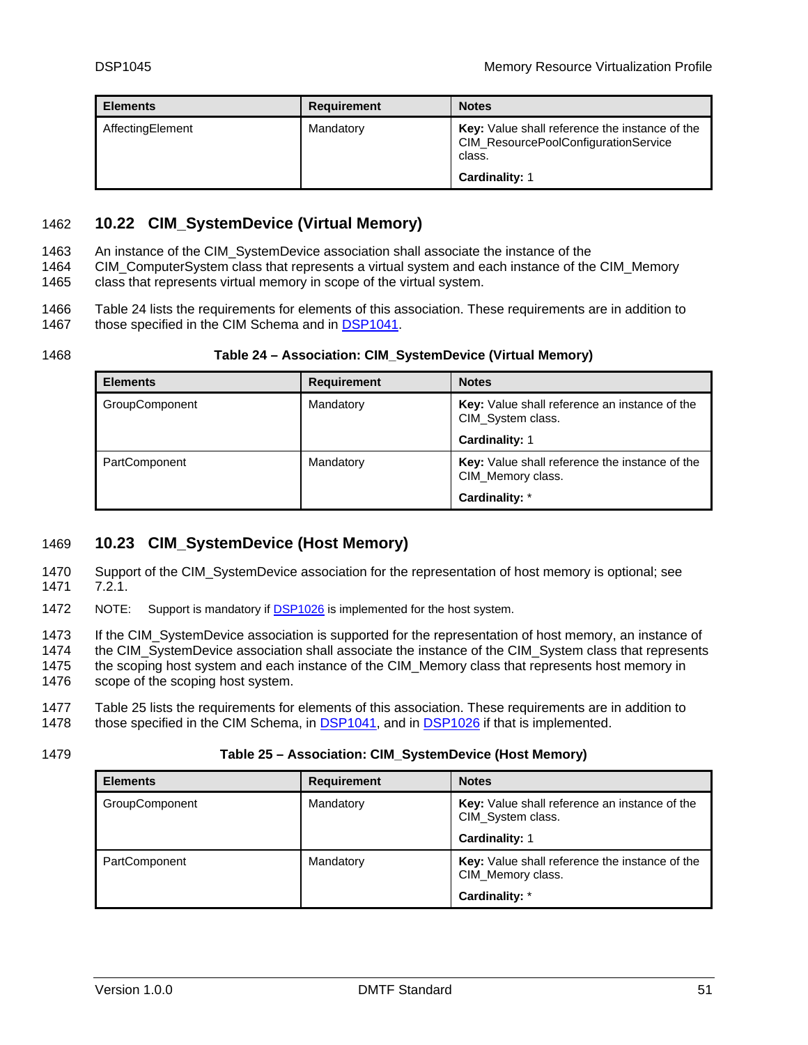| Elements | Requirement | Notes |
| --- | --- | --- |
| AffectingElement | Mandatory | **Key:** Value shall reference the instance of the CIM_ResourcePoolConfigurationService class.<br>**Cardinality:** 1 |

## 10.22 CIM_SystemDevice (Virtual Memory)

An instance of the CIM_SystemDevice association shall associate the instance of the CIM_ComputerSystem class that represents a virtual system and each instance of the CIM_Memory class that represents virtual memory in scope of the virtual system.

Table 24 lists the requirements for elements of this association. These requirements are in addition to those specified in the CIM Schema and in DSP1041.

**Table 24 – Association: CIM_SystemDevice (Virtual Memory)**

| Elements | Requirement | Notes |
| --- | --- | --- |
| GroupComponent | Mandatory | **Key:** Value shall reference an instance of the CIM_System class.<br>**Cardinality:** 1 |
| PartComponent | Mandatory | **Key:** Value shall reference the instance of the CIM_Memory class.<br>**Cardinality:** * |

## 10.23 CIM_SystemDevice (Host Memory)

Support of the CIM_SystemDevice association for the representation of host memory is optional; see 7.2.1.

NOTE: Support is mandatory if DSP1026 is implemented for the host system.

If the CIM_SystemDevice association is supported for the representation of host memory, an instance of the CIM_SystemDevice association shall associate the instance of the CIM_System class that represents the scoping host system and each instance of the CIM_Memory class that represents host memory in scope of the scoping host system.

Table 25 lists the requirements for elements of this association. These requirements are in addition to those specified in the CIM Schema, in DSP1041, and in DSP1026 if that is implemented.

**Table 25 – Association: CIM_SystemDevice (Host Memory)**

| Elements | Requirement | Notes |
| --- | --- | --- |
| GroupComponent | Mandatory | **Key:** Value shall reference an instance of the CIM_System class.<br>**Cardinality:** 1 |
| PartComponent | Mandatory | **Key:** Value shall reference the instance of the CIM_Memory class.<br>**Cardinality:** * |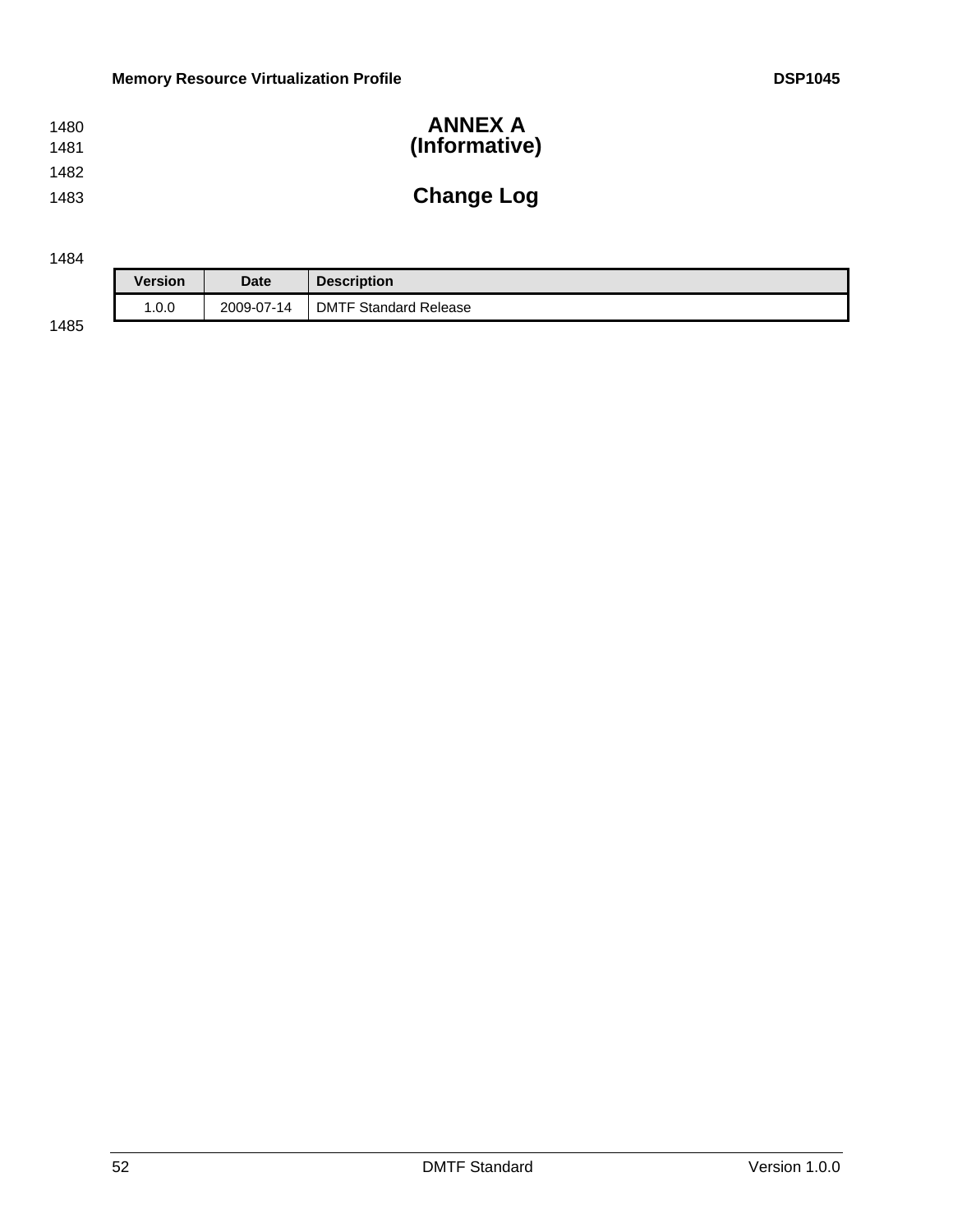# ANNEX A
# (Informative)

# Change Log

| Version | Date | Description |
|---|---|---|
| 1.0.0 | 2009-07-14 | DMTF Standard Release |